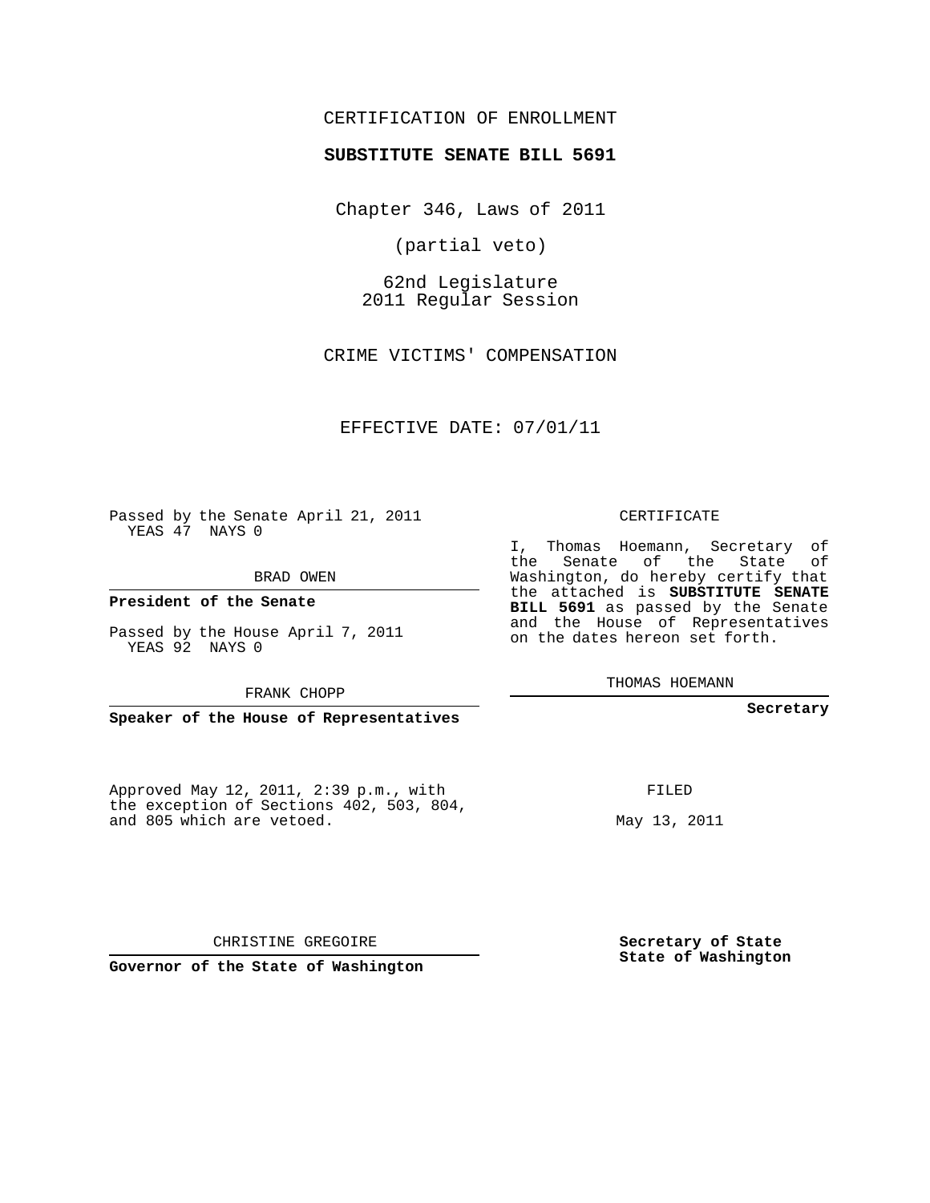CERTIFICATION OF ENROLLMENT

**SUBSTITUTE SENATE BILL 5691**

Chapter 346, Laws of 2011

(partial veto)

62nd Legislature
2011 Regular Session

CRIME VICTIMS' COMPENSATION

EFFECTIVE DATE: 07/01/11

Passed by the Senate April 21, 2011
YEAS 47 NAYS 0

BRAD OWEN

**President of the Senate**

Passed by the House April 7, 2011
YEAS 92 NAYS 0

FRANK CHOPP

**Speaker of the House of Representatives**

CERTIFICATE

I, Thomas Hoemann, Secretary of the Senate of the State of Washington, do hereby certify that the attached is **SUBSTITUTE SENATE BILL 5691** as passed by the Senate and the House of Representatives on the dates hereon set forth.

THOMAS HOEMANN

**Secretary**

Approved May 12, 2011, 2:39 p.m., with the exception of Sections 402, 503, 804, and 805 which are vetoed.

FILED

May 13, 2011

CHRISTINE GREGOIRE

**Governor of the State of Washington**

**Secretary of State**
**State of Washington**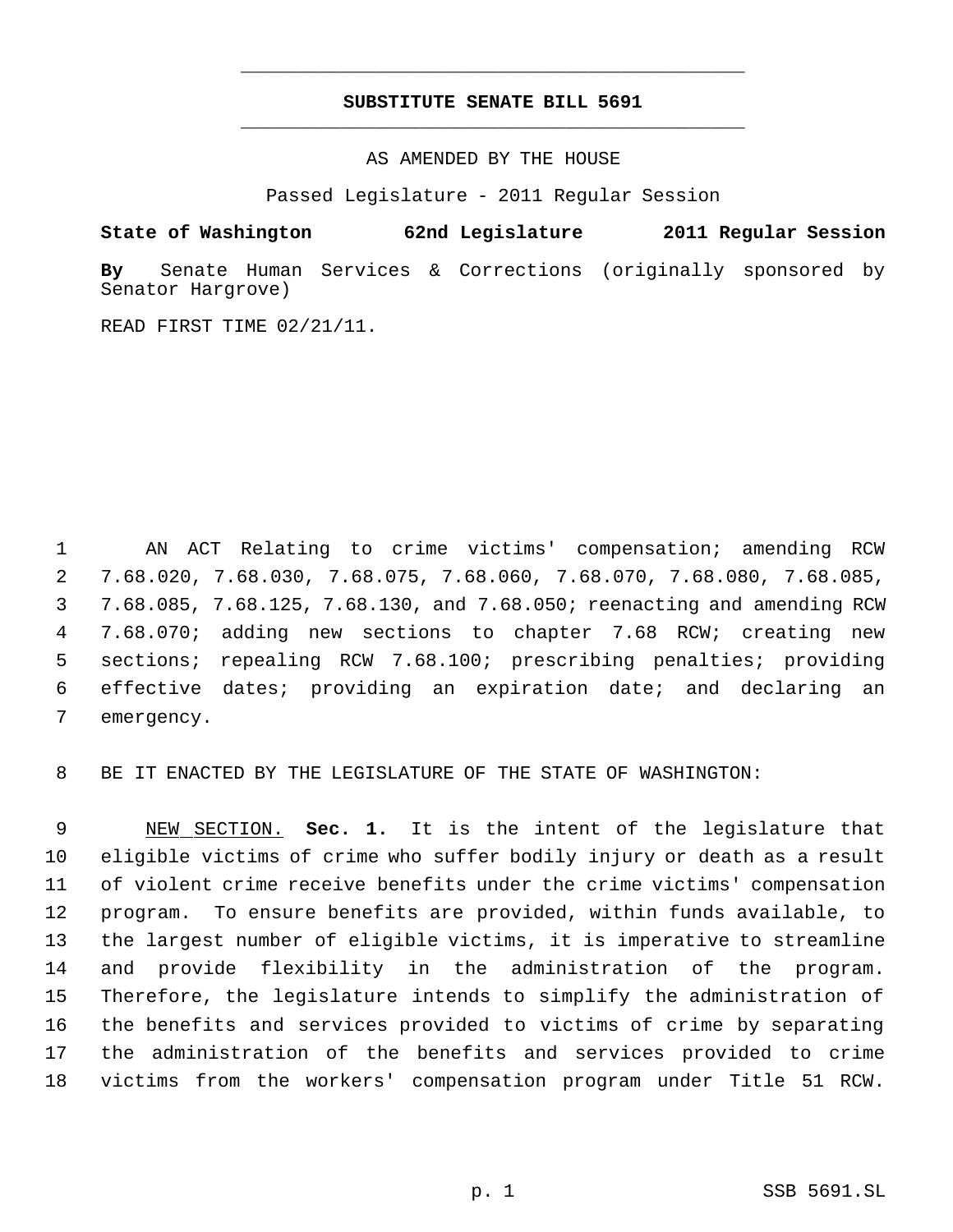# SUBSTITUTE SENATE BILL 5691

AS AMENDED BY THE HOUSE

Passed Legislature - 2011 Regular Session

**State of Washington 62nd Legislature 2011 Regular Session**

**By** Senate Human Services & Corrections (originally sponsored by Senator Hargrove)

READ FIRST TIME 02/21/11.

1 AN ACT Relating to crime victims' compensation; amending RCW 7.68.020, 7.68.030, 7.68.075, 7.68.060, 7.68.070, 7.68.080, 7.68.085, 7.68.085, 7.68.125, 7.68.130, and 7.68.050; reenacting and amending RCW 7.68.070; adding new sections to chapter 7.68 RCW; creating new sections; repealing RCW 7.68.100; prescribing penalties; providing effective dates; providing an expiration date; and declaring an emergency.

8 BE IT ENACTED BY THE LEGISLATURE OF THE STATE OF WASHINGTON:

9 NEW SECTION. **Sec. 1.** It is the intent of the legislature that eligible victims of crime who suffer bodily injury or death as a result of violent crime receive benefits under the crime victims' compensation program. To ensure benefits are provided, within funds available, to the largest number of eligible victims, it is imperative to streamline and provide flexibility in the administration of the program. Therefore, the legislature intends to simplify the administration of the benefits and services provided to victims of crime by separating the administration of the benefits and services provided to crime victims from the workers' compensation program under Title 51 RCW.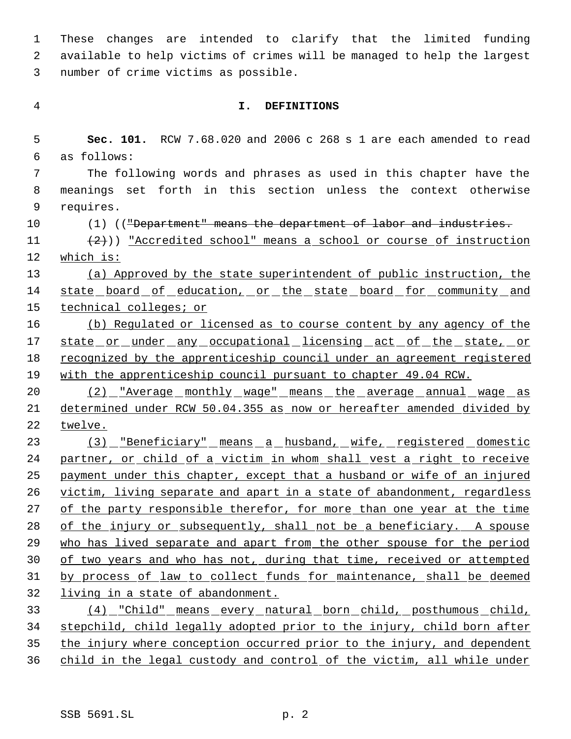These changes are intended to clarify that the limited funding available to help victims of crimes will be managed to help the largest number of crime victims as possible.

## I. DEFINITIONS

**Sec. 101.** RCW 7.68.020 and 2006 c 268 s 1 are each amended to read as follows:

The following words and phrases as used in this chapter have the meanings set forth in this section unless the context otherwise requires.

(1) (("Department" means the department of labor and industries.

(2))) "Accredited school" means a school or course of instruction which is:

(a) Approved by the state superintendent of public instruction, the state board of education, or the state board for community and technical colleges; or

(b) Regulated or licensed as to course content by any agency of the state or under any occupational licensing act of the state, or recognized by the apprenticeship council under an agreement registered with the apprenticeship council pursuant to chapter 49.04 RCW.

(2) "Average monthly wage" means the average annual wage as determined under RCW 50.04.355 as now or hereafter amended divided by twelve.

(3) "Beneficiary" means a husband, wife, registered domestic partner, or child of a victim in whom shall vest a right to receive payment under this chapter, except that a husband or wife of an injured victim, living separate and apart in a state of abandonment, regardless of the party responsible therefor, for more than one year at the time of the injury or subsequently, shall not be a beneficiary. A spouse who has lived separate and apart from the other spouse for the period of two years and who has not, during that time, received or attempted by process of law to collect funds for maintenance, shall be deemed living in a state of abandonment.

(4) "Child" means every natural born child, posthumous child, stepchild, child legally adopted prior to the injury, child born after the injury where conception occurred prior to the injury, and dependent child in the legal custody and control of the victim, all while under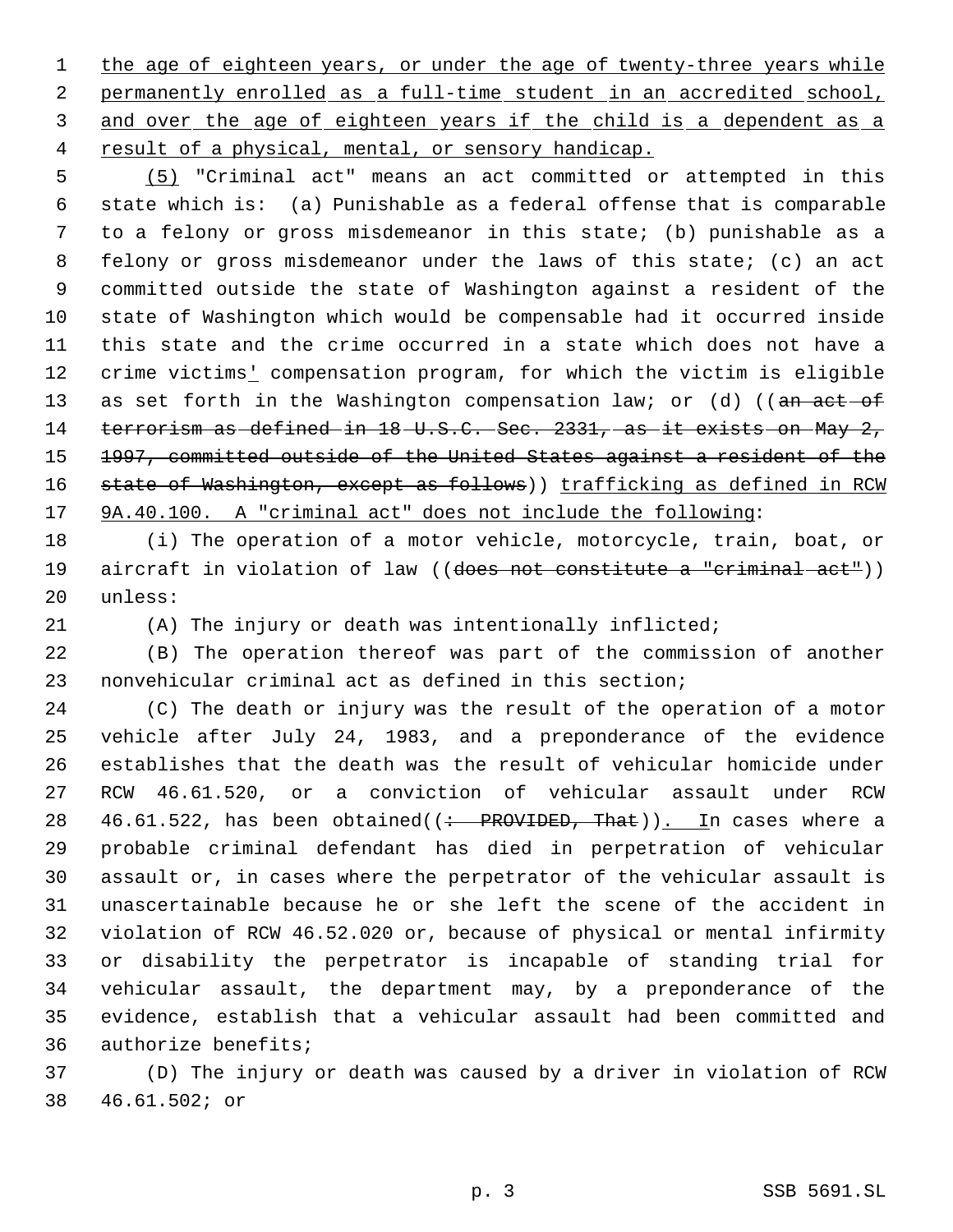the age of eighteen years, or under the age of twenty-three years while permanently enrolled as a full-time student in an accredited school, and over the age of eighteen years if the child is a dependent as a result of a physical, mental, or sensory handicap.

(5) "Criminal act" means an act committed or attempted in this state which is: (a) Punishable as a federal offense that is comparable to a felony or gross misdemeanor in this state; (b) punishable as a felony or gross misdemeanor under the laws of this state; (c) an act committed outside the state of Washington against a resident of the state of Washington which would be compensable had it occurred inside this state and the crime occurred in a state which does not have a crime victims' compensation program, for which the victim is eligible as set forth in the Washington compensation law; or (d) ((~~an act of terrorism as defined in 18 U.S.C. Sec. 2331, as it exists on May 2, 1997, committed outside of the United States against a resident of the state of Washington, except as follows~~)) trafficking as defined in RCW 9A.40.100. A "criminal act" does not include the following:

(i) The operation of a motor vehicle, motorcycle, train, boat, or aircraft in violation of law ((~~does not constitute a "criminal act"~~)) unless:

(A) The injury or death was intentionally inflicted;

(B) The operation thereof was part of the commission of another nonvehicular criminal act as defined in this section;

(C) The death or injury was the result of the operation of a motor vehicle after July 24, 1983, and a preponderance of the evidence establishes that the death was the result of vehicular homicide under RCW 46.61.520, or a conviction of vehicular assault under RCW 46.61.522, has been obtained((~~: PROVIDED, That~~)). In cases where a probable criminal defendant has died in perpetration of vehicular assault or, in cases where the perpetrator of the vehicular assault is unascertainable because he or she left the scene of the accident in violation of RCW 46.52.020 or, because of physical or mental infirmity or disability the perpetrator is incapable of standing trial for vehicular assault, the department may, by a preponderance of the evidence, establish that a vehicular assault had been committed and authorize benefits;

(D) The injury or death was caused by a driver in violation of RCW 46.61.502; or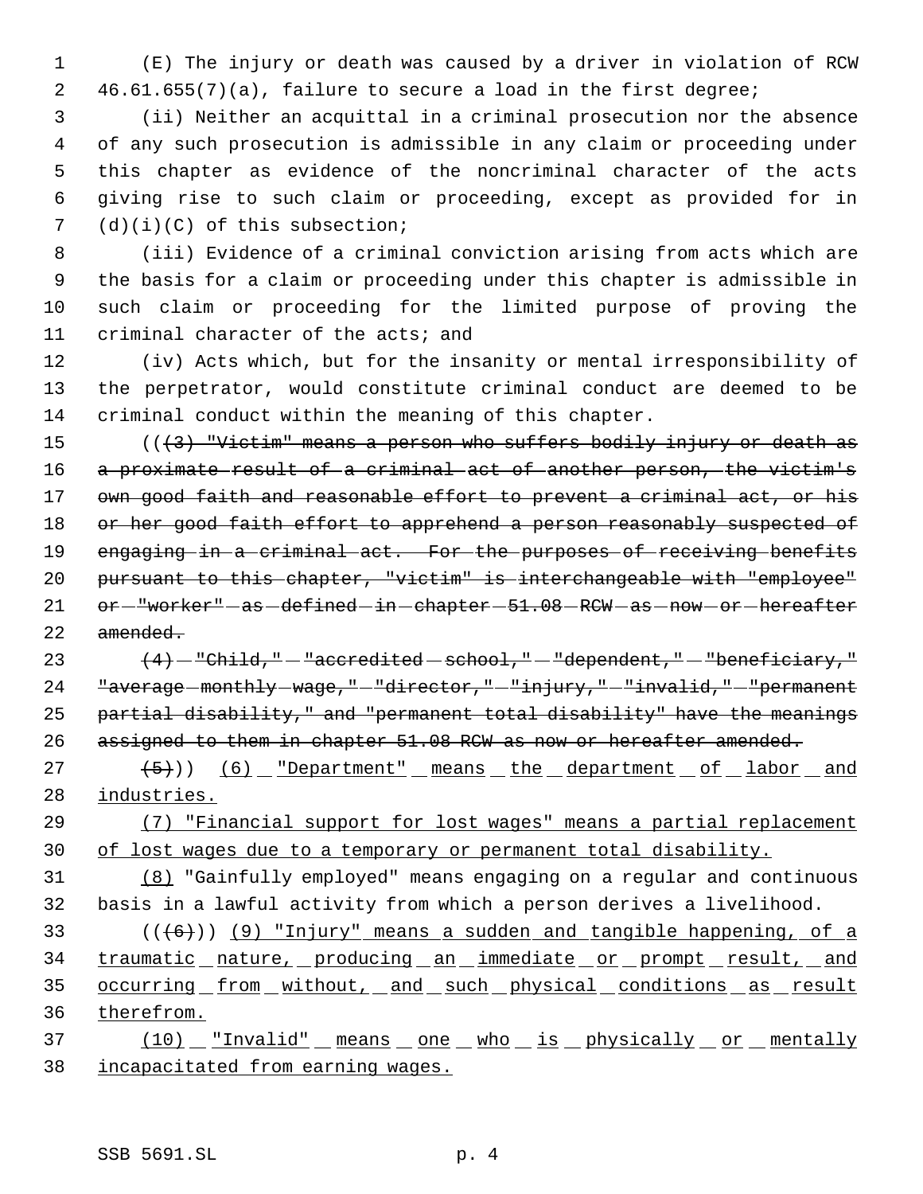(E) The injury or death was caused by a driver in violation of RCW 46.61.655(7)(a), failure to secure a load in the first degree;

(ii) Neither an acquittal in a criminal prosecution nor the absence of any such prosecution is admissible in any claim or proceeding under this chapter as evidence of the noncriminal character of the acts giving rise to such claim or proceeding, except as provided for in (d)(i)(C) of this subsection;

(iii) Evidence of a criminal conviction arising from acts which are the basis for a claim or proceeding under this chapter is admissible in such claim or proceeding for the limited purpose of proving the criminal character of the acts; and

(iv) Acts which, but for the insanity or mental irresponsibility of the perpetrator, would constitute criminal conduct are deemed to be criminal conduct within the meaning of this chapter.

((~~(3) "Victim" means a person who suffers bodily injury or death as a proximate result of a criminal act of another person, the victim's own good faith and reasonable effort to prevent a criminal act, or his or her good faith effort to apprehend a person reasonably suspected of engaging in a criminal act. For the purposes of receiving benefits pursuant to this chapter, "victim" is interchangeable with "employee" or "worker" as defined in chapter 51.08 RCW as now or hereafter amended.~~

~~(4) "Child," "accredited school," "dependent," "beneficiary," "average monthly wage," "director," "injury," "invalid," "permanent partial disability," and "permanent total disability" have the meanings assigned to them in chapter 51.08 RCW as now or hereafter amended.~~

~~(5)~~)) <u>(6) "Department" means the department of labor and industries.</u>

<u>(7) "Financial support for lost wages" means a partial replacement of lost wages due to a temporary or permanent total disability.</u>

<u>(8)</u> "Gainfully employed" means engaging on a regular and continuous basis in a lawful activity from which a person derives a livelihood.

((~~(6)~~)) <u>(9) "Injury" means a sudden and tangible happening, of a traumatic nature, producing an immediate or prompt result, and occurring from without, and such physical conditions as result therefrom.</u>

<u>(10) "Invalid" means one who is physically or mentally incapacitated from earning wages.</u>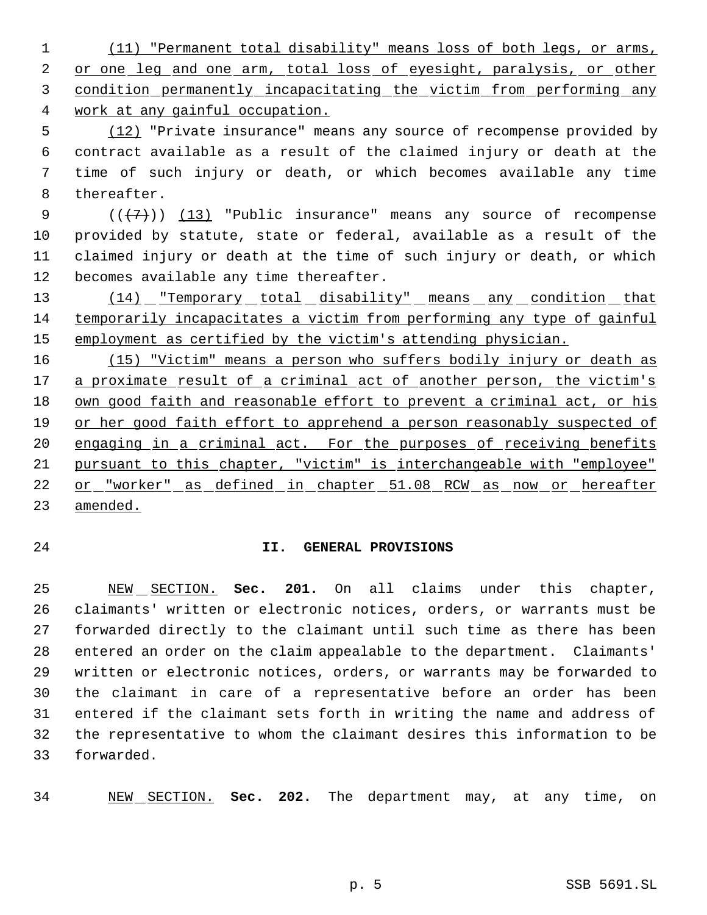(11) "Permanent total disability" means loss of both legs, or arms, or one leg and one arm, total loss of eyesight, paralysis, or other condition permanently incapacitating the victim from performing any work at any gainful occupation.

(12) "Private insurance" means any source of recompense provided by contract available as a result of the claimed injury or death at the time of such injury or death, or which becomes available any time thereafter.

(((7))) (13) "Public insurance" means any source of recompense provided by statute, state or federal, available as a result of the claimed injury or death at the time of such injury or death, or which becomes available any time thereafter.

(14) "Temporary total disability" means any condition that temporarily incapacitates a victim from performing any type of gainful employment as certified by the victim's attending physician.

(15) "Victim" means a person who suffers bodily injury or death as a proximate result of a criminal act of another person, the victim's own good faith and reasonable effort to prevent a criminal act, or his or her good faith effort to apprehend a person reasonably suspected of engaging in a criminal act. For the purposes of receiving benefits pursuant to this chapter, "victim" is interchangeable with "employee" or "worker" as defined in chapter 51.08 RCW as now or hereafter amended.

## II. GENERAL PROVISIONS

NEW SECTION. **Sec. 201.** On all claims under this chapter, claimants' written or electronic notices, orders, or warrants must be forwarded directly to the claimant until such time as there has been entered an order on the claim appealable to the department. Claimants' written or electronic notices, orders, or warrants may be forwarded to the claimant in care of a representative before an order has been entered if the claimant sets forth in writing the name and address of the representative to whom the claimant desires this information to be forwarded.

NEW SECTION. **Sec. 202.** The department may, at any time, on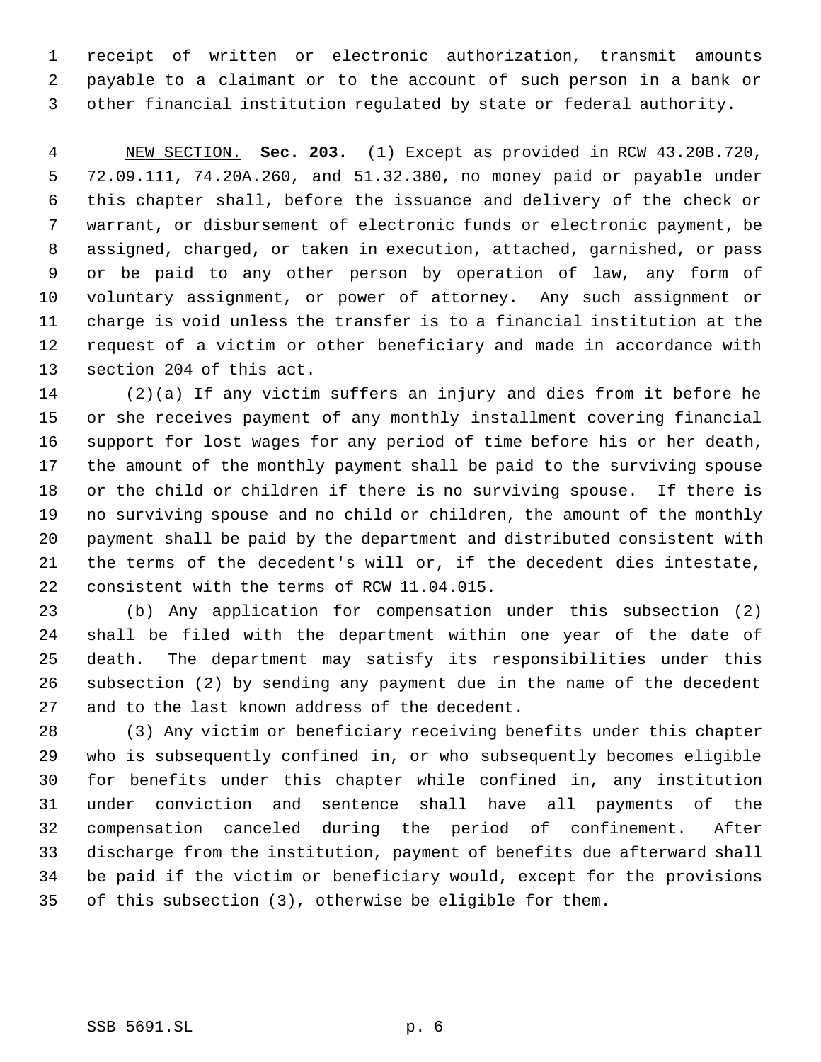receipt of written or electronic authorization, transmit amounts payable to a claimant or to the account of such person in a bank or other financial institution regulated by state or federal authority.

NEW SECTION. **Sec. 203.** (1) Except as provided in RCW 43.20B.720, 72.09.111, 74.20A.260, and 51.32.380, no money paid or payable under this chapter shall, before the issuance and delivery of the check or warrant, or disbursement of electronic funds or electronic payment, be assigned, charged, or taken in execution, attached, garnished, or pass or be paid to any other person by operation of law, any form of voluntary assignment, or power of attorney. Any such assignment or charge is void unless the transfer is to a financial institution at the request of a victim or other beneficiary and made in accordance with section 204 of this act.

(2)(a) If any victim suffers an injury and dies from it before he or she receives payment of any monthly installment covering financial support for lost wages for any period of time before his or her death, the amount of the monthly payment shall be paid to the surviving spouse or the child or children if there is no surviving spouse. If there is no surviving spouse and no child or children, the amount of the monthly payment shall be paid by the department and distributed consistent with the terms of the decedent's will or, if the decedent dies intestate, consistent with the terms of RCW 11.04.015.

(b) Any application for compensation under this subsection (2) shall be filed with the department within one year of the date of death. The department may satisfy its responsibilities under this subsection (2) by sending any payment due in the name of the decedent and to the last known address of the decedent.

(3) Any victim or beneficiary receiving benefits under this chapter who is subsequently confined in, or who subsequently becomes eligible for benefits under this chapter while confined in, any institution under conviction and sentence shall have all payments of the compensation canceled during the period of confinement. After discharge from the institution, payment of benefits due afterward shall be paid if the victim or beneficiary would, except for the provisions of this subsection (3), otherwise be eligible for them.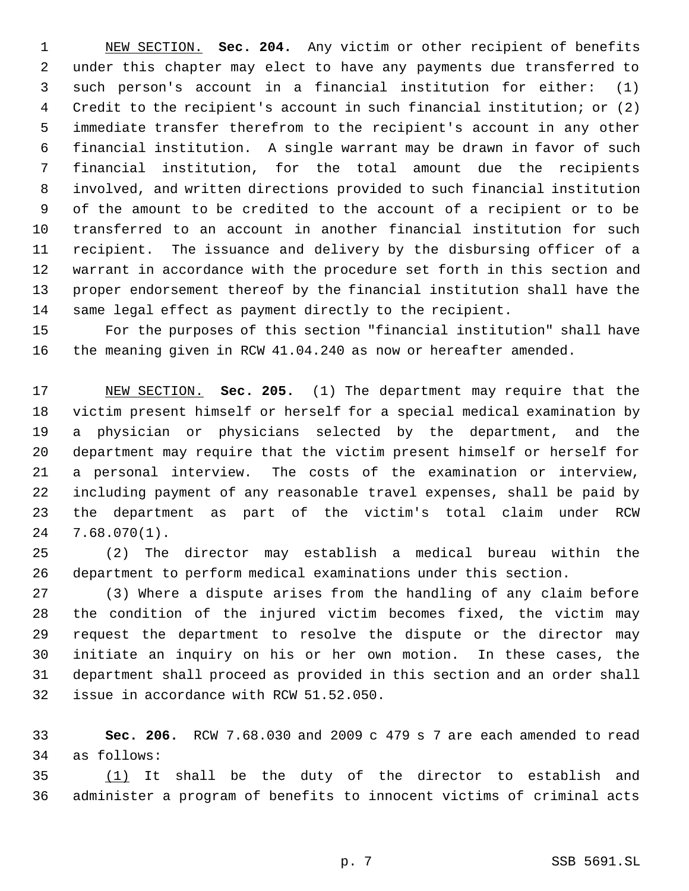NEW SECTION. **Sec. 204.** Any victim or other recipient of benefits under this chapter may elect to have any payments due transferred to such person's account in a financial institution for either: (1) Credit to the recipient's account in such financial institution; or (2) immediate transfer therefrom to the recipient's account in any other financial institution. A single warrant may be drawn in favor of such financial institution, for the total amount due the recipients involved, and written directions provided to such financial institution of the amount to be credited to the account of a recipient or to be transferred to an account in another financial institution for such recipient. The issuance and delivery by the disbursing officer of a warrant in accordance with the procedure set forth in this section and proper endorsement thereof by the financial institution shall have the same legal effect as payment directly to the recipient.

For the purposes of this section "financial institution" shall have the meaning given in RCW 41.04.240 as now or hereafter amended.

NEW SECTION. **Sec. 205.** (1) The department may require that the victim present himself or herself for a special medical examination by a physician or physicians selected by the department, and the department may require that the victim present himself or herself for a personal interview. The costs of the examination or interview, including payment of any reasonable travel expenses, shall be paid by the department as part of the victim's total claim under RCW 7.68.070(1).

(2) The director may establish a medical bureau within the department to perform medical examinations under this section.

(3) Where a dispute arises from the handling of any claim before the condition of the injured victim becomes fixed, the victim may request the department to resolve the dispute or the director may initiate an inquiry on his or her own motion. In these cases, the department shall proceed as provided in this section and an order shall issue in accordance with RCW 51.52.050.

**Sec. 206.** RCW 7.68.030 and 2009 c 479 s 7 are each amended to read as follows:

(1) It shall be the duty of the director to establish and administer a program of benefits to innocent victims of criminal acts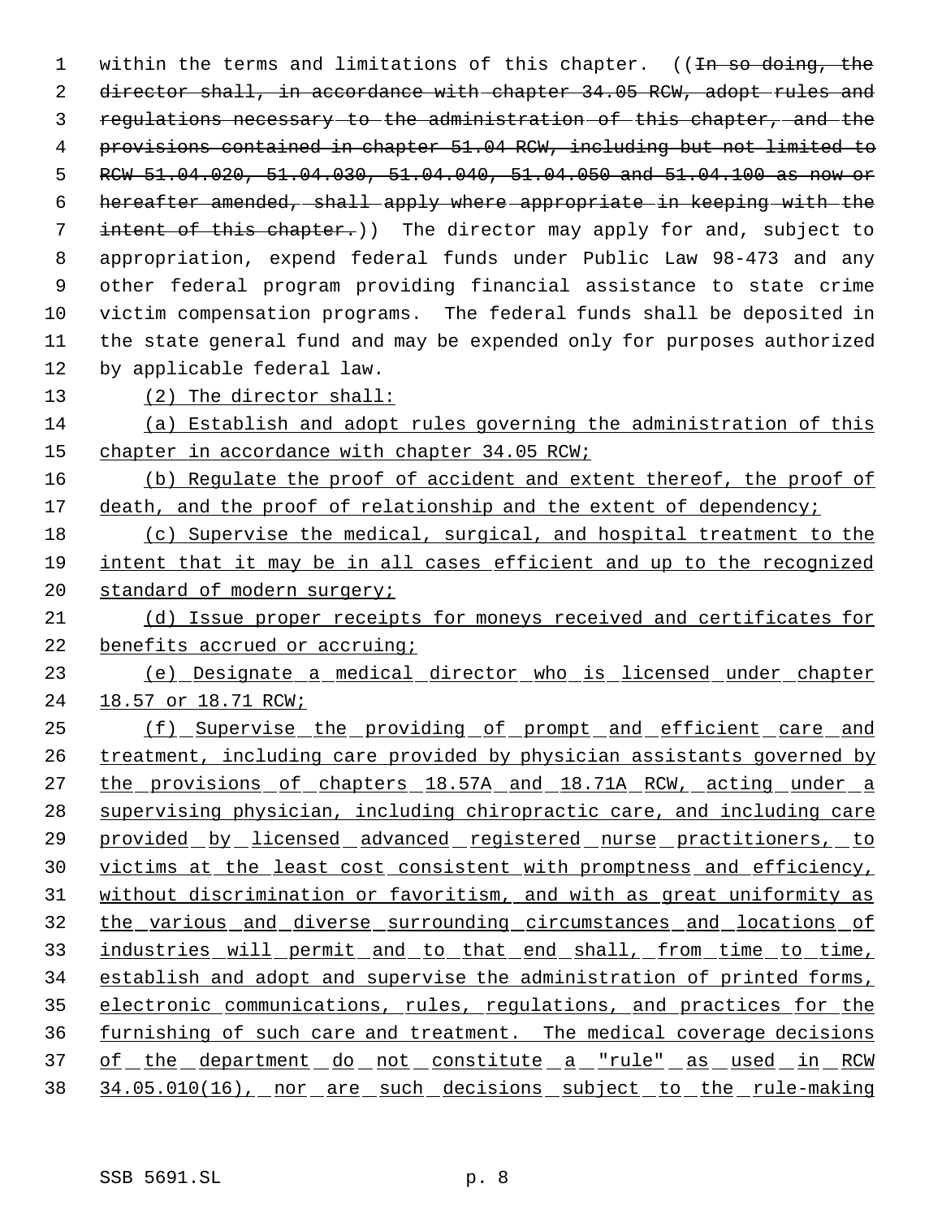within the terms and limitations of this chapter. ((~~In so doing, the director shall, in accordance with chapter 34.05 RCW, adopt rules and regulations necessary to the administration of this chapter, and the provisions contained in chapter 51.04 RCW, including but not limited to RCW 51.04.020, 51.04.030, 51.04.040, 51.04.050 and 51.04.100 as now or hereafter amended, shall apply where appropriate in keeping with the intent of this chapter.~~)) The director may apply for and, subject to appropriation, expend federal funds under Public Law 98-473 and any other federal program providing financial assistance to state crime victim compensation programs. The federal funds shall be deposited in the state general fund and may be expended only for purposes authorized by applicable federal law.

(2) The director shall:

(a) Establish and adopt rules governing the administration of this chapter in accordance with chapter 34.05 RCW;

(b) Regulate the proof of accident and extent thereof, the proof of death, and the proof of relationship and the extent of dependency;

(c) Supervise the medical, surgical, and hospital treatment to the intent that it may be in all cases efficient and up to the recognized standard of modern surgery;

(d) Issue proper receipts for moneys received and certificates for benefits accrued or accruing;

(e) Designate a medical director who is licensed under chapter 18.57 or 18.71 RCW;

(f) Supervise the providing of prompt and efficient care and treatment, including care provided by physician assistants governed by the provisions of chapters 18.57A and 18.71A RCW, acting under a supervising physician, including chiropractic care, and including care provided by licensed advanced registered nurse practitioners, to victims at the least cost consistent with promptness and efficiency, without discrimination or favoritism, and with as great uniformity as the various and diverse surrounding circumstances and locations of industries will permit and to that end shall, from time to time, establish and adopt and supervise the administration of printed forms, electronic communications, rules, regulations, and practices for the furnishing of such care and treatment. The medical coverage decisions of the department do not constitute a "rule" as used in RCW 34.05.010(16), nor are such decisions subject to the rule-making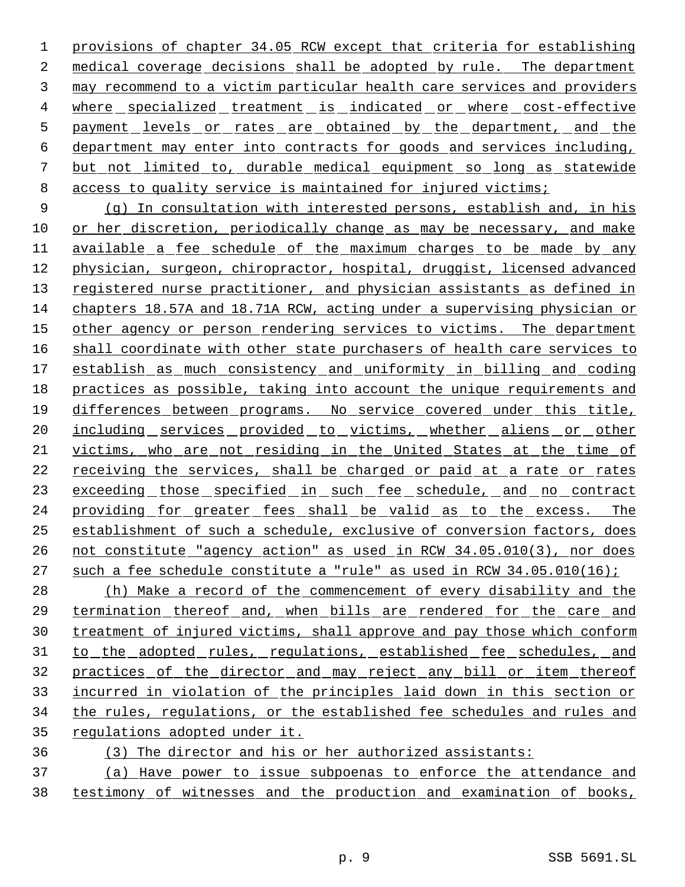provisions of chapter 34.05 RCW except that criteria for establishing medical coverage decisions shall be adopted by rule. The department may recommend to a victim particular health care services and providers where specialized treatment is indicated or where cost-effective payment levels or rates are obtained by the department, and the department may enter into contracts for goods and services including, but not limited to, durable medical equipment so long as statewide access to quality service is maintained for injured victims;

(g) In consultation with interested persons, establish and, in his or her discretion, periodically change as may be necessary, and make available a fee schedule of the maximum charges to be made by any physician, surgeon, chiropractor, hospital, druggist, licensed advanced registered nurse practitioner, and physician assistants as defined in chapters 18.57A and 18.71A RCW, acting under a supervising physician or other agency or person rendering services to victims. The department shall coordinate with other state purchasers of health care services to establish as much consistency and uniformity in billing and coding practices as possible, taking into account the unique requirements and differences between programs. No service covered under this title, including services provided to victims, whether aliens or other victims, who are not residing in the United States at the time of receiving the services, shall be charged or paid at a rate or rates exceeding those specified in such fee schedule, and no contract providing for greater fees shall be valid as to the excess. The establishment of such a schedule, exclusive of conversion factors, does not constitute "agency action" as used in RCW 34.05.010(3), nor does such a fee schedule constitute a "rule" as used in RCW 34.05.010(16);

(h) Make a record of the commencement of every disability and the termination thereof and, when bills are rendered for the care and treatment of injured victims, shall approve and pay those which conform to the adopted rules, regulations, established fee schedules, and practices of the director and may reject any bill or item thereof incurred in violation of the principles laid down in this section or the rules, regulations, or the established fee schedules and rules and regulations adopted under it.

(3) The director and his or her authorized assistants:

(a) Have power to issue subpoenas to enforce the attendance and testimony of witnesses and the production and examination of books,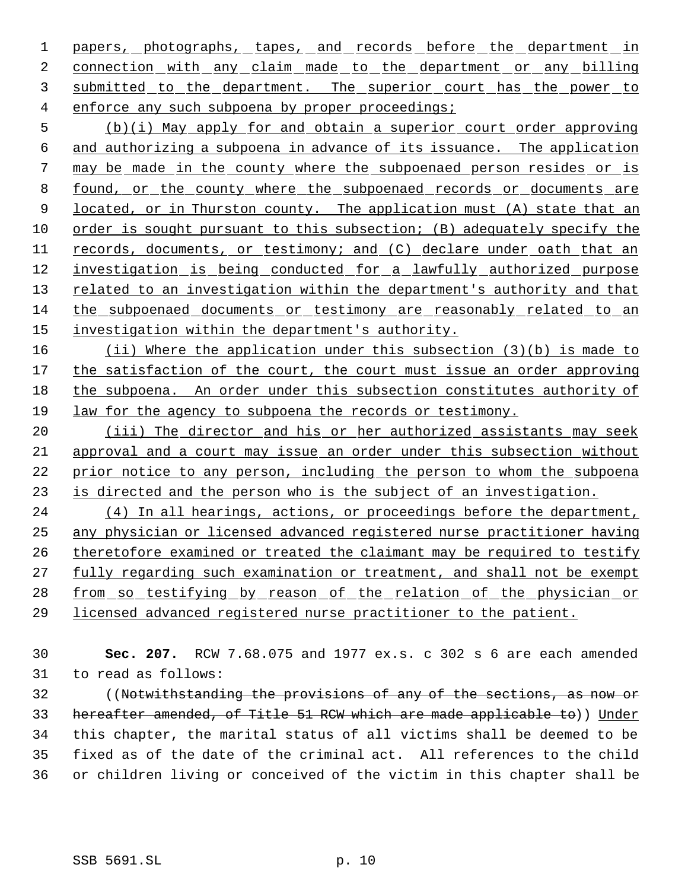papers, photographs, tapes, and records before the department in connection with any claim made to the department or any billing submitted to the department. The superior court has the power to enforce any such subpoena by proper proceedings;

(b)(i) May apply for and obtain a superior court order approving and authorizing a subpoena in advance of its issuance. The application may be made in the county where the subpoenaed person resides or is found, or the county where the subpoenaed records or documents are located, or in Thurston county. The application must (A) state that an order is sought pursuant to this subsection; (B) adequately specify the records, documents, or testimony; and (C) declare under oath that an investigation is being conducted for a lawfully authorized purpose related to an investigation within the department's authority and that the subpoenaed documents or testimony are reasonably related to an investigation within the department's authority.

(ii) Where the application under this subsection (3)(b) is made to the satisfaction of the court, the court must issue an order approving the subpoena. An order under this subsection constitutes authority of law for the agency to subpoena the records or testimony.

(iii) The director and his or her authorized assistants may seek approval and a court may issue an order under this subsection without prior notice to any person, including the person to whom the subpoena is directed and the person who is the subject of an investigation.

(4) In all hearings, actions, or proceedings before the department, any physician or licensed advanced registered nurse practitioner having theretofore examined or treated the claimant may be required to testify fully regarding such examination or treatment, and shall not be exempt from so testifying by reason of the relation of the physician or licensed advanced registered nurse practitioner to the patient.

**Sec. 207.** RCW 7.68.075 and 1977 ex.s. c 302 s 6 are each amended to read as follows:

((~~Notwithstanding the provisions of any of the sections, as now or hereafter amended, of Title 51 RCW which are made applicable to~~)) Under this chapter, the marital status of all victims shall be deemed to be fixed as of the date of the criminal act. All references to the child or children living or conceived of the victim in this chapter shall be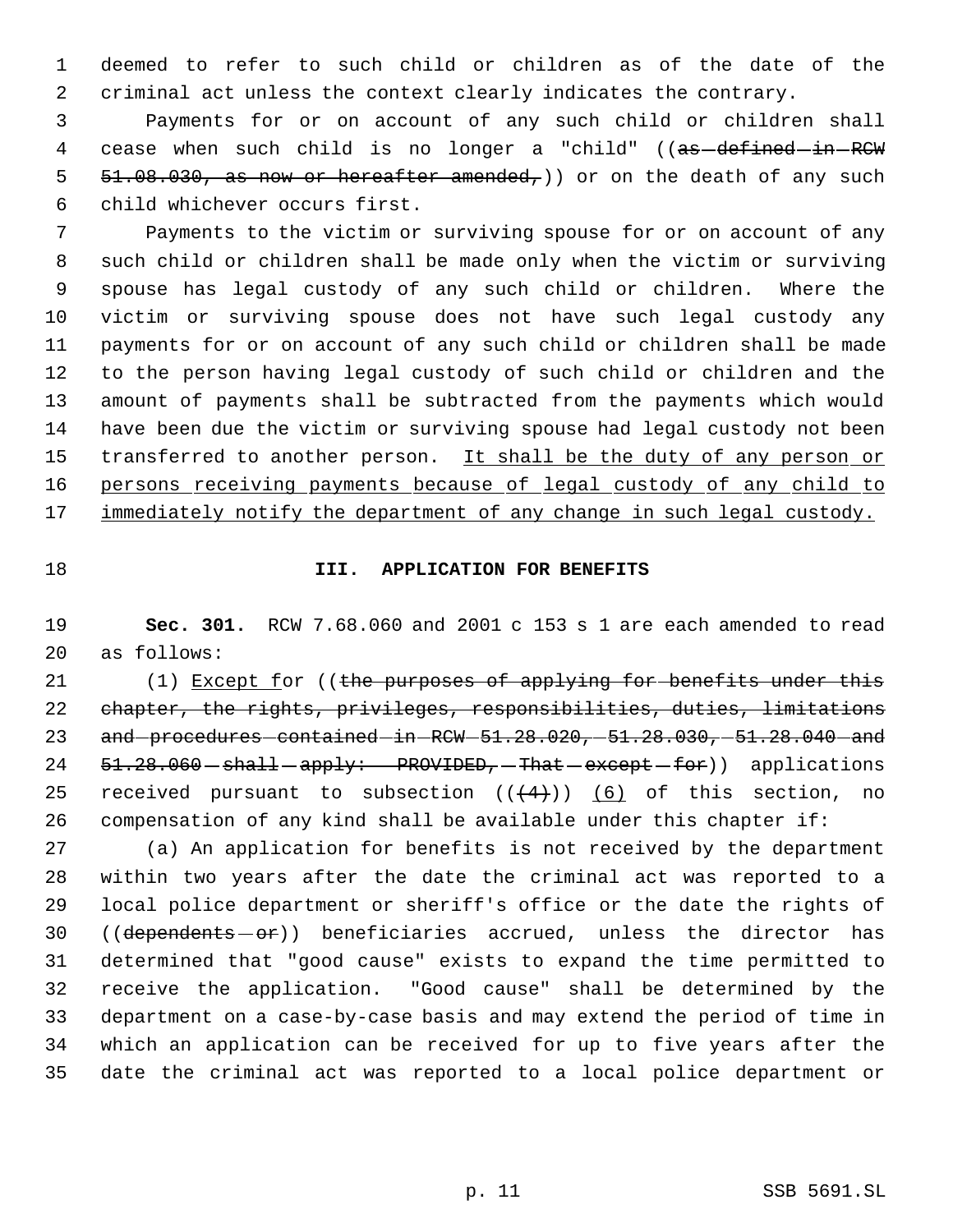deemed to refer to such child or children as of the date of the criminal act unless the context clearly indicates the contrary.

Payments for or on account of any such child or children shall cease when such child is no longer a "child" ((~~as defined in RCW 51.08.030, as now or hereafter amended,~~)) or on the death of any such child whichever occurs first.

Payments to the victim or surviving spouse for or on account of any such child or children shall be made only when the victim or surviving spouse has legal custody of any such child or children. Where the victim or surviving spouse does not have such legal custody any payments for or on account of any such child or children shall be made to the person having legal custody of such child or children and the amount of payments shall be subtracted from the payments which would have been due the victim or surviving spouse had legal custody not been transferred to another person. <u>It shall be the duty of any person or persons receiving payments because of legal custody of any child to immediately notify the department of any change in such legal custody.</u>

## III. APPLICATION FOR BENEFITS

**Sec. 301.** RCW 7.68.060 and 2001 c 153 s 1 are each amended to read as follows:

(1) <u>Except f</u>or ((~~the purposes of applying for benefits under this chapter, the rights, privileges, responsibilities, duties, limitations and procedures contained in RCW 51.28.020, 51.28.030, 51.28.040 and 51.28.060 shall apply: PROVIDED, That except for~~)) applications received pursuant to subsection ((~~(4)~~)) <u>(6)</u> of this section, no compensation of any kind shall be available under this chapter if:

(a) An application for benefits is not received by the department within two years after the date the criminal act was reported to a local police department or sheriff's office or the date the rights of ((~~dependents or~~)) beneficiaries accrued, unless the director has determined that "good cause" exists to expand the time permitted to receive the application. "Good cause" shall be determined by the department on a case-by-case basis and may extend the period of time in which an application can be received for up to five years after the date the criminal act was reported to a local police department or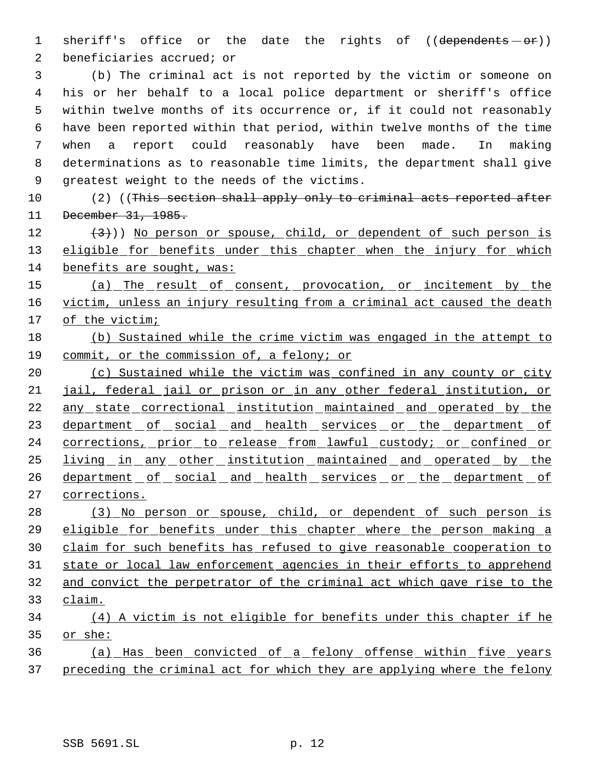sheriff's office or the date the rights of ((~~dependents or~~)) beneficiaries accrued; or

(b) The criminal act is not reported by the victim or someone on his or her behalf to a local police department or sheriff's office within twelve months of its occurrence or, if it could not reasonably have been reported within that period, within twelve months of the time when a report could reasonably have been made. In making determinations as to reasonable time limits, the department shall give greatest weight to the needs of the victims.

(2) ((~~This section shall apply only to criminal acts reported after December 31, 1985.~~

~~(3)~~)) <u>No person or spouse, child, or dependent of such person is eligible for benefits under this chapter when the injury for which benefits are sought, was:</u>

<u>(a) The result of consent, provocation, or incitement by the victim, unless an injury resulting from a criminal act caused the death of the victim;</u>

<u>(b) Sustained while the crime victim was engaged in the attempt to commit, or the commission of, a felony; or</u>

<u>(c) Sustained while the victim was confined in any county or city jail, federal jail or prison or in any other federal institution, or any state correctional institution maintained and operated by the department of social and health services or the department of corrections, prior to release from lawful custody; or confined or living in any other institution maintained and operated by the department of social and health services or the department of corrections.</u>

<u>(3) No person or spouse, child, or dependent of such person is eligible for benefits under this chapter where the person making a claim for such benefits has refused to give reasonable cooperation to state or local law enforcement agencies in their efforts to apprehend and convict the perpetrator of the criminal act which gave rise to the claim.</u>

<u>(4) A victim is not eligible for benefits under this chapter if he or she:</u>

<u>(a) Has been convicted of a felony offense within five years preceding the criminal act for which they are applying where the felony</u>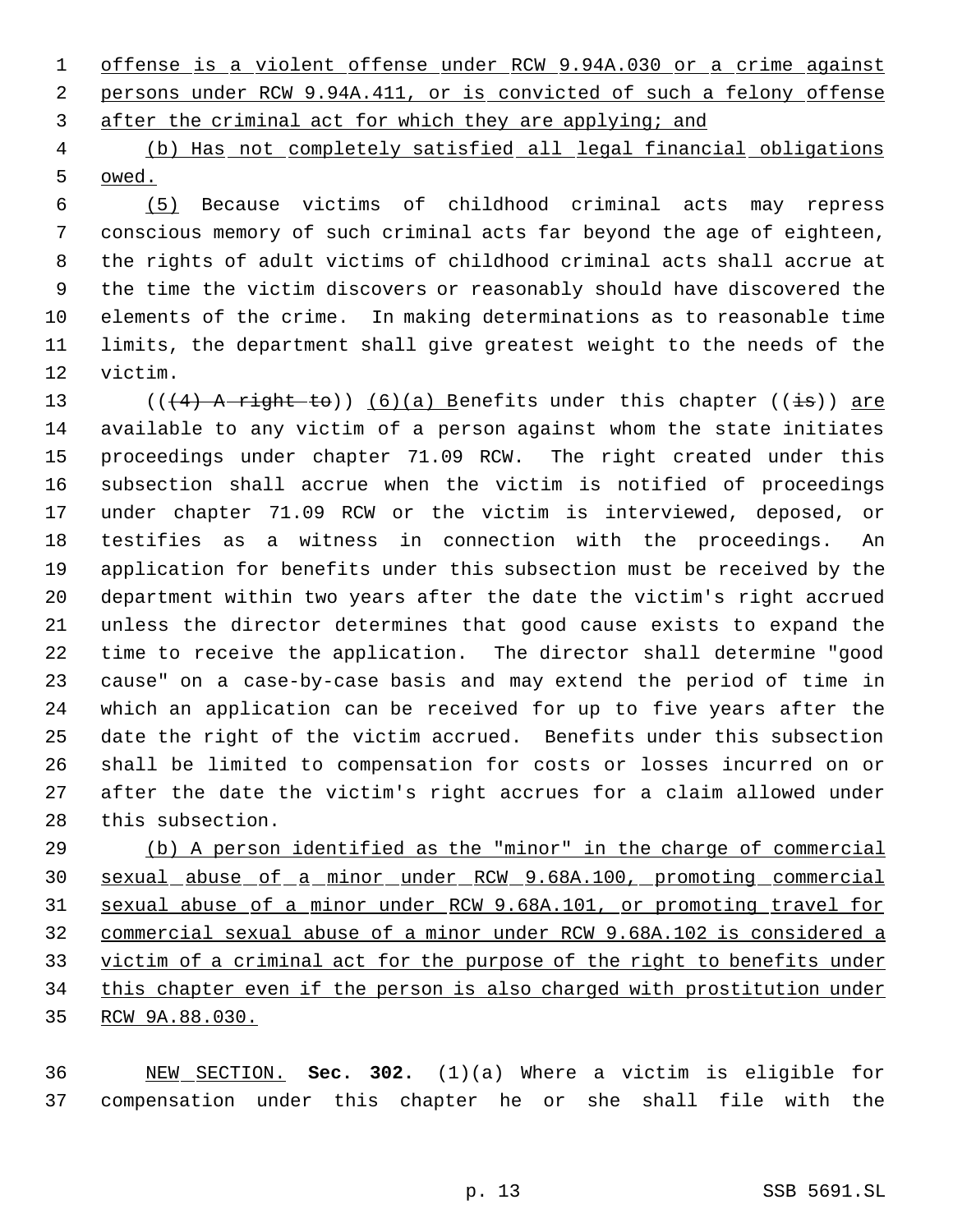offense is a violent offense under RCW 9.94A.030 or a crime against persons under RCW 9.94A.411, or is convicted of such a felony offense after the criminal act for which they are applying; and

(b) Has not completely satisfied all legal financial obligations owed.

(5) Because victims of childhood criminal acts may repress conscious memory of such criminal acts far beyond the age of eighteen, the rights of adult victims of childhood criminal acts shall accrue at the time the victim discovers or reasonably should have discovered the elements of the crime. In making determinations as to reasonable time limits, the department shall give greatest weight to the needs of the victim.

(((4) A right to)) (6)(a) Benefits under this chapter ((is)) are available to any victim of a person against whom the state initiates proceedings under chapter 71.09 RCW. The right created under this subsection shall accrue when the victim is notified of proceedings under chapter 71.09 RCW or the victim is interviewed, deposed, or testifies as a witness in connection with the proceedings. An application for benefits under this subsection must be received by the department within two years after the date the victim's right accrued unless the director determines that good cause exists to expand the time to receive the application. The director shall determine "good cause" on a case-by-case basis and may extend the period of time in which an application can be received for up to five years after the date the right of the victim accrued. Benefits under this subsection shall be limited to compensation for costs or losses incurred on or after the date the victim's right accrues for a claim allowed under this subsection.

(b) A person identified as the "minor" in the charge of commercial sexual abuse of a minor under RCW 9.68A.100, promoting commercial sexual abuse of a minor under RCW 9.68A.101, or promoting travel for commercial sexual abuse of a minor under RCW 9.68A.102 is considered a victim of a criminal act for the purpose of the right to benefits under this chapter even if the person is also charged with prostitution under RCW 9A.88.030.

NEW SECTION. **Sec. 302.** (1)(a) Where a victim is eligible for compensation under this chapter he or she shall file with the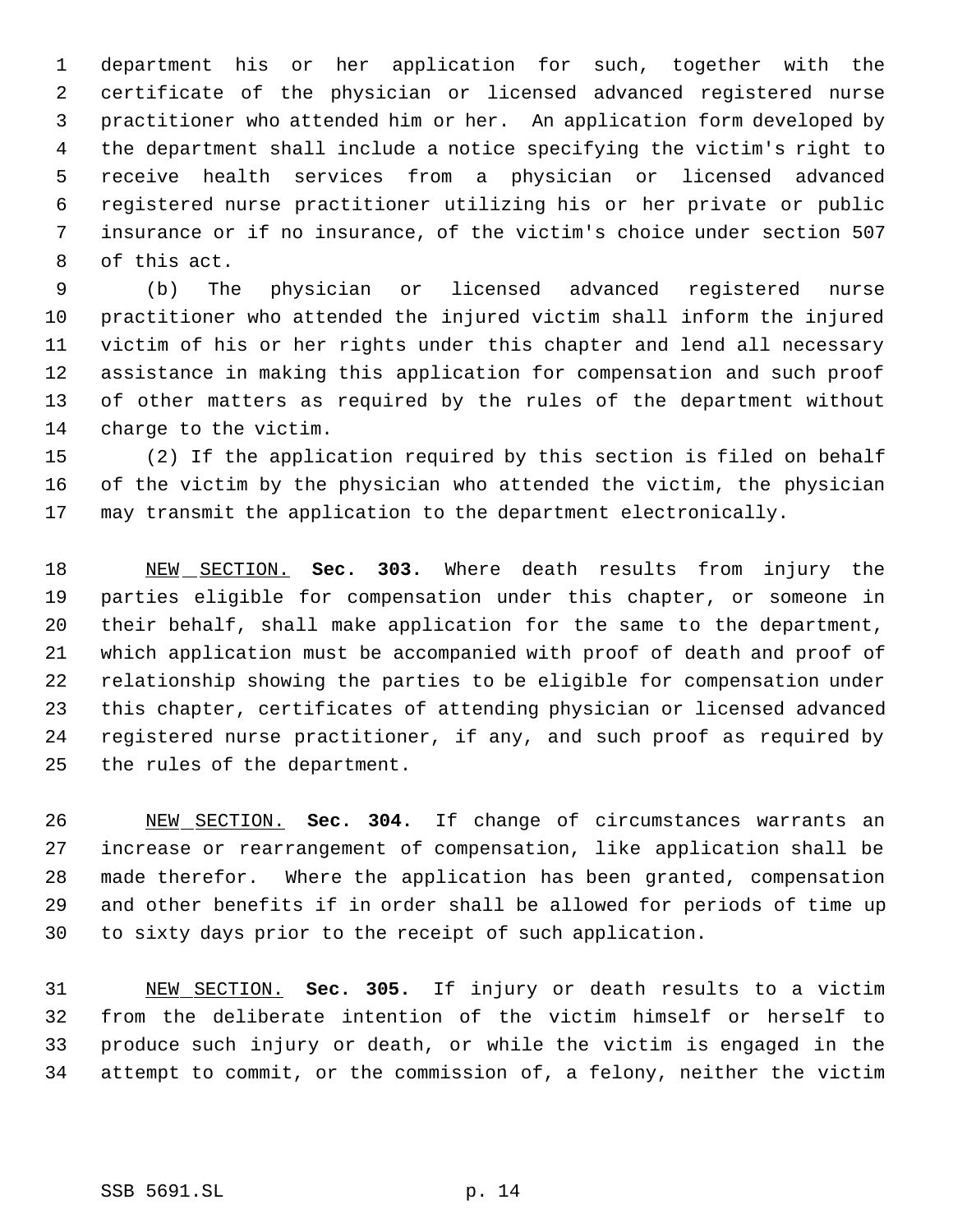department his or her application for such, together with the certificate of the physician or licensed advanced registered nurse practitioner who attended him or her. An application form developed by the department shall include a notice specifying the victim's right to receive health services from a physician or licensed advanced registered nurse practitioner utilizing his or her private or public insurance or if no insurance, of the victim's choice under section 507 of this act.

(b) The physician or licensed advanced registered nurse practitioner who attended the injured victim shall inform the injured victim of his or her rights under this chapter and lend all necessary assistance in making this application for compensation and such proof of other matters as required by the rules of the department without charge to the victim.

(2) If the application required by this section is filed on behalf of the victim by the physician who attended the victim, the physician may transmit the application to the department electronically.

NEW SECTION. **Sec. 303.** Where death results from injury the parties eligible for compensation under this chapter, or someone in their behalf, shall make application for the same to the department, which application must be accompanied with proof of death and proof of relationship showing the parties to be eligible for compensation under this chapter, certificates of attending physician or licensed advanced registered nurse practitioner, if any, and such proof as required by the rules of the department.

NEW SECTION. **Sec. 304.** If change of circumstances warrants an increase or rearrangement of compensation, like application shall be made therefor. Where the application has been granted, compensation and other benefits if in order shall be allowed for periods of time up to sixty days prior to the receipt of such application.

NEW SECTION. **Sec. 305.** If injury or death results to a victim from the deliberate intention of the victim himself or herself to produce such injury or death, or while the victim is engaged in the attempt to commit, or the commission of, a felony, neither the victim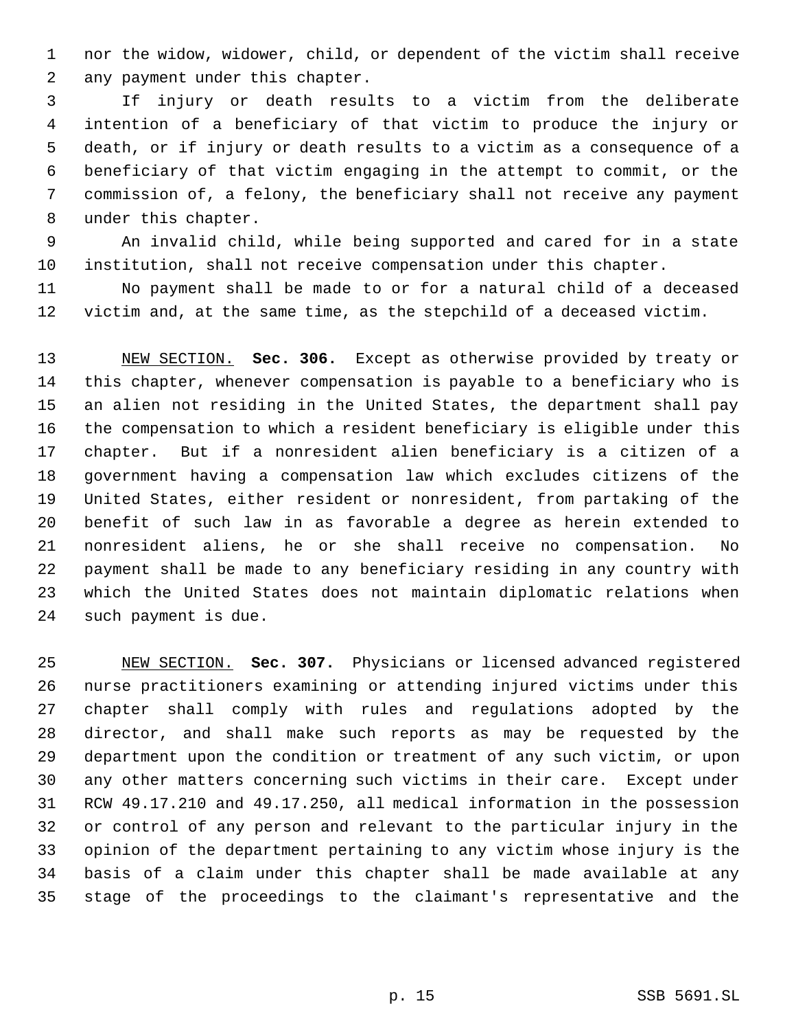nor the widow, widower, child, or dependent of the victim shall receive any payment under this chapter.

If injury or death results to a victim from the deliberate intention of a beneficiary of that victim to produce the injury or death, or if injury or death results to a victim as a consequence of a beneficiary of that victim engaging in the attempt to commit, or the commission of, a felony, the beneficiary shall not receive any payment under this chapter.

An invalid child, while being supported and cared for in a state institution, shall not receive compensation under this chapter.

No payment shall be made to or for a natural child of a deceased victim and, at the same time, as the stepchild of a deceased victim.

NEW SECTION. **Sec. 306.** Except as otherwise provided by treaty or this chapter, whenever compensation is payable to a beneficiary who is an alien not residing in the United States, the department shall pay the compensation to which a resident beneficiary is eligible under this chapter. But if a nonresident alien beneficiary is a citizen of a government having a compensation law which excludes citizens of the United States, either resident or nonresident, from partaking of the benefit of such law in as favorable a degree as herein extended to nonresident aliens, he or she shall receive no compensation. No payment shall be made to any beneficiary residing in any country with which the United States does not maintain diplomatic relations when such payment is due.

NEW SECTION. **Sec. 307.** Physicians or licensed advanced registered nurse practitioners examining or attending injured victims under this chapter shall comply with rules and regulations adopted by the director, and shall make such reports as may be requested by the department upon the condition or treatment of any such victim, or upon any other matters concerning such victims in their care. Except under RCW 49.17.210 and 49.17.250, all medical information in the possession or control of any person and relevant to the particular injury in the opinion of the department pertaining to any victim whose injury is the basis of a claim under this chapter shall be made available at any stage of the proceedings to the claimant's representative and the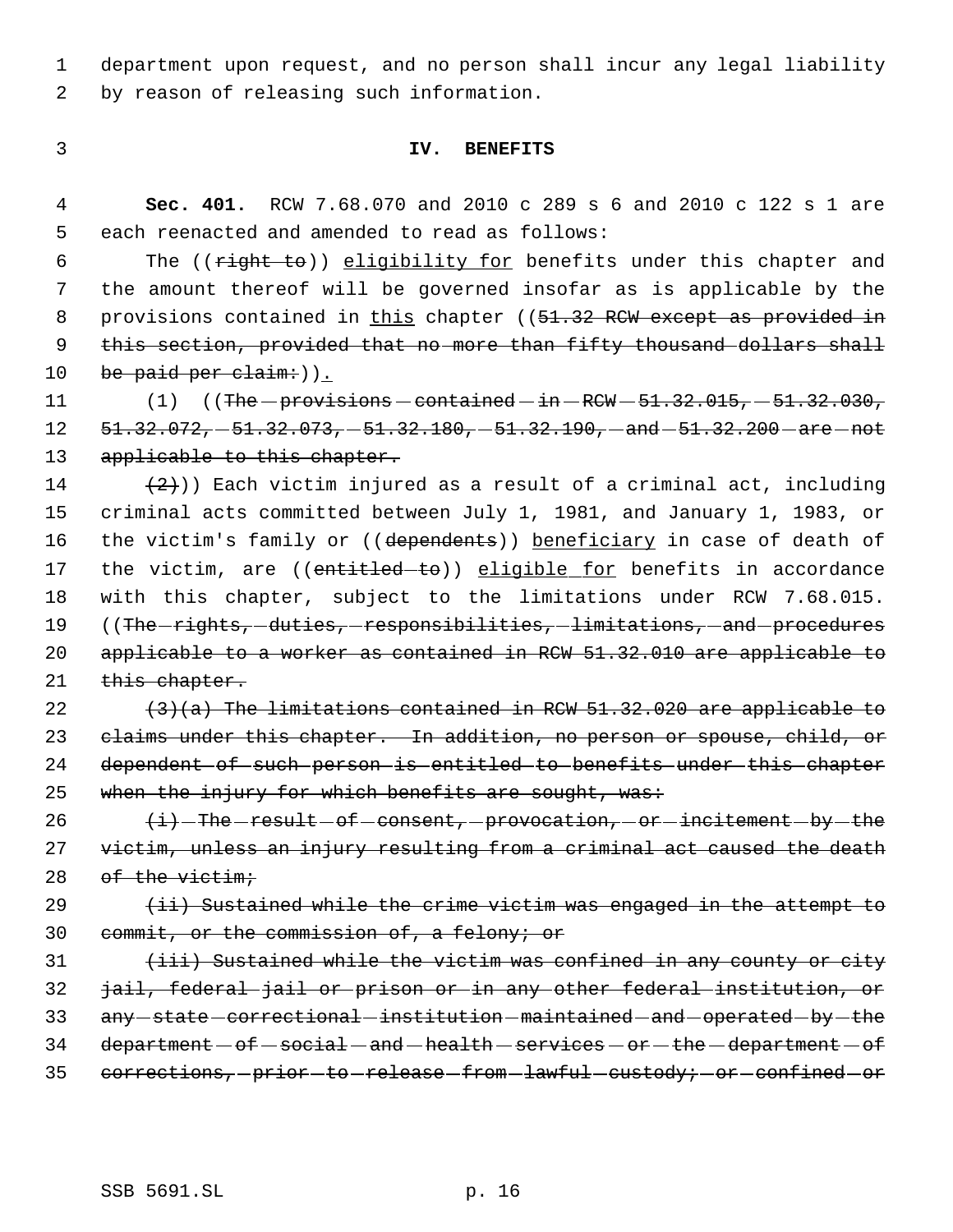department upon request, and no person shall incur any legal liability by reason of releasing such information.

### IV. BENEFITS

**Sec. 401.** RCW 7.68.070 and 2010 c 289 s 6 and 2010 c 122 s 1 are each reenacted and amended to read as follows:

The ((~~right to~~)) eligibility for benefits under this chapter and the amount thereof will be governed insofar as is applicable by the provisions contained in this chapter ((~~51.32 RCW except as provided in this section, provided that no more than fifty thousand dollars shall be paid per claim:~~)).

(1) ((~~The provisions contained in RCW 51.32.015, 51.32.030, 51.32.072, 51.32.073, 51.32.180, 51.32.190, and 51.32.200 are not applicable to this chapter.~~

~~(2)~~)) Each victim injured as a result of a criminal act, including criminal acts committed between July 1, 1981, and January 1, 1983, or the victim's family or ((~~dependents~~)) beneficiary in case of death of the victim, are ((~~entitled to~~)) eligible for benefits in accordance with this chapter, subject to the limitations under RCW 7.68.015. ((~~The rights, duties, responsibilities, limitations, and procedures applicable to a worker as contained in RCW 51.32.010 are applicable to this chapter.~~

~~(3)(a) The limitations contained in RCW 51.32.020 are applicable to claims under this chapter. In addition, no person or spouse, child, or dependent of such person is entitled to benefits under this chapter when the injury for which benefits are sought, was:~~

~~(i) The result of consent, provocation, or incitement by the victim, unless an injury resulting from a criminal act caused the death of the victim;~~

~~(ii) Sustained while the crime victim was engaged in the attempt to commit, or the commission of, a felony; or~~

~~(iii) Sustained while the victim was confined in any county or city jail, federal jail or prison or in any other federal institution, or any state correctional institution maintained and operated by the department of social and health services or the department of corrections, prior to release from lawful custody; or confined or~~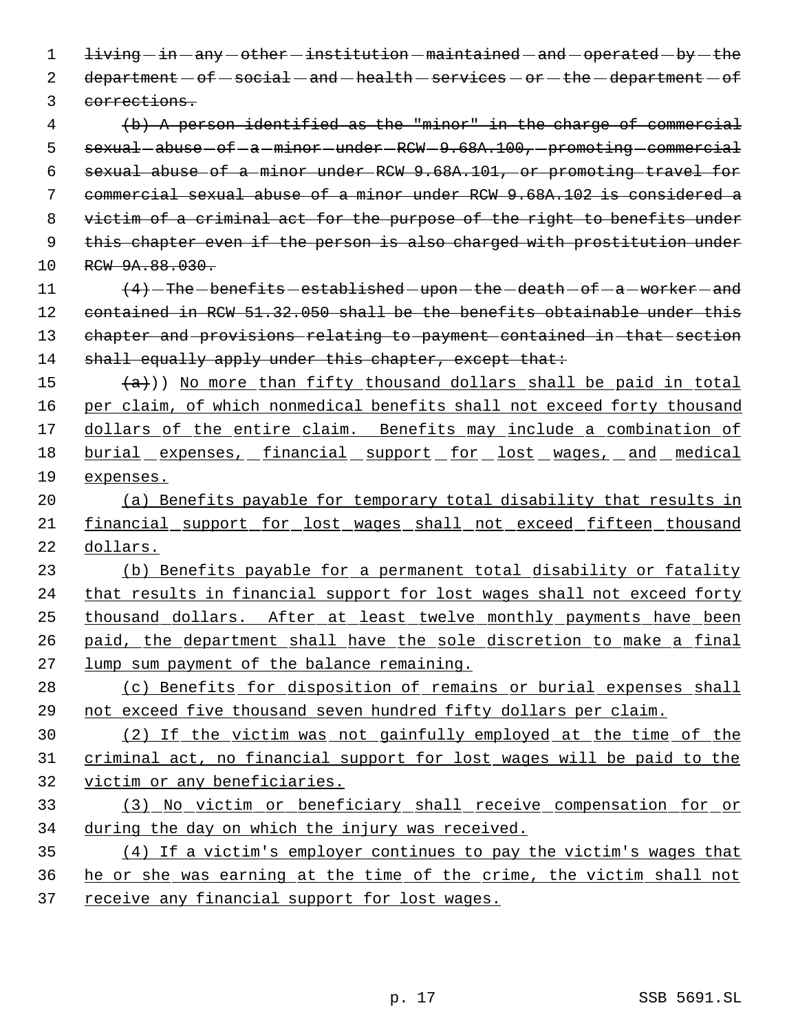~~living in any other institution maintained and operated by the department of social and health services or the department of corrections.~~

~~(b) A person identified as the "minor" in the charge of commercial sexual abuse of a minor under RCW 9.68A.100, promoting commercial sexual abuse of a minor under RCW 9.68A.101, or promoting travel for commercial sexual abuse of a minor under RCW 9.68A.102 is considered a victim of a criminal act for the purpose of the right to benefits under this chapter even if the person is also charged with prostitution under RCW 9A.88.030.~~

~~(4) The benefits established upon the death of a worker and contained in RCW 51.32.050 shall be the benefits obtainable under this chapter and provisions relating to payment contained in that section shall equally apply under this chapter, except that:~~

~~(a)~~)) No more than fifty thousand dollars shall be paid in total per claim, of which nonmedical benefits shall not exceed forty thousand dollars of the entire claim. Benefits may include a combination of burial expenses, financial support for lost wages, and medical expenses.

(a) Benefits payable for temporary total disability that results in financial support for lost wages shall not exceed fifteen thousand dollars.

(b) Benefits payable for a permanent total disability or fatality that results in financial support for lost wages shall not exceed forty thousand dollars. After at least twelve monthly payments have been paid, the department shall have the sole discretion to make a final lump sum payment of the balance remaining.

(c) Benefits for disposition of remains or burial expenses shall not exceed five thousand seven hundred fifty dollars per claim.

(2) If the victim was not gainfully employed at the time of the criminal act, no financial support for lost wages will be paid to the victim or any beneficiaries.

(3) No victim or beneficiary shall receive compensation for or during the day on which the injury was received.

(4) If a victim's employer continues to pay the victim's wages that he or she was earning at the time of the crime, the victim shall not receive any financial support for lost wages.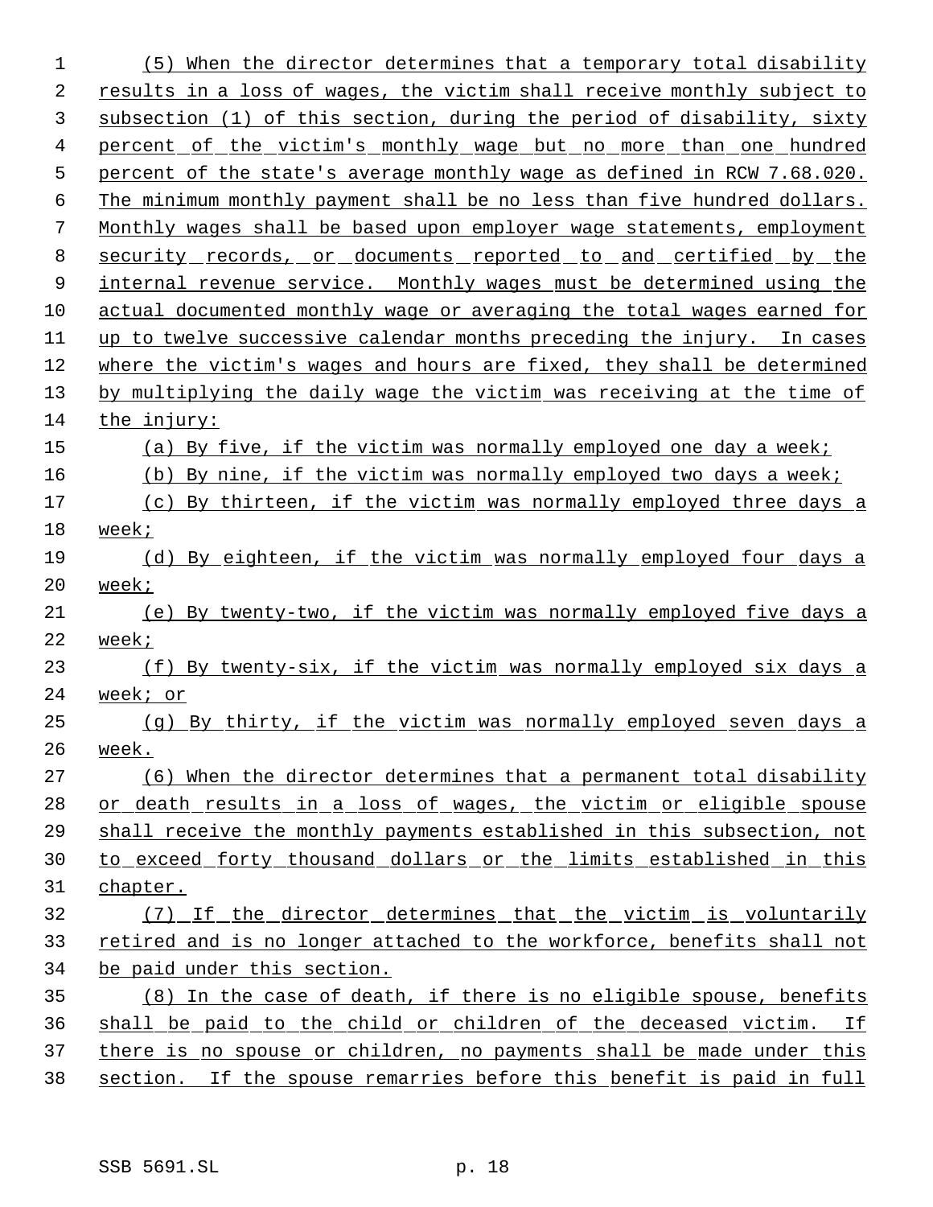(5) When the director determines that a temporary total disability results in a loss of wages, the victim shall receive monthly subject to subsection (1) of this section, during the period of disability, sixty percent of the victim's monthly wage but no more than one hundred percent of the state's average monthly wage as defined in RCW 7.68.020. The minimum monthly payment shall be no less than five hundred dollars. Monthly wages shall be based upon employer wage statements, employment security records, or documents reported to and certified by the internal revenue service. Monthly wages must be determined using the actual documented monthly wage or averaging the total wages earned for up to twelve successive calendar months preceding the injury. In cases where the victim's wages and hours are fixed, they shall be determined by multiplying the daily wage the victim was receiving at the time of the injury:

(a) By five, if the victim was normally employed one day a week;

(b) By nine, if the victim was normally employed two days a week;

(c) By thirteen, if the victim was normally employed three days a week;

(d) By eighteen, if the victim was normally employed four days a week;

(e) By twenty-two, if the victim was normally employed five days a week;

(f) By twenty-six, if the victim was normally employed six days a week; or

(g) By thirty, if the victim was normally employed seven days a week.

(6) When the director determines that a permanent total disability or death results in a loss of wages, the victim or eligible spouse shall receive the monthly payments established in this subsection, not to exceed forty thousand dollars or the limits established in this chapter.

(7) If the director determines that the victim is voluntarily retired and is no longer attached to the workforce, benefits shall not be paid under this section.

(8) In the case of death, if there is no eligible spouse, benefits shall be paid to the child or children of the deceased victim. If there is no spouse or children, no payments shall be made under this section. If the spouse remarries before this benefit is paid in full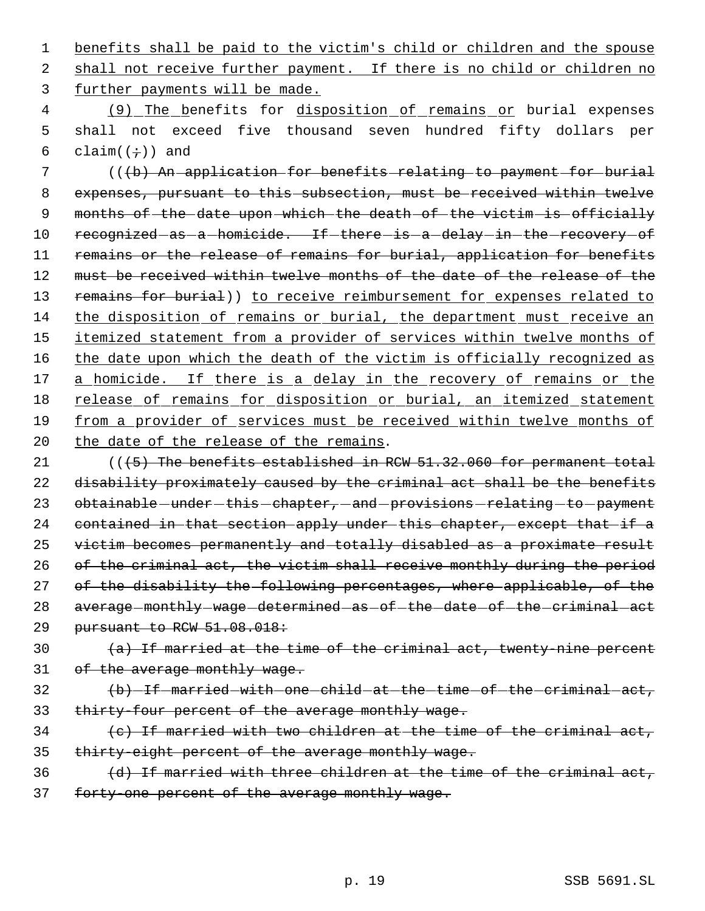benefits shall be paid to the victim's child or children and the spouse shall not receive further payment. If there is no child or children no further payments will be made.

(9) The benefits for disposition of remains or burial expenses shall not exceed five thousand seven hundred fifty dollars per claim((;)) and

(((b) An application for benefits relating to payment for burial expenses, pursuant to this subsection, must be received within twelve months of the date upon which the death of the victim is officially recognized as a homicide. If there is a delay in the recovery of remains or the release of remains for burial, application for benefits must be received within twelve months of the date of the release of the remains for burial)) to receive reimbursement for expenses related to the disposition of remains or burial, the department must receive an itemized statement from a provider of services within twelve months of the date upon which the death of the victim is officially recognized as a homicide. If there is a delay in the recovery of remains or the release of remains for disposition or burial, an itemized statement from a provider of services must be received within twelve months of the date of the release of the remains.

(((5) The benefits established in RCW 51.32.060 for permanent total disability proximately caused by the criminal act shall be the benefits obtainable under this chapter, and provisions relating to payment contained in that section apply under this chapter, except that if a victim becomes permanently and totally disabled as a proximate result of the criminal act, the victim shall receive monthly during the period of the disability the following percentages, where applicable, of the average monthly wage determined as of the date of the criminal act pursuant to RCW 51.08.018:

(a) If married at the time of the criminal act, twenty-nine percent of the average monthly wage.

(b) If married with one child at the time of the criminal act, thirty-four percent of the average monthly wage.

(c) If married with two children at the time of the criminal act, thirty-eight percent of the average monthly wage.

(d) If married with three children at the time of the criminal act, forty-one percent of the average monthly wage.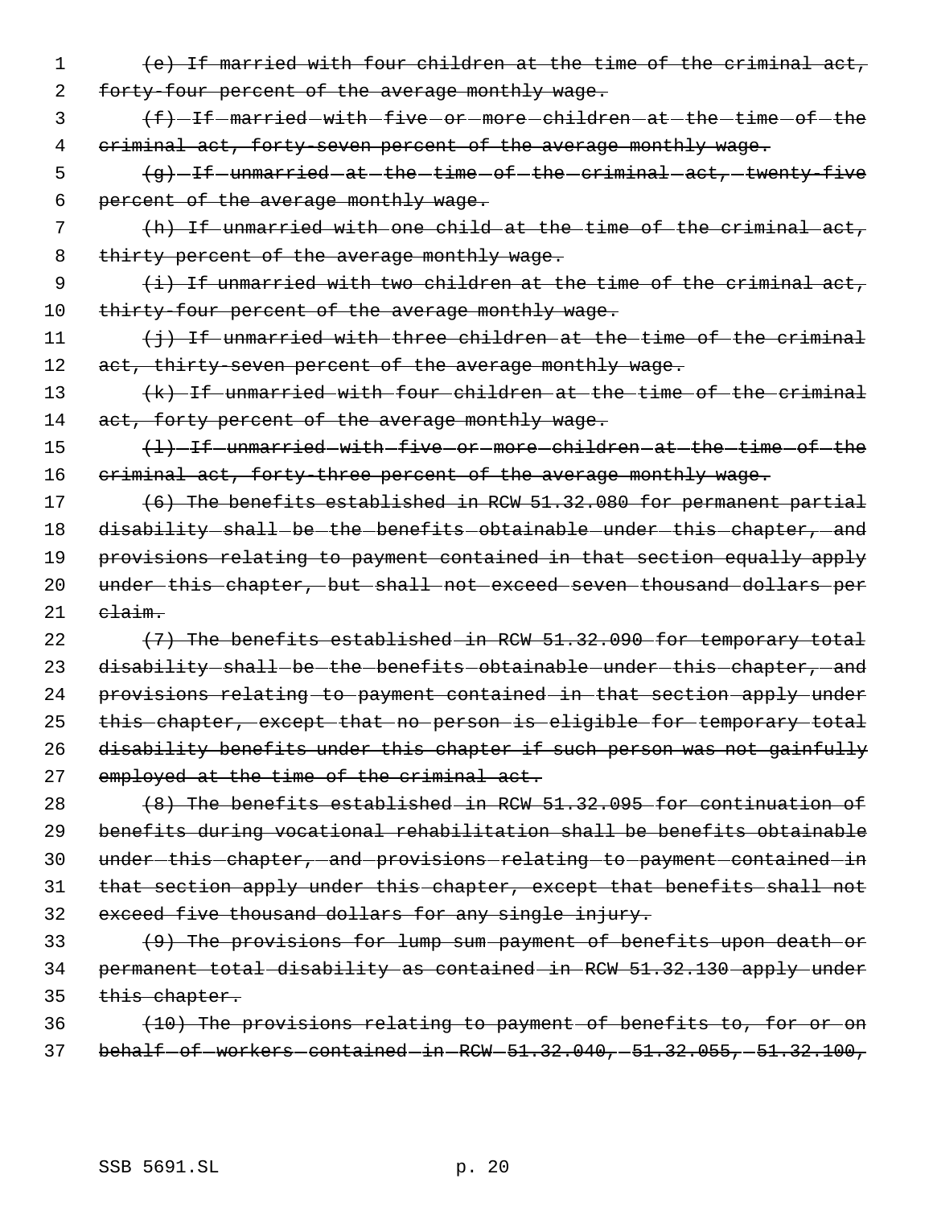~~(e) If married with four children at the time of the criminal act, forty-four percent of the average monthly wage.~~

~~(f) If married with five or more children at the time of the criminal act, forty-seven percent of the average monthly wage.~~

~~(g) If unmarried at the time of the criminal act, twenty-five percent of the average monthly wage.~~

~~(h) If unmarried with one child at the time of the criminal act, thirty percent of the average monthly wage.~~

~~(i) If unmarried with two children at the time of the criminal act, thirty-four percent of the average monthly wage.~~

~~(j) If unmarried with three children at the time of the criminal act, thirty-seven percent of the average monthly wage.~~

~~(k) If unmarried with four children at the time of the criminal act, forty percent of the average monthly wage.~~

~~(l) If unmarried with five or more children at the time of the criminal act, forty-three percent of the average monthly wage.~~

~~(6) The benefits established in RCW 51.32.080 for permanent partial disability shall be the benefits obtainable under this chapter, and provisions relating to payment contained in that section equally apply under this chapter, but shall not exceed seven thousand dollars per claim.~~

~~(7) The benefits established in RCW 51.32.090 for temporary total disability shall be the benefits obtainable under this chapter, and provisions relating to payment contained in that section apply under this chapter, except that no person is eligible for temporary total disability benefits under this chapter if such person was not gainfully employed at the time of the criminal act.~~

~~(8) The benefits established in RCW 51.32.095 for continuation of benefits during vocational rehabilitation shall be benefits obtainable under this chapter, and provisions relating to payment contained in that section apply under this chapter, except that benefits shall not exceed five thousand dollars for any single injury.~~

~~(9) The provisions for lump sum payment of benefits upon death or permanent total disability as contained in RCW 51.32.130 apply under this chapter.~~

~~(10) The provisions relating to payment of benefits to, for or on behalf of workers contained in RCW 51.32.040, 51.32.055, 51.32.100,~~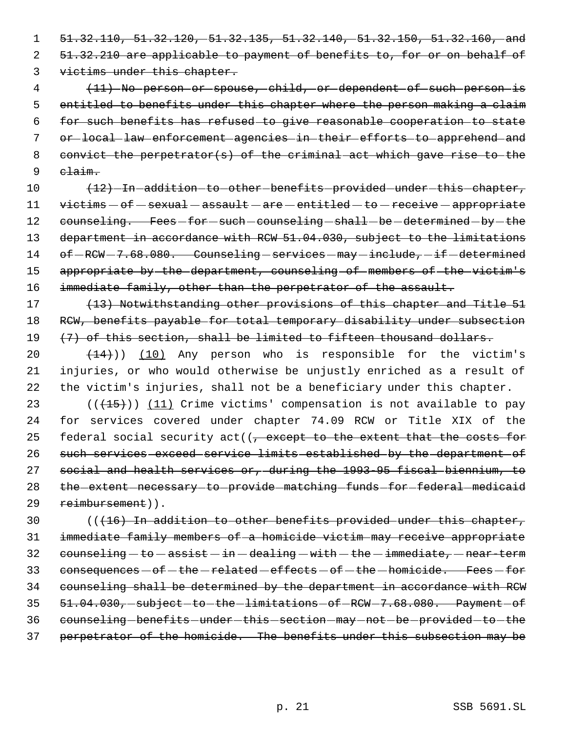~~51.32.110, 51.32.120, 51.32.135, 51.32.140, 51.32.150, 51.32.160, and 51.32.210 are applicable to payment of benefits to, for or on behalf of victims under this chapter.~~

~~(11) No person or spouse, child, or dependent of such person is entitled to benefits under this chapter where the person making a claim for such benefits has refused to give reasonable cooperation to state or local law enforcement agencies in their efforts to apprehend and convict the perpetrator(s) of the criminal act which gave rise to the claim.~~

~~(12) In addition to other benefits provided under this chapter, victims of sexual assault are entitled to receive appropriate counseling. Fees for such counseling shall be determined by the department in accordance with RCW 51.04.030, subject to the limitations of RCW 7.68.080. Counseling services may include, if determined appropriate by the department, counseling of members of the victim's immediate family, other than the perpetrator of the assault.~~

~~(13) Notwithstanding other provisions of this chapter and Title 51 RCW, benefits payable for total temporary disability under subsection (7) of this section, shall be limited to fifteen thousand dollars.~~

~~(14)~~)) <u>(10)</u> Any person who is responsible for the victim's injuries, or who would otherwise be unjustly enriched as a result of the victim's injuries, shall not be a beneficiary under this chapter.

((~~(15)~~)) <u>(11)</u> Crime victims' compensation is not available to pay for services covered under chapter 74.09 RCW or Title XIX of the federal social security act((~~, except to the extent that the costs for such services exceed service limits established by the department of social and health services or, during the 1993-95 fiscal biennium, to the extent necessary to provide matching funds for federal medicaid reimbursement~~)).

((~~(16) In addition to other benefits provided under this chapter, immediate family members of a homicide victim may receive appropriate counseling to assist in dealing with the immediate, near-term consequences of the related effects of the homicide. Fees for counseling shall be determined by the department in accordance with RCW 51.04.030, subject to the limitations of RCW 7.68.080. Payment of counseling benefits under this section may not be provided to the perpetrator of the homicide. The benefits under this subsection may be~~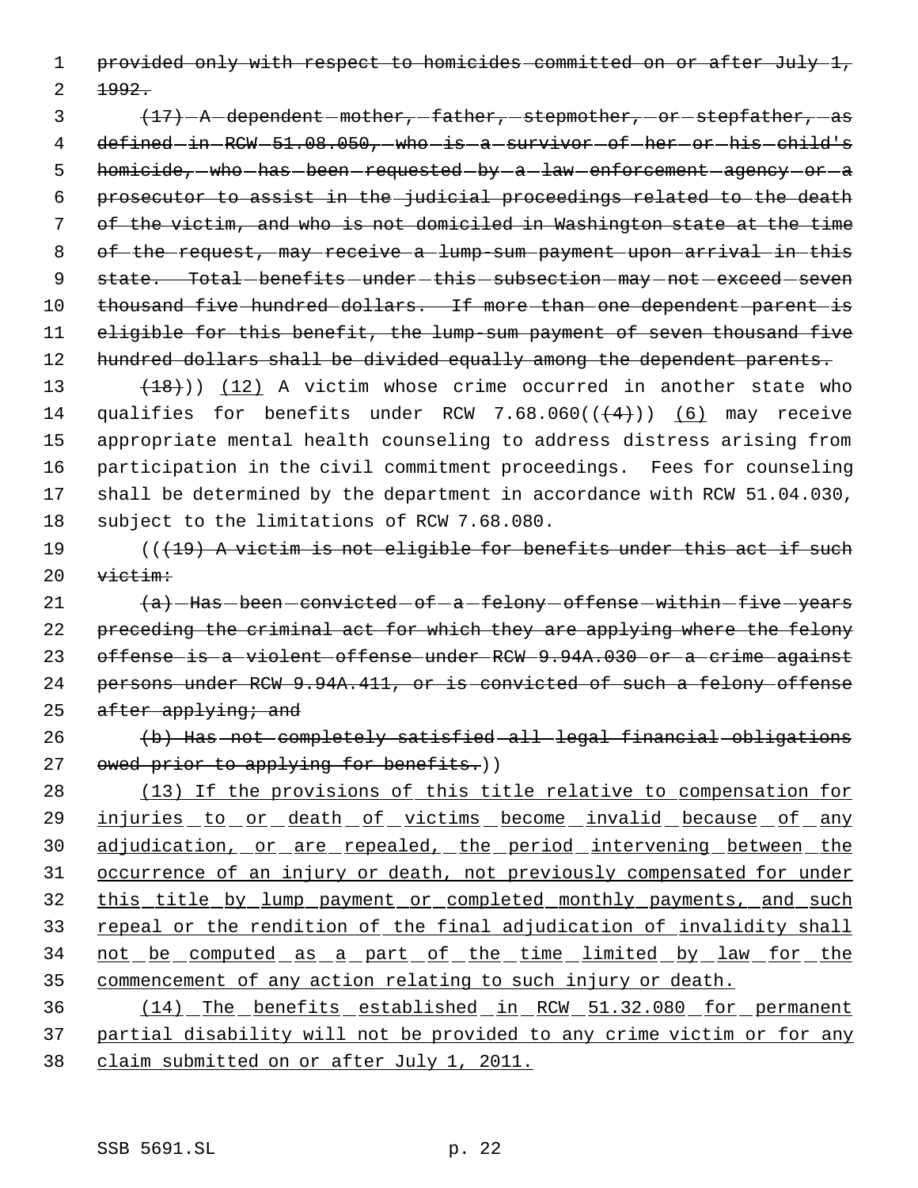~~provided only with respect to homicides committed on or after July 1, 1992.~~

~~(17) A dependent mother, father, stepmother, or stepfather, as defined in RCW 51.08.050, who is a survivor of her or his child's homicide, who has been requested by a law enforcement agency or a prosecutor to assist in the judicial proceedings related to the death of the victim, and who is not domiciled in Washington state at the time of the request, may receive a lump-sum payment upon arrival in this state. Total benefits under this subsection may not exceed seven thousand five hundred dollars. If more than one dependent parent is eligible for this benefit, the lump-sum payment of seven thousand five hundred dollars shall be divided equally among the dependent parents.~~

~~(18)~~)) <u>(12)</u> A victim whose crime occurred in another state who qualifies for benefits under RCW 7.68.060((~~(4)~~)) <u>(6)</u> may receive appropriate mental health counseling to address distress arising from participation in the civil commitment proceedings. Fees for counseling shall be determined by the department in accordance with RCW 51.04.030, subject to the limitations of RCW 7.68.080.

((~~(19) A victim is not eligible for benefits under this act if such victim:~~

~~(a) Has been convicted of a felony offense within five years preceding the criminal act for which they are applying where the felony offense is a violent offense under RCW 9.94A.030 or a crime against persons under RCW 9.94A.411, or is convicted of such a felony offense after applying; and~~

~~(b) Has not completely satisfied all legal financial obligations owed prior to applying for benefits.~~))

<u>(13) If the provisions of this title relative to compensation for injuries to or death of victims become invalid because of any adjudication, or are repealed, the period intervening between the occurrence of an injury or death, not previously compensated for under this title by lump payment or completed monthly payments, and such repeal or the rendition of the final adjudication of invalidity shall not be computed as a part of the time limited by law for the commencement of any action relating to such injury or death.</u>

<u>(14) The benefits established in RCW 51.32.080 for permanent partial disability will not be provided to any crime victim or for any claim submitted on or after July 1, 2011.</u>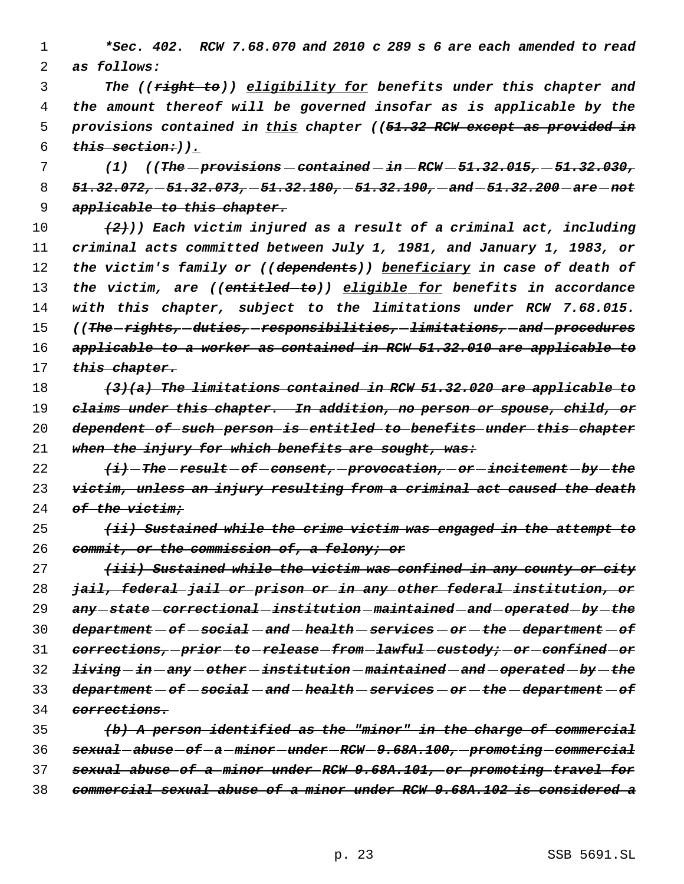*\*Sec. 402. RCW 7.68.070 and 2010 c 289 s 6 are each amended to read as follows:*

*The ((~~right to~~)) <u>eligibility for</u> benefits under this chapter and the amount thereof will be governed insofar as is applicable by the provisions contained in <u>this</u> chapter ((~~51.32 RCW except as provided in this section:~~)).*

*(1) ((~~The provisions contained in RCW 51.32.015, 51.32.030, 51.32.072, 51.32.073, 51.32.180, 51.32.190, and 51.32.200 are not applicable to this chapter.~~*

*~~(2)~~)) Each victim injured as a result of a criminal act, including criminal acts committed between July 1, 1981, and January 1, 1983, or the victim's family or ((~~dependents~~)) <u>beneficiary</u> in case of death of the victim, are ((~~entitled to~~)) <u>eligible for</u> benefits in accordance with this chapter, subject to the limitations under RCW 7.68.015. ((~~The rights, duties, responsibilities, limitations, and procedures applicable to a worker as contained in RCW 51.32.010 are applicable to this chapter.~~*

*~~(3)(a) The limitations contained in RCW 51.32.020 are applicable to claims under this chapter. In addition, no person or spouse, child, or dependent of such person is entitled to benefits under this chapter when the injury for which benefits are sought, was:~~*

*~~(i) The result of consent, provocation, or incitement by the victim, unless an injury resulting from a criminal act caused the death of the victim;~~*

*~~(ii) Sustained while the crime victim was engaged in the attempt to commit, or the commission of, a felony; or~~*

*~~(iii) Sustained while the victim was confined in any county or city jail, federal jail or prison or in any other federal institution, or any state correctional institution maintained and operated by the department of social and health services or the department of corrections, prior to release from lawful custody; or confined or living in any other institution maintained and operated by the department of social and health services or the department of corrections.~~*

*~~(b) A person identified as the "minor" in the charge of commercial sexual abuse of a minor under RCW 9.68A.100, promoting commercial sexual abuse of a minor under RCW 9.68A.101, or promoting travel for commercial sexual abuse of a minor under RCW 9.68A.102 is considered a~~*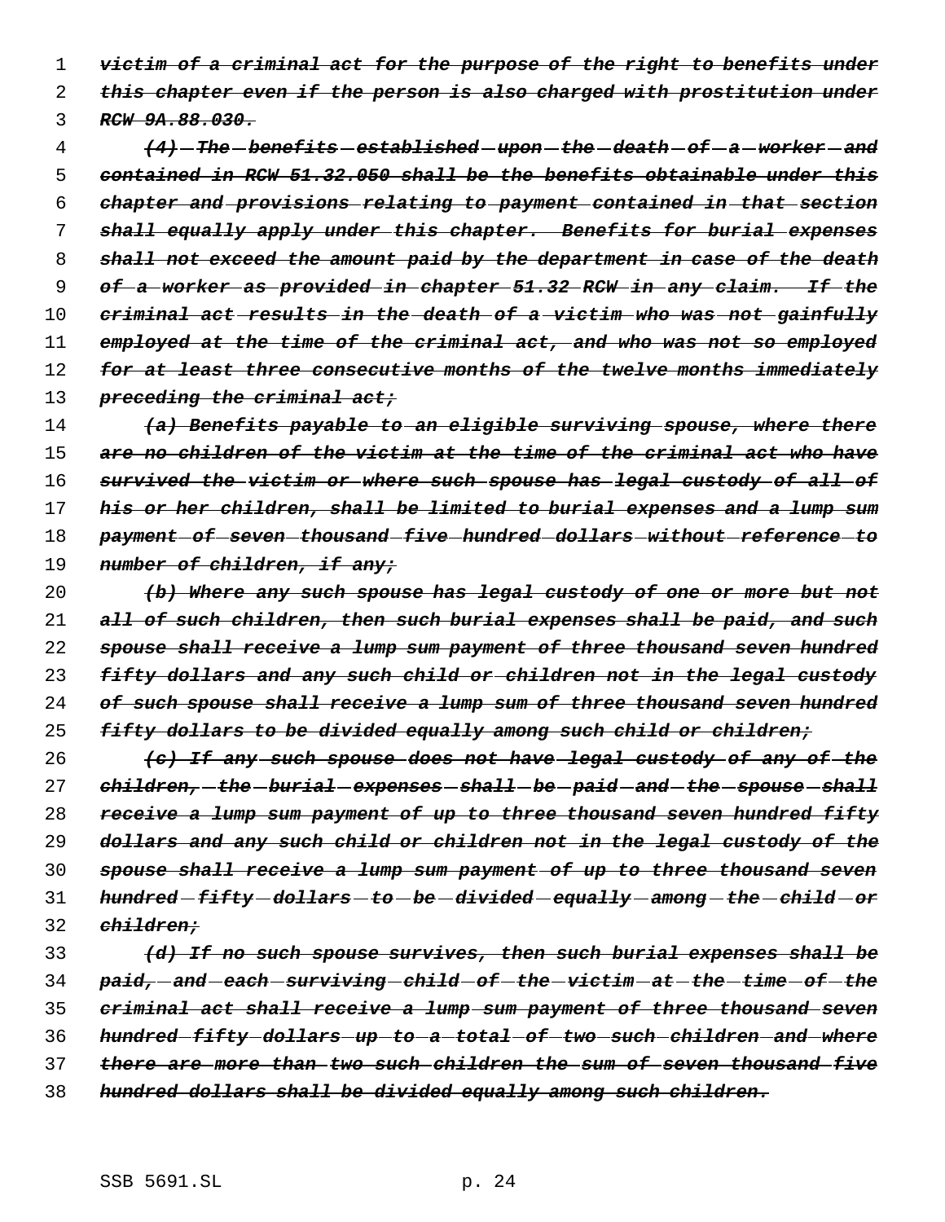~~victim of a criminal act for the purpose of the right to benefits under this chapter even if the person is also charged with prostitution under RCW 9A.88.030.~~

~~(4) The benefits established upon the death of a worker and contained in RCW 51.32.050 shall be the benefits obtainable under this chapter and provisions relating to payment contained in that section shall equally apply under this chapter. Benefits for burial expenses shall not exceed the amount paid by the department in case of the death of a worker as provided in chapter 51.32 RCW in any claim. If the criminal act results in the death of a victim who was not gainfully employed at the time of the criminal act, and who was not so employed for at least three consecutive months of the twelve months immediately preceding the criminal act;~~

~~(a) Benefits payable to an eligible surviving spouse, where there are no children of the victim at the time of the criminal act who have survived the victim or where such spouse has legal custody of all of his or her children, shall be limited to burial expenses and a lump sum payment of seven thousand five hundred dollars without reference to number of children, if any;~~

~~(b) Where any such spouse has legal custody of one or more but not all of such children, then such burial expenses shall be paid, and such spouse shall receive a lump sum payment of three thousand seven hundred fifty dollars and any such child or children not in the legal custody of such spouse shall receive a lump sum of three thousand seven hundred fifty dollars to be divided equally among such child or children;~~

~~(c) If any such spouse does not have legal custody of any of the children, the burial expenses shall be paid and the spouse shall receive a lump sum payment of up to three thousand seven hundred fifty dollars and any such child or children not in the legal custody of the spouse shall receive a lump sum payment of up to three thousand seven hundred fifty dollars to be divided equally among the child or children;~~

~~(d) If no such spouse survives, then such burial expenses shall be paid, and each surviving child of the victim at the time of the criminal act shall receive a lump sum payment of three thousand seven hundred fifty dollars up to a total of two such children and where there are more than two such children the sum of seven thousand five hundred dollars shall be divided equally among such children.~~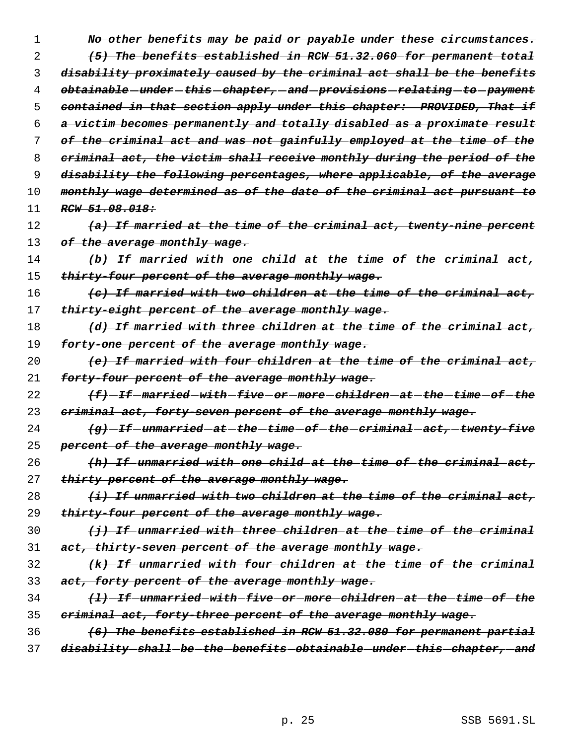~~No other benefits may be paid or payable under these circumstances.~~

~~(5) The benefits established in RCW 51.32.060 for permanent total disability proximately caused by the criminal act shall be the benefits obtainable under this chapter, and provisions relating to payment contained in that section apply under this chapter: PROVIDED, That if a victim becomes permanently and totally disabled as a proximate result of the criminal act and was not gainfully employed at the time of the criminal act, the victim shall receive monthly during the period of the disability the following percentages, where applicable, of the average monthly wage determined as of the date of the criminal act pursuant to RCW 51.08.018:~~

~~(a) If married at the time of the criminal act, twenty-nine percent of the average monthly wage.~~

~~(b) If married with one child at the time of the criminal act, thirty-four percent of the average monthly wage.~~

~~(c) If married with two children at the time of the criminal act, thirty-eight percent of the average monthly wage.~~

~~(d) If married with three children at the time of the criminal act, forty-one percent of the average monthly wage.~~

~~(e) If married with four children at the time of the criminal act, forty-four percent of the average monthly wage.~~

~~(f) If married with five or more children at the time of the criminal act, forty-seven percent of the average monthly wage.~~

~~(g) If unmarried at the time of the criminal act, twenty-five percent of the average monthly wage.~~

~~(h) If unmarried with one child at the time of the criminal act, thirty percent of the average monthly wage.~~

~~(i) If unmarried with two children at the time of the criminal act, thirty-four percent of the average monthly wage.~~

~~(j) If unmarried with three children at the time of the criminal act, thirty-seven percent of the average monthly wage.~~

~~(k) If unmarried with four children at the time of the criminal act, forty percent of the average monthly wage.~~

~~(l) If unmarried with five or more children at the time of the criminal act, forty-three percent of the average monthly wage.~~

~~(6) The benefits established in RCW 51.32.080 for permanent partial disability shall be the benefits obtainable under this chapter, and~~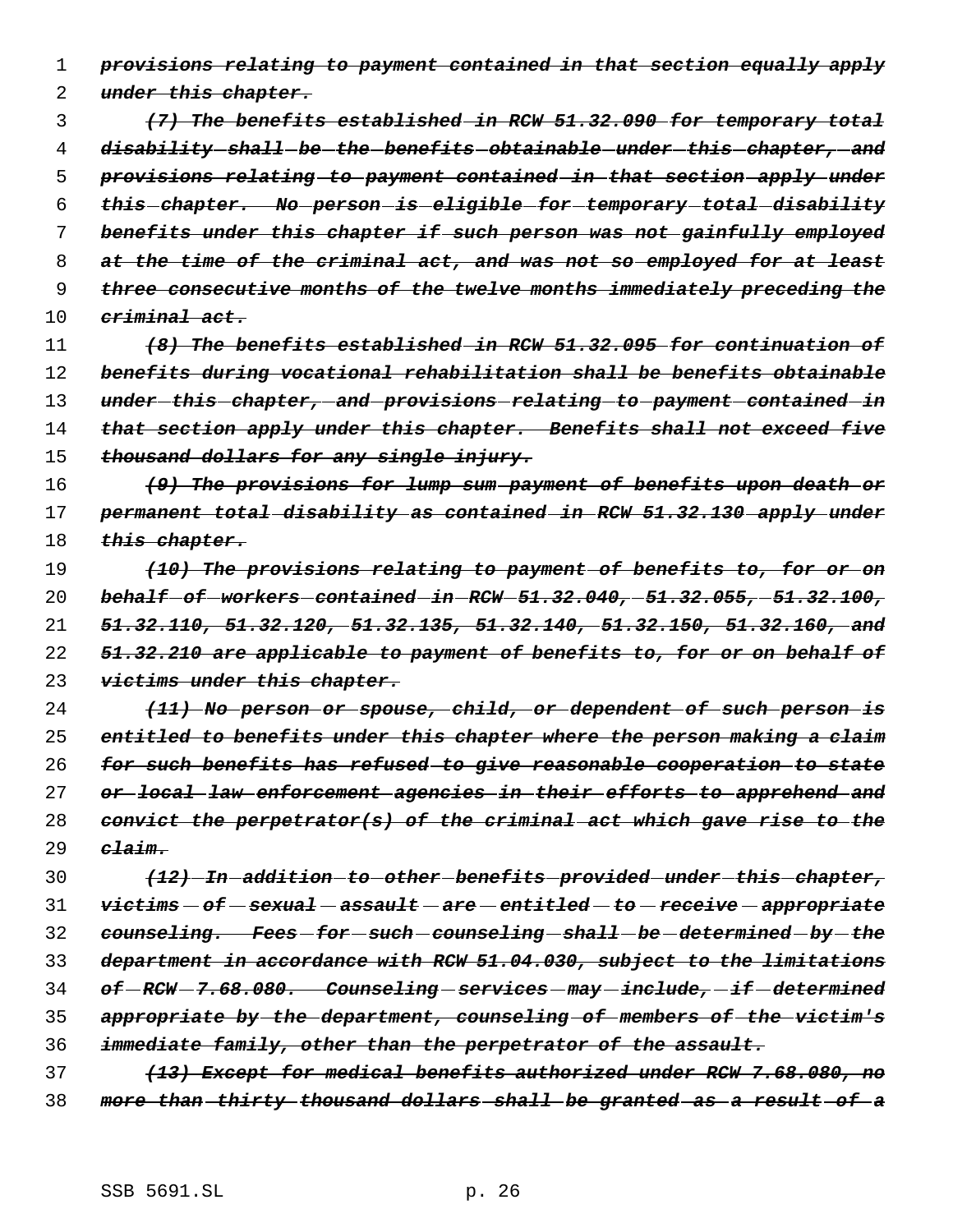~~*provisions relating to payment contained in that section equally apply under this chapter.*~~

~~*(7) The benefits established in RCW 51.32.090 for temporary total disability shall be the benefits obtainable under this chapter, and provisions relating to payment contained in that section apply under this chapter. No person is eligible for temporary total disability benefits under this chapter if such person was not gainfully employed at the time of the criminal act, and was not so employed for at least three consecutive months of the twelve months immediately preceding the criminal act.*~~

~~*(8) The benefits established in RCW 51.32.095 for continuation of benefits during vocational rehabilitation shall be benefits obtainable under this chapter, and provisions relating to payment contained in that section apply under this chapter. Benefits shall not exceed five thousand dollars for any single injury.*~~

~~*(9) The provisions for lump sum payment of benefits upon death or permanent total disability as contained in RCW 51.32.130 apply under this chapter.*~~

~~*(10) The provisions relating to payment of benefits to, for or on behalf of workers contained in RCW 51.32.040, 51.32.055, 51.32.100, 51.32.110, 51.32.120, 51.32.135, 51.32.140, 51.32.150, 51.32.160, and 51.32.210 are applicable to payment of benefits to, for or on behalf of victims under this chapter.*~~

~~*(11) No person or spouse, child, or dependent of such person is entitled to benefits under this chapter where the person making a claim for such benefits has refused to give reasonable cooperation to state or local law enforcement agencies in their efforts to apprehend and convict the perpetrator(s) of the criminal act which gave rise to the claim.*~~

~~*(12) In addition to other benefits provided under this chapter, victims of sexual assault are entitled to receive appropriate counseling. Fees for such counseling shall be determined by the department in accordance with RCW 51.04.030, subject to the limitations of RCW 7.68.080. Counseling services may include, if determined appropriate by the department, counseling of members of the victim's immediate family, other than the perpetrator of the assault.*~~

~~*(13) Except for medical benefits authorized under RCW 7.68.080, no more than thirty thousand dollars shall be granted as a result of a*~~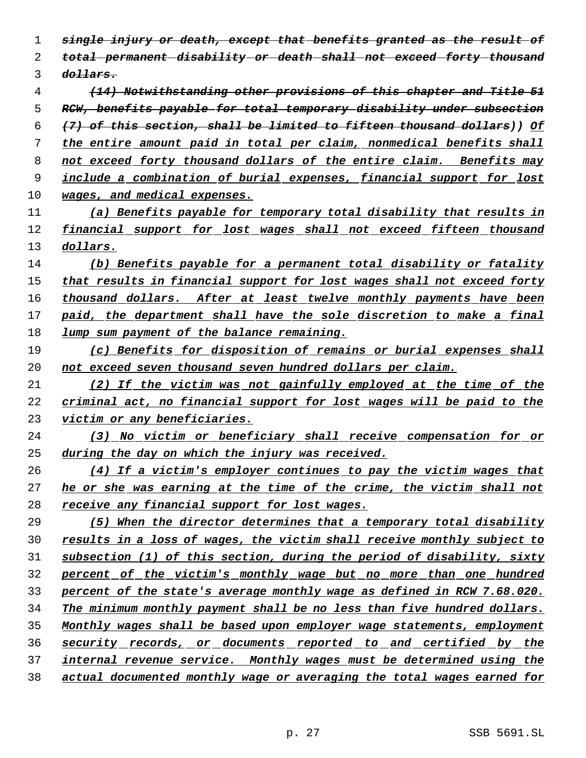~~single injury or death, except that benefits granted as the result of total permanent disability or death shall not exceed forty thousand dollars.~~

~~(14) Notwithstanding other provisions of this chapter and Title 51 RCW, benefits payable for total temporary disability under subsection (7) of this section, shall be limited to fifteen thousand dollars))~~ Of the entire amount paid in total per claim, nonmedical benefits shall not exceed forty thousand dollars of the entire claim. Benefits may include a combination of burial expenses, financial support for lost wages, and medical expenses.

(a) Benefits payable for temporary total disability that results in financial support for lost wages shall not exceed fifteen thousand dollars.

(b) Benefits payable for a permanent total disability or fatality that results in financial support for lost wages shall not exceed forty thousand dollars. After at least twelve monthly payments have been paid, the department shall have the sole discretion to make a final lump sum payment of the balance remaining.

(c) Benefits for disposition of remains or burial expenses shall not exceed seven thousand seven hundred dollars per claim.

(2) If the victim was not gainfully employed at the time of the criminal act, no financial support for lost wages will be paid to the victim or any beneficiaries.

(3) No victim or beneficiary shall receive compensation for or during the day on which the injury was received.

(4) If a victim's employer continues to pay the victim wages that he or she was earning at the time of the crime, the victim shall not receive any financial support for lost wages.

(5) When the director determines that a temporary total disability results in a loss of wages, the victim shall receive monthly subject to subsection (1) of this section, during the period of disability, sixty percent of the victim's monthly wage but no more than one hundred percent of the state's average monthly wage as defined in RCW 7.68.020. The minimum monthly payment shall be no less than five hundred dollars. Monthly wages shall be based upon employer wage statements, employment security records, or documents reported to and certified by the internal revenue service. Monthly wages must be determined using the actual documented monthly wage or averaging the total wages earned for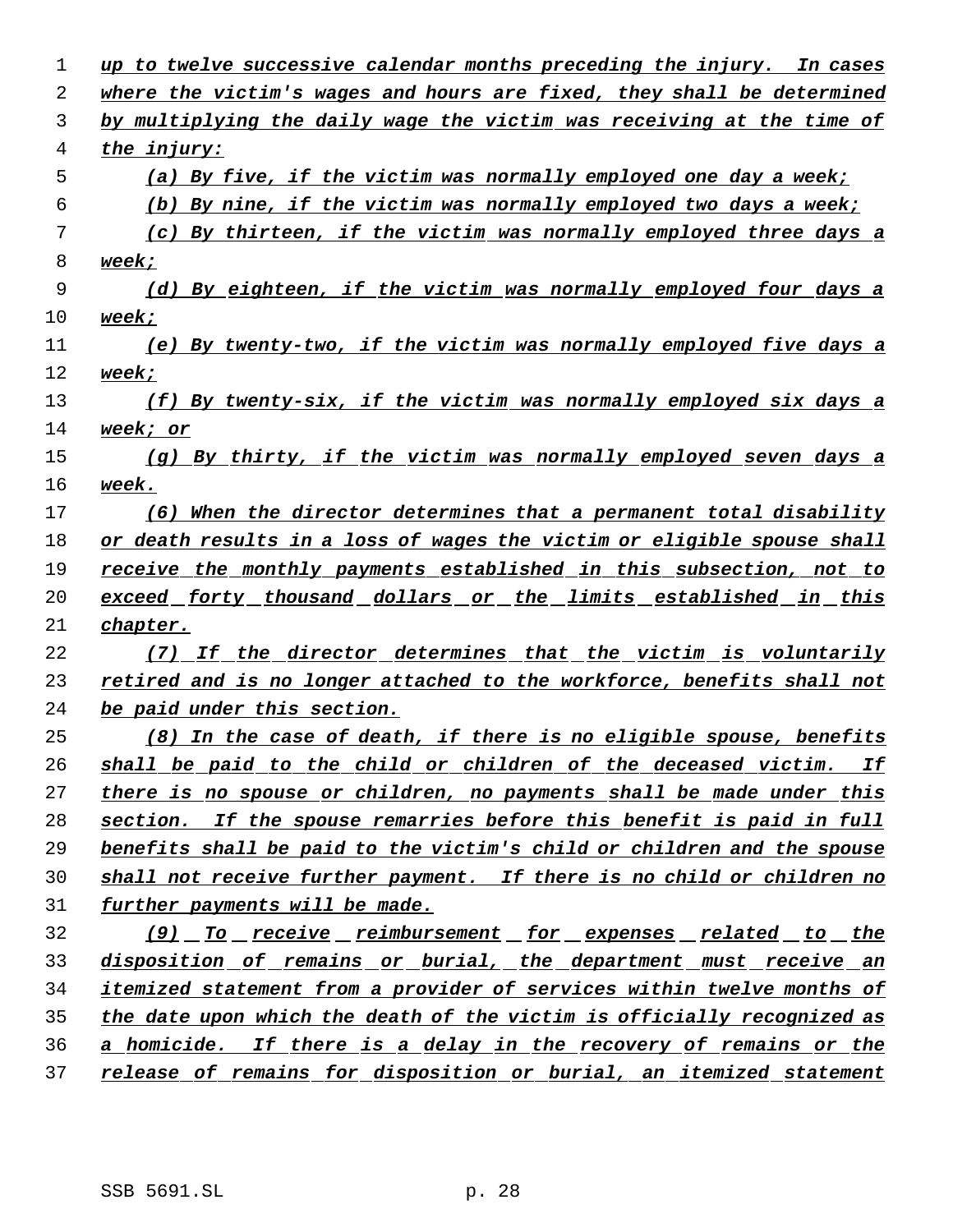*up to twelve successive calendar months preceding the injury. In cases where the victim's wages and hours are fixed, they shall be determined by multiplying the daily wage the victim was receiving at the time of the injury:*

*(a) By five, if the victim was normally employed one day a week;*

*(b) By nine, if the victim was normally employed two days a week;*

*(c) By thirteen, if the victim was normally employed three days a week;*

*(d) By eighteen, if the victim was normally employed four days a week;*

*(e) By twenty-two, if the victim was normally employed five days a week;*

*(f) By twenty-six, if the victim was normally employed six days a week; or*

*(g) By thirty, if the victim was normally employed seven days a week.*

*(6) When the director determines that a permanent total disability or death results in a loss of wages the victim or eligible spouse shall receive the monthly payments established in this subsection, not to exceed forty thousand dollars or the limits established in this chapter.*

*(7) If the director determines that the victim is voluntarily retired and is no longer attached to the workforce, benefits shall not be paid under this section.*

*(8) In the case of death, if there is no eligible spouse, benefits shall be paid to the child or children of the deceased victim. If there is no spouse or children, no payments shall be made under this section. If the spouse remarries before this benefit is paid in full benefits shall be paid to the victim's child or children and the spouse shall not receive further payment. If there is no child or children no further payments will be made.*

*(9) To receive reimbursement for expenses related to the disposition of remains or burial, the department must receive an itemized statement from a provider of services within twelve months of the date upon which the death of the victim is officially recognized as a homicide. If there is a delay in the recovery of remains or the release of remains for disposition or burial, an itemized statement*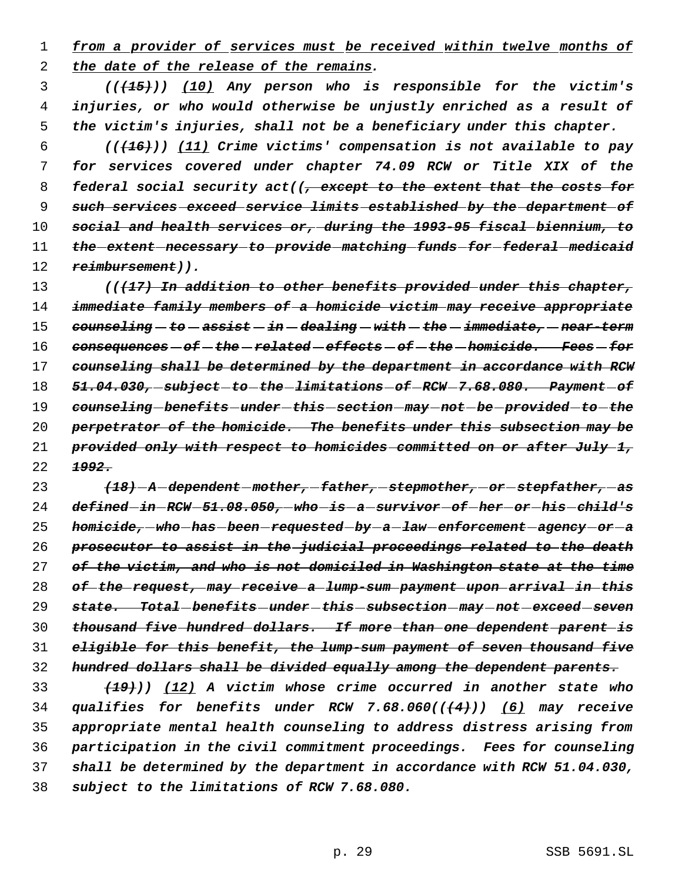from a provider of services must be received within twelve months of the date of the release of the remains.

(((15))) (10) Any person who is responsible for the victim's injuries, or who would otherwise be unjustly enriched as a result of the victim's injuries, shall not be a beneficiary under this chapter.

(((16))) (11) Crime victims' compensation is not available to pay for services covered under chapter 74.09 RCW or Title XIX of the federal social security act((~~, except to the extent that the costs for such services exceed service limits established by the department of social and health services or, during the 1993-95 fiscal biennium, to the extent necessary to provide matching funds for federal medicaid reimbursement~~)).

((~~(17) In addition to other benefits provided under this chapter, immediate family members of a homicide victim may receive appropriate counseling to assist in dealing with the immediate, near-term consequences of the related effects of the homicide. Fees for counseling shall be determined by the department in accordance with RCW 51.04.030, subject to the limitations of RCW 7.68.080. Payment of counseling benefits under this section may not be provided to the perpetrator of the homicide. The benefits under this subsection may be provided only with respect to homicides committed on or after July 1, 1992.~~

~~(18) A dependent mother, father, stepmother, or stepfather, as defined in RCW 51.08.050, who is a survivor of her or his child's homicide, who has been requested by a law enforcement agency or a prosecutor to assist in the judicial proceedings related to the death of the victim, and who is not domiciled in Washington state at the time of the request, may receive a lump-sum payment upon arrival in this state. Total benefits under this subsection may not exceed seven thousand five hundred dollars. If more than one dependent parent is eligible for this benefit, the lump-sum payment of seven thousand five hundred dollars shall be divided equally among the dependent parents.~~

~~(19)~~)) (12) A victim whose crime occurred in another state who qualifies for benefits under RCW 7.68.060((~~(4)~~)) (6) may receive appropriate mental health counseling to address distress arising from participation in the civil commitment proceedings. Fees for counseling shall be determined by the department in accordance with RCW 51.04.030, subject to the limitations of RCW 7.68.080.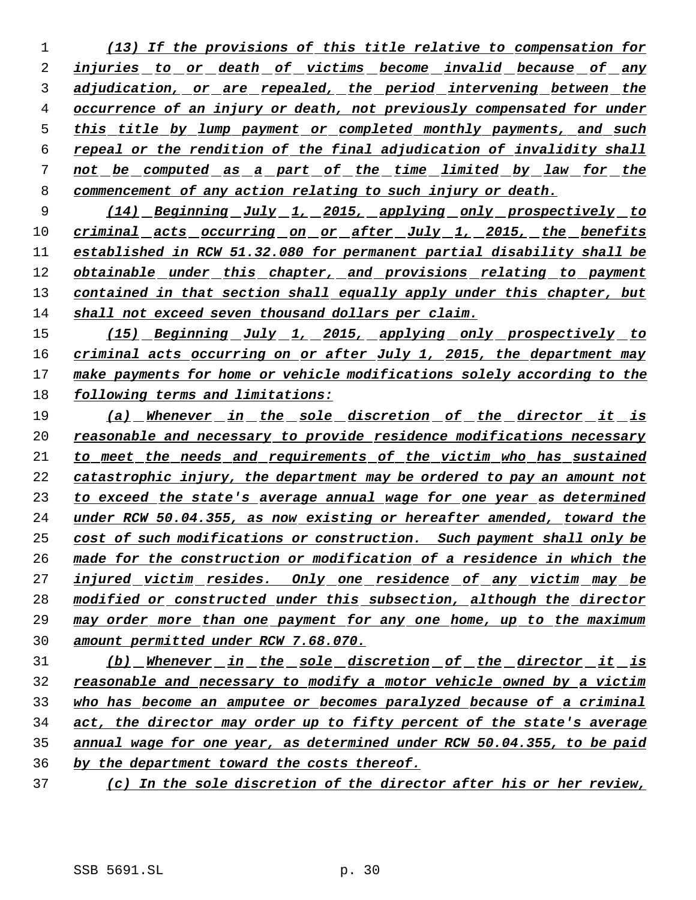(13) If the provisions of this title relative to compensation for injuries to or death of victims become invalid because of any adjudication, or are repealed, the period intervening between the occurrence of an injury or death, not previously compensated for under this title by lump payment or completed monthly payments, and such repeal or the rendition of the final adjudication of invalidity shall not be computed as a part of the time limited by law for the commencement of any action relating to such injury or death.

(14) Beginning July 1, 2015, applying only prospectively to criminal acts occurring on or after July 1, 2015, the benefits established in RCW 51.32.080 for permanent partial disability shall be obtainable under this chapter, and provisions relating to payment contained in that section shall equally apply under this chapter, but shall not exceed seven thousand dollars per claim.

(15) Beginning July 1, 2015, applying only prospectively to criminal acts occurring on or after July 1, 2015, the department may make payments for home or vehicle modifications solely according to the following terms and limitations:

(a) Whenever in the sole discretion of the director it is reasonable and necessary to provide residence modifications necessary to meet the needs and requirements of the victim who has sustained catastrophic injury, the department may be ordered to pay an amount not to exceed the state's average annual wage for one year as determined under RCW 50.04.355, as now existing or hereafter amended, toward the cost of such modifications or construction. Such payment shall only be made for the construction or modification of a residence in which the injured victim resides. Only one residence of any victim may be modified or constructed under this subsection, although the director may order more than one payment for any one home, up to the maximum amount permitted under RCW 7.68.070.

(b) Whenever in the sole discretion of the director it is reasonable and necessary to modify a motor vehicle owned by a victim who has become an amputee or becomes paralyzed because of a criminal act, the director may order up to fifty percent of the state's average annual wage for one year, as determined under RCW 50.04.355, to be paid by the department toward the costs thereof.

(c) In the sole discretion of the director after his or her review,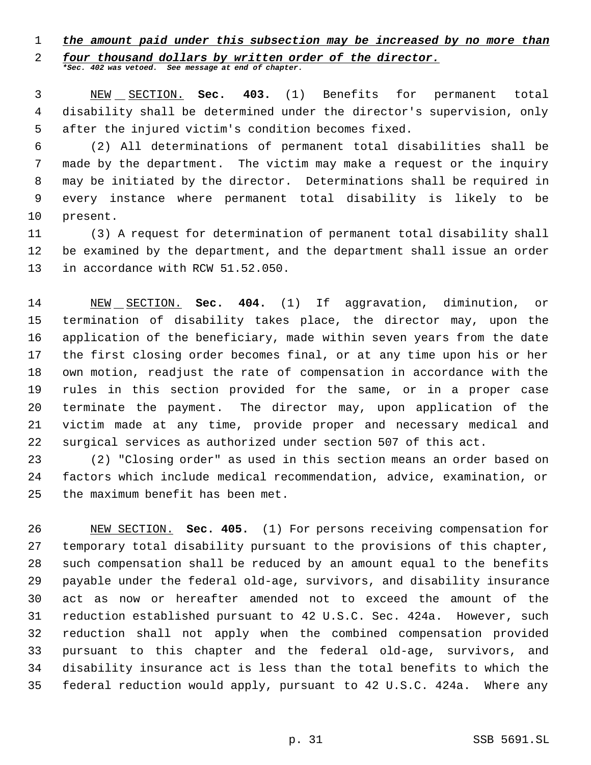***the amount paid under this subsection may be increased by no more than four thousand dollars by written order of the director.***

***Sec. 402 was vetoed. See message at end of chapter.***

NEW SECTION. **Sec. 403.** (1) Benefits for permanent total disability shall be determined under the director's supervision, only after the injured victim's condition becomes fixed.

(2) All determinations of permanent total disabilities shall be made by the department. The victim may make a request or the inquiry may be initiated by the director. Determinations shall be required in every instance where permanent total disability is likely to be present.

(3) A request for determination of permanent total disability shall be examined by the department, and the department shall issue an order in accordance with RCW 51.52.050.

NEW SECTION. **Sec. 404.** (1) If aggravation, diminution, or termination of disability takes place, the director may, upon the application of the beneficiary, made within seven years from the date the first closing order becomes final, or at any time upon his or her own motion, readjust the rate of compensation in accordance with the rules in this section provided for the same, or in a proper case terminate the payment. The director may, upon application of the victim made at any time, provide proper and necessary medical and surgical services as authorized under section 507 of this act.

(2) "Closing order" as used in this section means an order based on factors which include medical recommendation, advice, examination, or the maximum benefit has been met.

NEW SECTION. **Sec. 405.** (1) For persons receiving compensation for temporary total disability pursuant to the provisions of this chapter, such compensation shall be reduced by an amount equal to the benefits payable under the federal old-age, survivors, and disability insurance act as now or hereafter amended not to exceed the amount of the reduction established pursuant to 42 U.S.C. Sec. 424a. However, such reduction shall not apply when the combined compensation provided pursuant to this chapter and the federal old-age, survivors, and disability insurance act is less than the total benefits to which the federal reduction would apply, pursuant to 42 U.S.C. 424a. Where any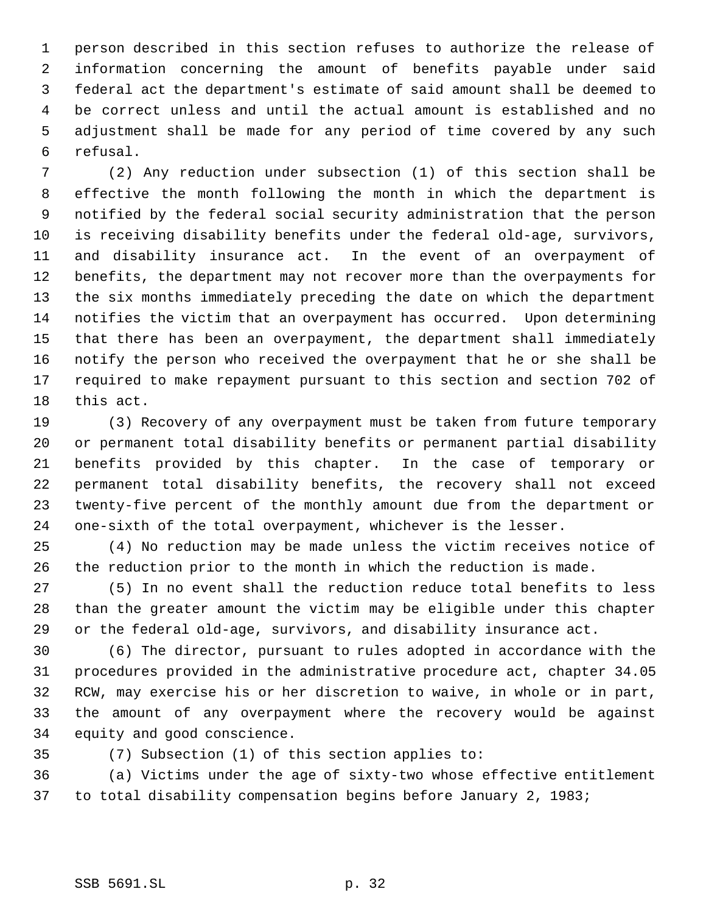person described in this section refuses to authorize the release of information concerning the amount of benefits payable under said federal act the department's estimate of said amount shall be deemed to be correct unless and until the actual amount is established and no adjustment shall be made for any period of time covered by any such refusal.

(2) Any reduction under subsection (1) of this section shall be effective the month following the month in which the department is notified by the federal social security administration that the person is receiving disability benefits under the federal old-age, survivors, and disability insurance act. In the event of an overpayment of benefits, the department may not recover more than the overpayments for the six months immediately preceding the date on which the department notifies the victim that an overpayment has occurred. Upon determining that there has been an overpayment, the department shall immediately notify the person who received the overpayment that he or she shall be required to make repayment pursuant to this section and section 702 of this act.

(3) Recovery of any overpayment must be taken from future temporary or permanent total disability benefits or permanent partial disability benefits provided by this chapter. In the case of temporary or permanent total disability benefits, the recovery shall not exceed twenty-five percent of the monthly amount due from the department or one-sixth of the total overpayment, whichever is the lesser.

(4) No reduction may be made unless the victim receives notice of the reduction prior to the month in which the reduction is made.

(5) In no event shall the reduction reduce total benefits to less than the greater amount the victim may be eligible under this chapter or the federal old-age, survivors, and disability insurance act.

(6) The director, pursuant to rules adopted in accordance with the procedures provided in the administrative procedure act, chapter 34.05 RCW, may exercise his or her discretion to waive, in whole or in part, the amount of any overpayment where the recovery would be against equity and good conscience.

(7) Subsection (1) of this section applies to:

(a) Victims under the age of sixty-two whose effective entitlement to total disability compensation begins before January 2, 1983;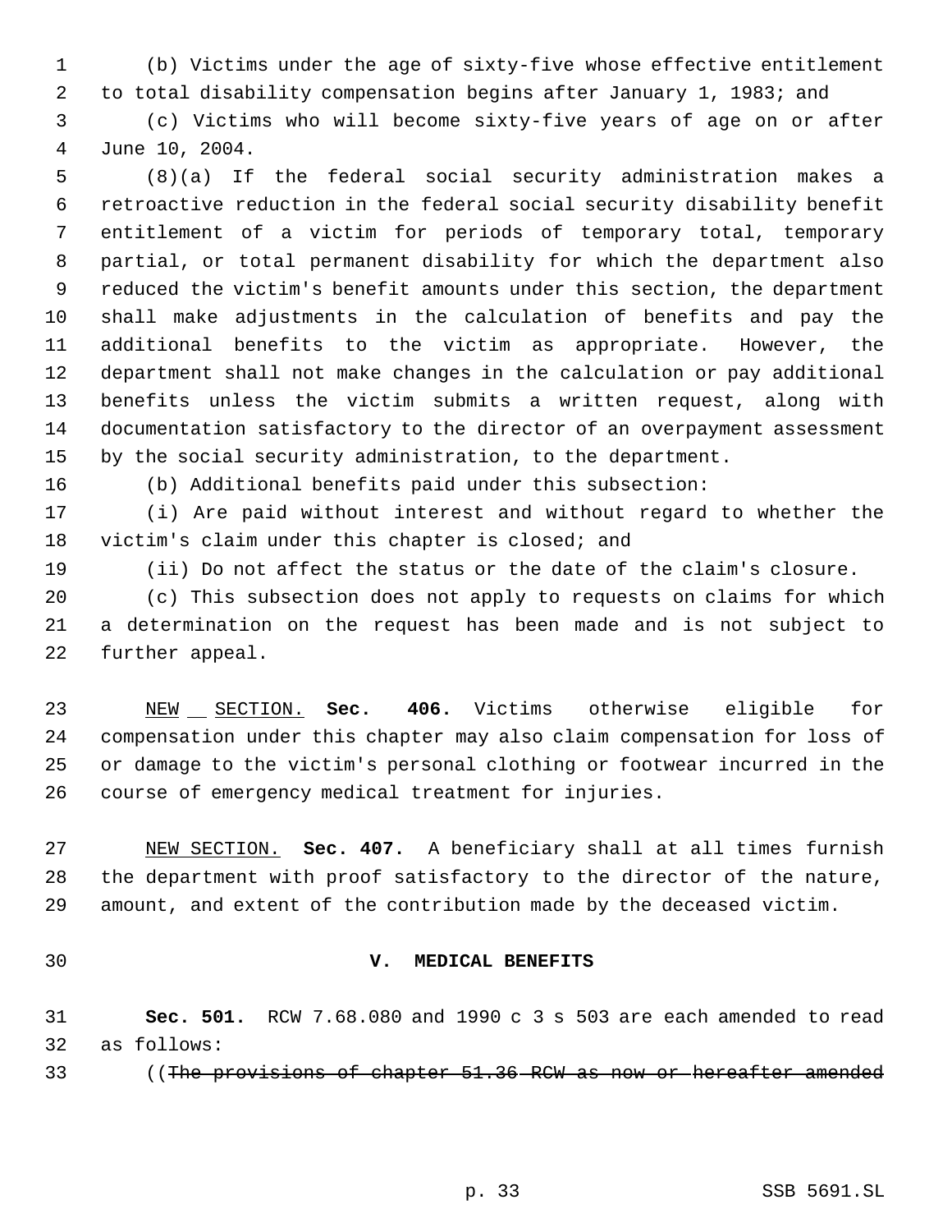(b) Victims under the age of sixty-five whose effective entitlement to total disability compensation begins after January 1, 1983; and

(c) Victims who will become sixty-five years of age on or after June 10, 2004.

(8)(a) If the federal social security administration makes a retroactive reduction in the federal social security disability benefit entitlement of a victim for periods of temporary total, temporary partial, or total permanent disability for which the department also reduced the victim's benefit amounts under this section, the department shall make adjustments in the calculation of benefits and pay the additional benefits to the victim as appropriate. However, the department shall not make changes in the calculation or pay additional benefits unless the victim submits a written request, along with documentation satisfactory to the director of an overpayment assessment by the social security administration, to the department.

(b) Additional benefits paid under this subsection:

(i) Are paid without interest and without regard to whether the victim's claim under this chapter is closed; and

(ii) Do not affect the status or the date of the claim's closure.

(c) This subsection does not apply to requests on claims for which a determination on the request has been made and is not subject to further appeal.

NEW SECTION. **Sec. 406.** Victims otherwise eligible for compensation under this chapter may also claim compensation for loss of or damage to the victim's personal clothing or footwear incurred in the course of emergency medical treatment for injuries.

NEW SECTION. **Sec. 407.** A beneficiary shall at all times furnish the department with proof satisfactory to the director of the nature, amount, and extent of the contribution made by the deceased victim.

## V. MEDICAL BENEFITS

**Sec. 501.** RCW 7.68.080 and 1990 c 3 s 503 are each amended to read as follows:

((~~The provisions of chapter 51.36 RCW as now or hereafter amended~~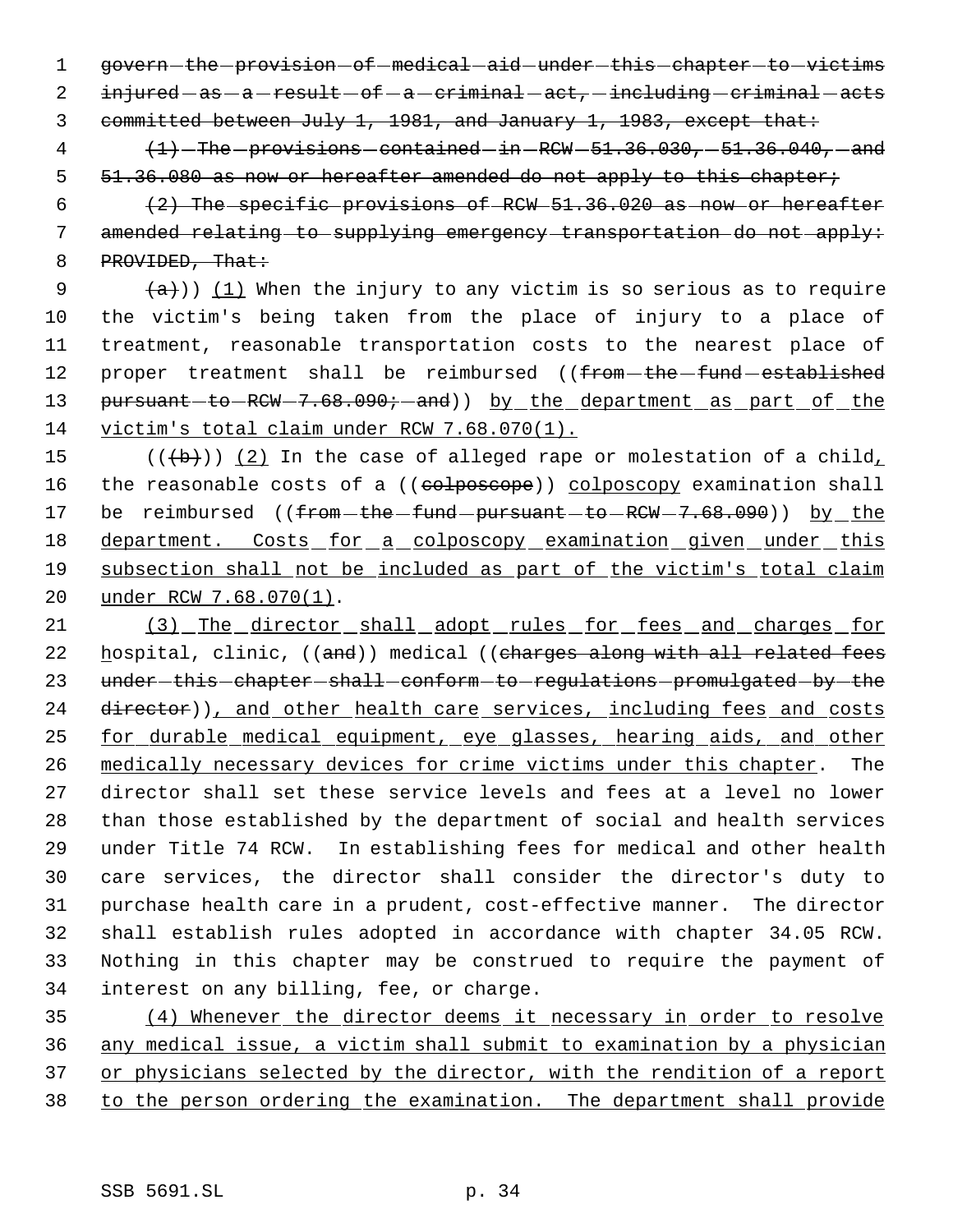govern the provision of medical aid under this chapter to victims injured as a result of a criminal act, including criminal acts committed between July 1, 1981, and January 1, 1983, except that:

(1) The provisions contained in RCW 51.36.030, 51.36.040, and 51.36.080 as now or hereafter amended do not apply to this chapter;

(2) The specific provisions of RCW 51.36.020 as now or hereafter amended relating to supplying emergency transportation do not apply: PROVIDED, That:

(a))) (1) When the injury to any victim is so serious as to require the victim's being taken from the place of injury to a place of treatment, reasonable transportation costs to the nearest place of proper treatment shall be reimbursed ((from the fund established pursuant to RCW 7.68.090; and)) by the department as part of the victim's total claim under RCW 7.68.070(1).

(((b))) (2) In the case of alleged rape or molestation of a child, the reasonable costs of a ((colposcope)) colposcopy examination shall be reimbursed ((from the fund pursuant to RCW 7.68.090)) by the department. Costs for a colposcopy examination given under this subsection shall not be included as part of the victim's total claim under RCW 7.68.070(1).

(3) The director shall adopt rules for fees and charges for hospital, clinic, ((and)) medical ((charges along with all related fees under this chapter shall conform to regulations promulgated by the director)), and other health care services, including fees and costs for durable medical equipment, eye glasses, hearing aids, and other medically necessary devices for crime victims under this chapter. The director shall set these service levels and fees at a level no lower than those established by the department of social and health services under Title 74 RCW. In establishing fees for medical and other health care services, the director shall consider the director's duty to purchase health care in a prudent, cost-effective manner. The director shall establish rules adopted in accordance with chapter 34.05 RCW. Nothing in this chapter may be construed to require the payment of interest on any billing, fee, or charge.

(4) Whenever the director deems it necessary in order to resolve any medical issue, a victim shall submit to examination by a physician or physicians selected by the director, with the rendition of a report to the person ordering the examination. The department shall provide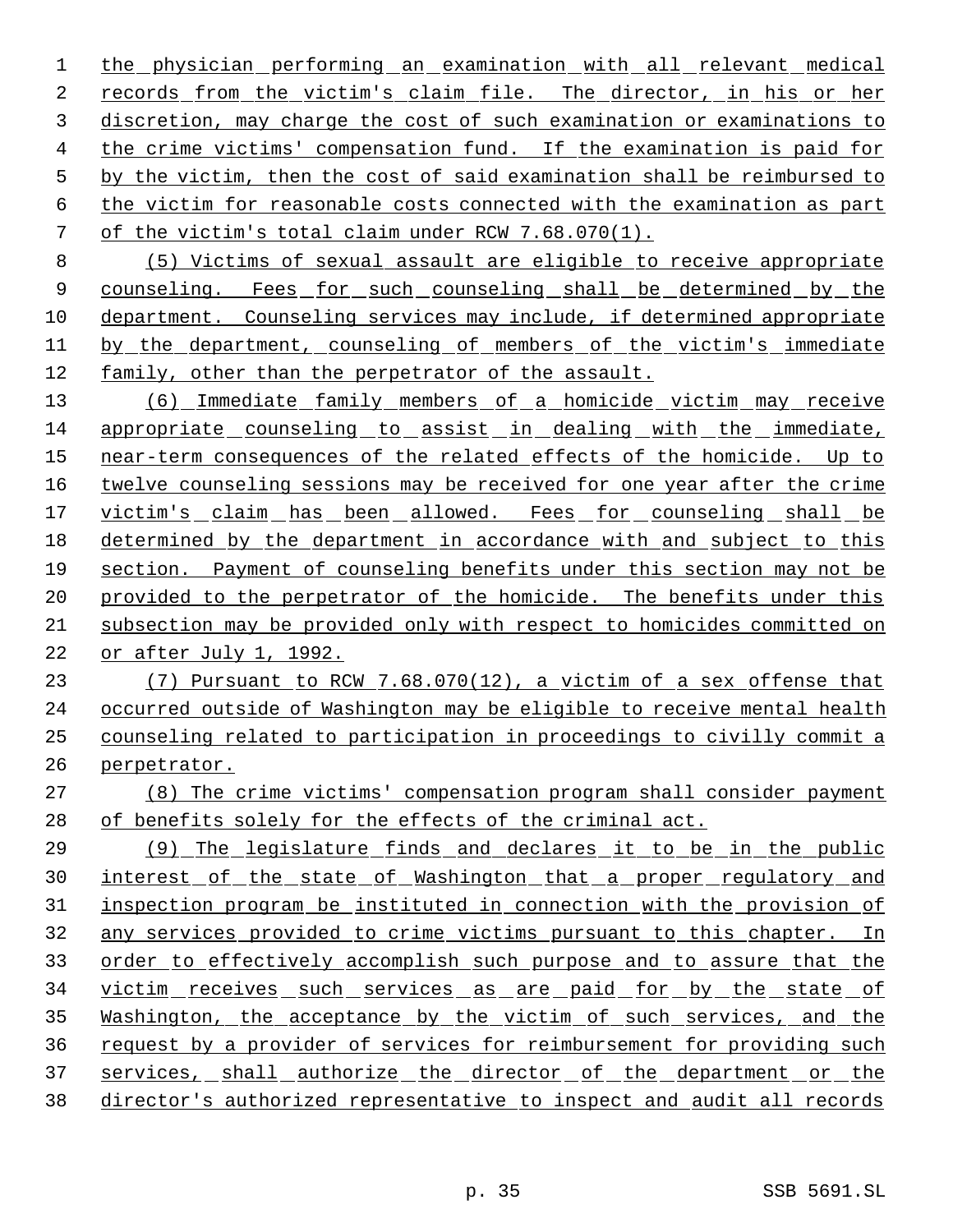the physician performing an examination with all relevant medical records from the victim's claim file. The director, in his or her discretion, may charge the cost of such examination or examinations to the crime victims' compensation fund. If the examination is paid for by the victim, then the cost of said examination shall be reimbursed to the victim for reasonable costs connected with the examination as part of the victim's total claim under RCW 7.68.070(1).

(5) Victims of sexual assault are eligible to receive appropriate counseling. Fees for such counseling shall be determined by the department. Counseling services may include, if determined appropriate by the department, counseling of members of the victim's immediate family, other than the perpetrator of the assault.

(6) Immediate family members of a homicide victim may receive appropriate counseling to assist in dealing with the immediate, near-term consequences of the related effects of the homicide. Up to twelve counseling sessions may be received for one year after the crime victim's claim has been allowed. Fees for counseling shall be determined by the department in accordance with and subject to this section. Payment of counseling benefits under this section may not be provided to the perpetrator of the homicide. The benefits under this subsection may be provided only with respect to homicides committed on or after July 1, 1992.

(7) Pursuant to RCW 7.68.070(12), a victim of a sex offense that occurred outside of Washington may be eligible to receive mental health counseling related to participation in proceedings to civilly commit a perpetrator.

(8) The crime victims' compensation program shall consider payment of benefits solely for the effects of the criminal act.

(9) The legislature finds and declares it to be in the public interest of the state of Washington that a proper regulatory and inspection program be instituted in connection with the provision of any services provided to crime victims pursuant to this chapter. In order to effectively accomplish such purpose and to assure that the victim receives such services as are paid for by the state of Washington, the acceptance by the victim of such services, and the request by a provider of services for reimbursement for providing such services, shall authorize the director of the department or the director's authorized representative to inspect and audit all records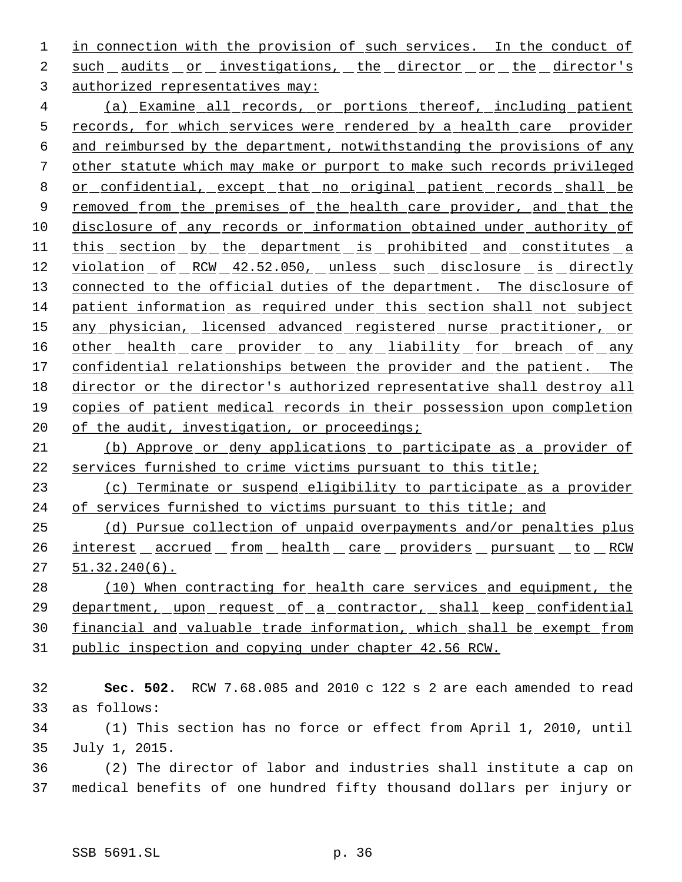in connection with the provision of such services. In the conduct of such audits or investigations, the director or the director's authorized representatives may:

(a) Examine all records, or portions thereof, including patient records, for which services were rendered by a health care provider and reimbursed by the department, notwithstanding the provisions of any other statute which may make or purport to make such records privileged or confidential, except that no original patient records shall be removed from the premises of the health care provider, and that the disclosure of any records or information obtained under authority of this section by the department is prohibited and constitutes a violation of RCW 42.52.050, unless such disclosure is directly connected to the official duties of the department. The disclosure of patient information as required under this section shall not subject any physician, licensed advanced registered nurse practitioner, or other health care provider to any liability for breach of any confidential relationships between the provider and the patient. The director or the director's authorized representative shall destroy all copies of patient medical records in their possession upon completion of the audit, investigation, or proceedings;

(b) Approve or deny applications to participate as a provider of services furnished to crime victims pursuant to this title;

(c) Terminate or suspend eligibility to participate as a provider of services furnished to victims pursuant to this title; and

(d) Pursue collection of unpaid overpayments and/or penalties plus interest accrued from health care providers pursuant to RCW 51.32.240(6).

(10) When contracting for health care services and equipment, the department, upon request of a contractor, shall keep confidential financial and valuable trade information, which shall be exempt from public inspection and copying under chapter 42.56 RCW.

**Sec. 502.** RCW 7.68.085 and 2010 c 122 s 2 are each amended to read as follows:

(1) This section has no force or effect from April 1, 2010, until July 1, 2015.

(2) The director of labor and industries shall institute a cap on medical benefits of one hundred fifty thousand dollars per injury or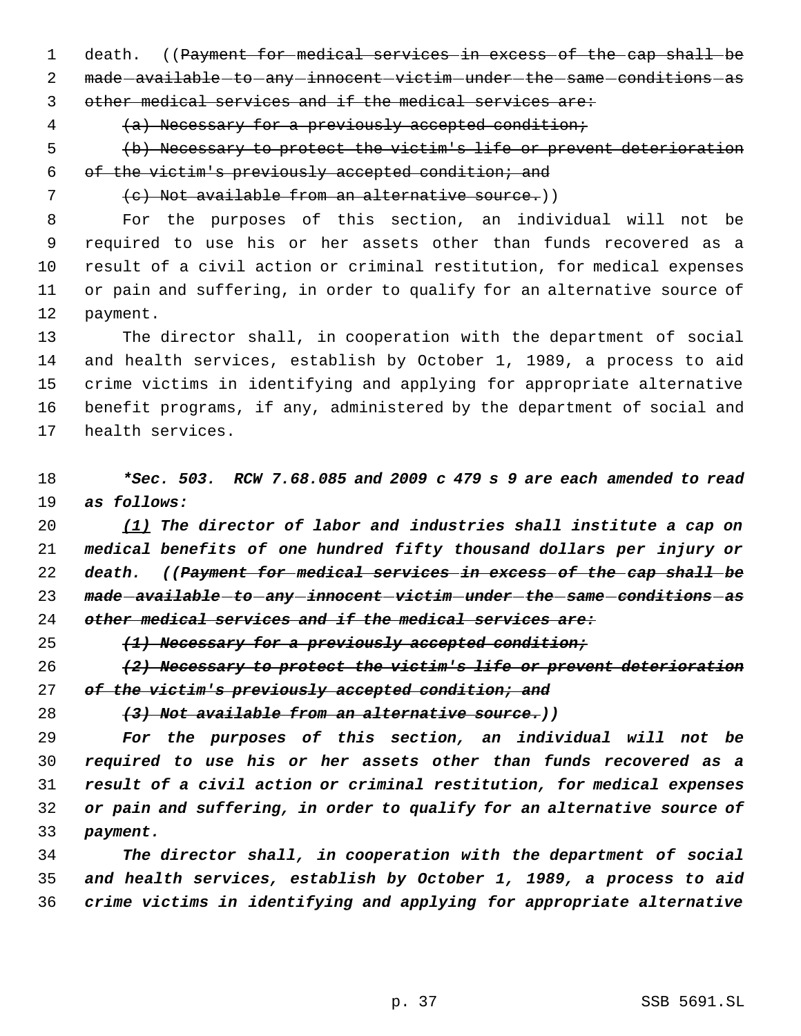death. ((~~Payment for medical services in excess of the cap shall be made available to any innocent victim under the same conditions as other medical services and if the medical services are:~~

~~(a) Necessary for a previously accepted condition;~~

~~(b) Necessary to protect the victim's life or prevent deterioration of the victim's previously accepted condition; and~~

~~(c) Not available from an alternative source.~~))

For the purposes of this section, an individual will not be required to use his or her assets other than funds recovered as a result of a civil action or criminal restitution, for medical expenses or pain and suffering, in order to qualify for an alternative source of payment.

The director shall, in cooperation with the department of social and health services, establish by October 1, 1989, a process to aid crime victims in identifying and applying for appropriate alternative benefit programs, if any, administered by the department of social and health services.

***Sec. 503. RCW 7.68.085 and 2009 c 479 s 9 are each amended to read as follows:***

***<u>(1)</u> The director of labor and industries shall institute a cap on medical benefits of one hundred fifty thousand dollars per injury or death. ((~~Payment for medical services in excess of the cap shall be made available to any innocent victim under the same conditions as other medical services and if the medical services are:~~***

***~~(1) Necessary for a previously accepted condition;~~***

***~~(2) Necessary to protect the victim's life or prevent deterioration of the victim's previously accepted condition; and~~***

***~~(3) Not available from an alternative source.~~))***

***For the purposes of this section, an individual will not be required to use his or her assets other than funds recovered as a result of a civil action or criminal restitution, for medical expenses or pain and suffering, in order to qualify for an alternative source of payment.***

***The director shall, in cooperation with the department of social and health services, establish by October 1, 1989, a process to aid crime victims in identifying and applying for appropriate alternative***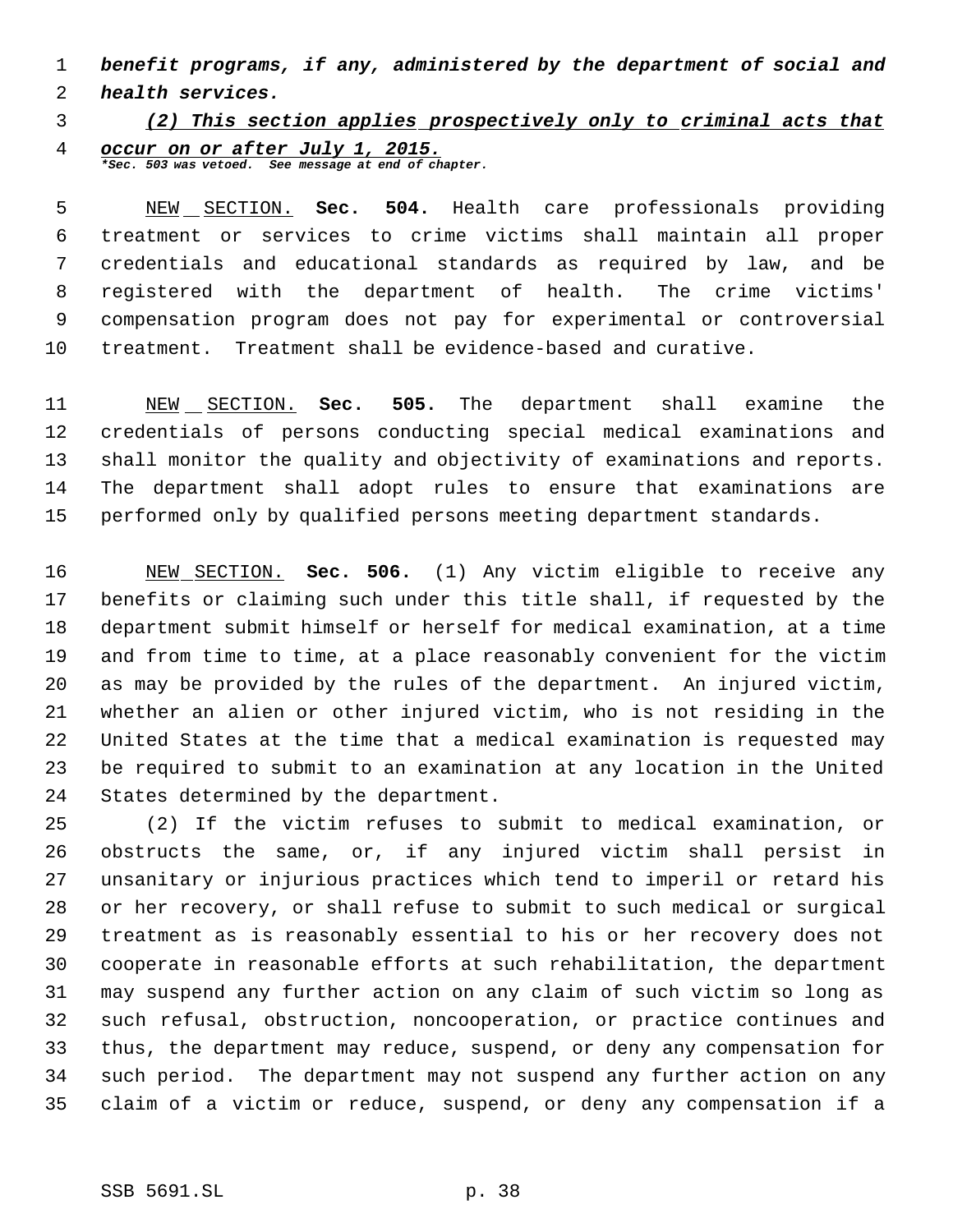***benefit programs, if any, administered by the department of social and health services.***

***(2) This section applies prospectively only to criminal acts that occur on or after July 1, 2015.***
****Sec. 503 was vetoed. See message at end of chapter.***

NEW SECTION. **Sec. 504.** Health care professionals providing treatment or services to crime victims shall maintain all proper credentials and educational standards as required by law, and be registered with the department of health. The crime victims' compensation program does not pay for experimental or controversial treatment. Treatment shall be evidence-based and curative.

NEW SECTION. **Sec. 505.** The department shall examine the credentials of persons conducting special medical examinations and shall monitor the quality and objectivity of examinations and reports. The department shall adopt rules to ensure that examinations are performed only by qualified persons meeting department standards.

NEW SECTION. **Sec. 506.** (1) Any victim eligible to receive any benefits or claiming such under this title shall, if requested by the department submit himself or herself for medical examination, at a time and from time to time, at a place reasonably convenient for the victim as may be provided by the rules of the department. An injured victim, whether an alien or other injured victim, who is not residing in the United States at the time that a medical examination is requested may be required to submit to an examination at any location in the United States determined by the department.

(2) If the victim refuses to submit to medical examination, or obstructs the same, or, if any injured victim shall persist in unsanitary or injurious practices which tend to imperil or retard his or her recovery, or shall refuse to submit to such medical or surgical treatment as is reasonably essential to his or her recovery does not cooperate in reasonable efforts at such rehabilitation, the department may suspend any further action on any claim of such victim so long as such refusal, obstruction, noncooperation, or practice continues and thus, the department may reduce, suspend, or deny any compensation for such period. The department may not suspend any further action on any claim of a victim or reduce, suspend, or deny any compensation if a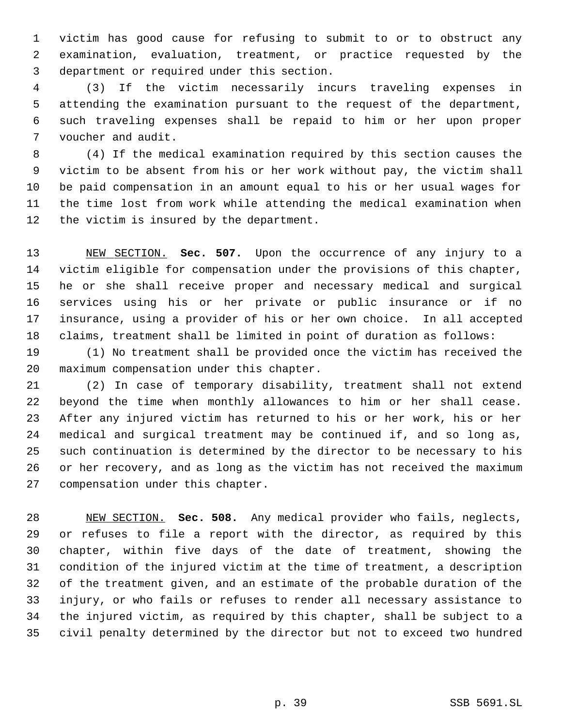victim has good cause for refusing to submit to or to obstruct any examination, evaluation, treatment, or practice requested by the department or required under this section.

(3) If the victim necessarily incurs traveling expenses in attending the examination pursuant to the request of the department, such traveling expenses shall be repaid to him or her upon proper voucher and audit.

(4) If the medical examination required by this section causes the victim to be absent from his or her work without pay, the victim shall be paid compensation in an amount equal to his or her usual wages for the time lost from work while attending the medical examination when the victim is insured by the department.

NEW SECTION. **Sec. 507.** Upon the occurrence of any injury to a victim eligible for compensation under the provisions of this chapter, he or she shall receive proper and necessary medical and surgical services using his or her private or public insurance or if no insurance, using a provider of his or her own choice. In all accepted claims, treatment shall be limited in point of duration as follows:

(1) No treatment shall be provided once the victim has received the maximum compensation under this chapter.

(2) In case of temporary disability, treatment shall not extend beyond the time when monthly allowances to him or her shall cease. After any injured victim has returned to his or her work, his or her medical and surgical treatment may be continued if, and so long as, such continuation is determined by the director to be necessary to his or her recovery, and as long as the victim has not received the maximum compensation under this chapter.

NEW SECTION. **Sec. 508.** Any medical provider who fails, neglects, or refuses to file a report with the director, as required by this chapter, within five days of the date of treatment, showing the condition of the injured victim at the time of treatment, a description of the treatment given, and an estimate of the probable duration of the injury, or who fails or refuses to render all necessary assistance to the injured victim, as required by this chapter, shall be subject to a civil penalty determined by the director but not to exceed two hundred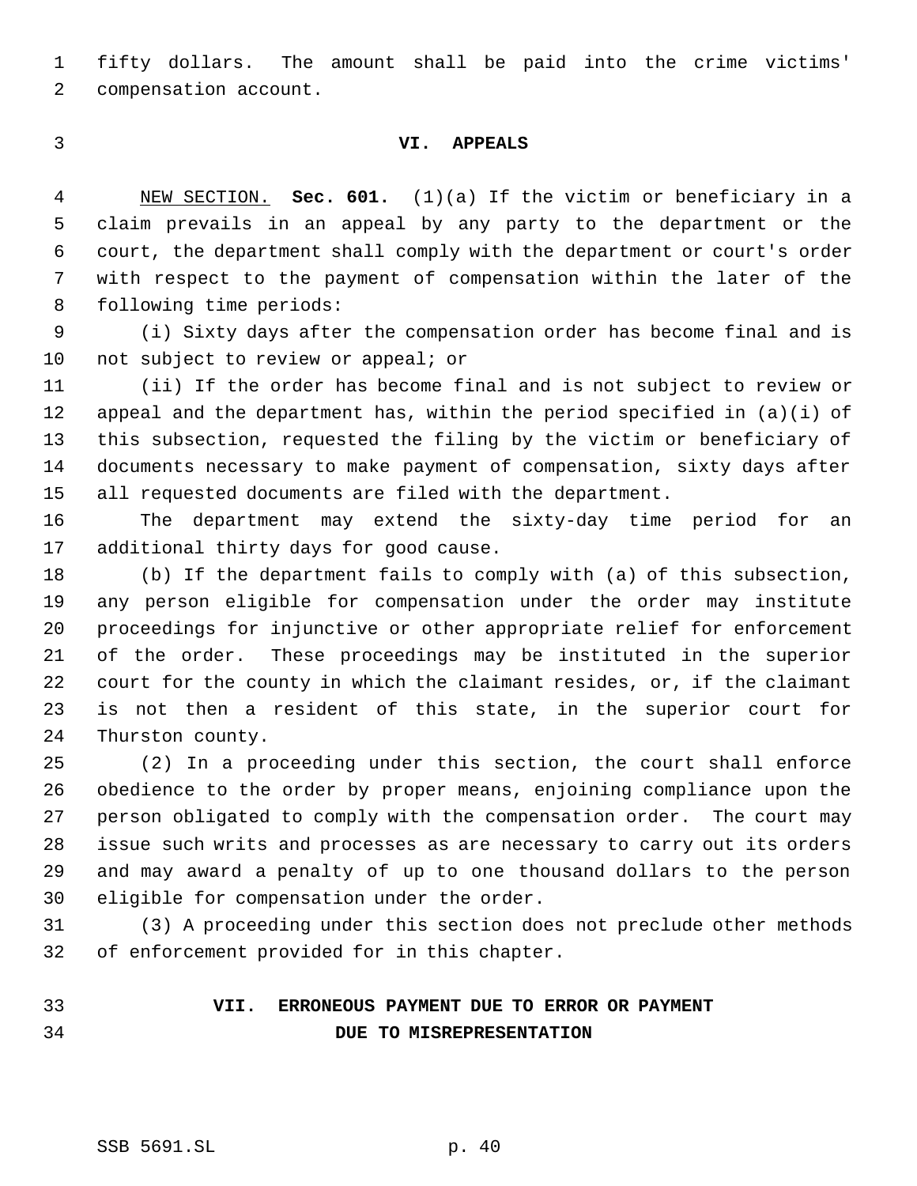fifty dollars. The amount shall be paid into the crime victims' compensation account.

## VI. APPEALS

NEW SECTION. **Sec. 601.** (1)(a) If the victim or beneficiary in a claim prevails in an appeal by any party to the department or the court, the department shall comply with the department or court's order with respect to the payment of compensation within the later of the following time periods:

(i) Sixty days after the compensation order has become final and is not subject to review or appeal; or

(ii) If the order has become final and is not subject to review or appeal and the department has, within the period specified in (a)(i) of this subsection, requested the filing by the victim or beneficiary of documents necessary to make payment of compensation, sixty days after all requested documents are filed with the department.

The department may extend the sixty-day time period for an additional thirty days for good cause.

(b) If the department fails to comply with (a) of this subsection, any person eligible for compensation under the order may institute proceedings for injunctive or other appropriate relief for enforcement of the order. These proceedings may be instituted in the superior court for the county in which the claimant resides, or, if the claimant is not then a resident of this state, in the superior court for Thurston county.

(2) In a proceeding under this section, the court shall enforce obedience to the order by proper means, enjoining compliance upon the person obligated to comply with the compensation order. The court may issue such writs and processes as are necessary to carry out its orders and may award a penalty of up to one thousand dollars to the person eligible for compensation under the order.

(3) A proceeding under this section does not preclude other methods of enforcement provided for in this chapter.

## VII. ERRONEOUS PAYMENT DUE TO ERROR OR PAYMENT DUE TO MISREPRESENTATION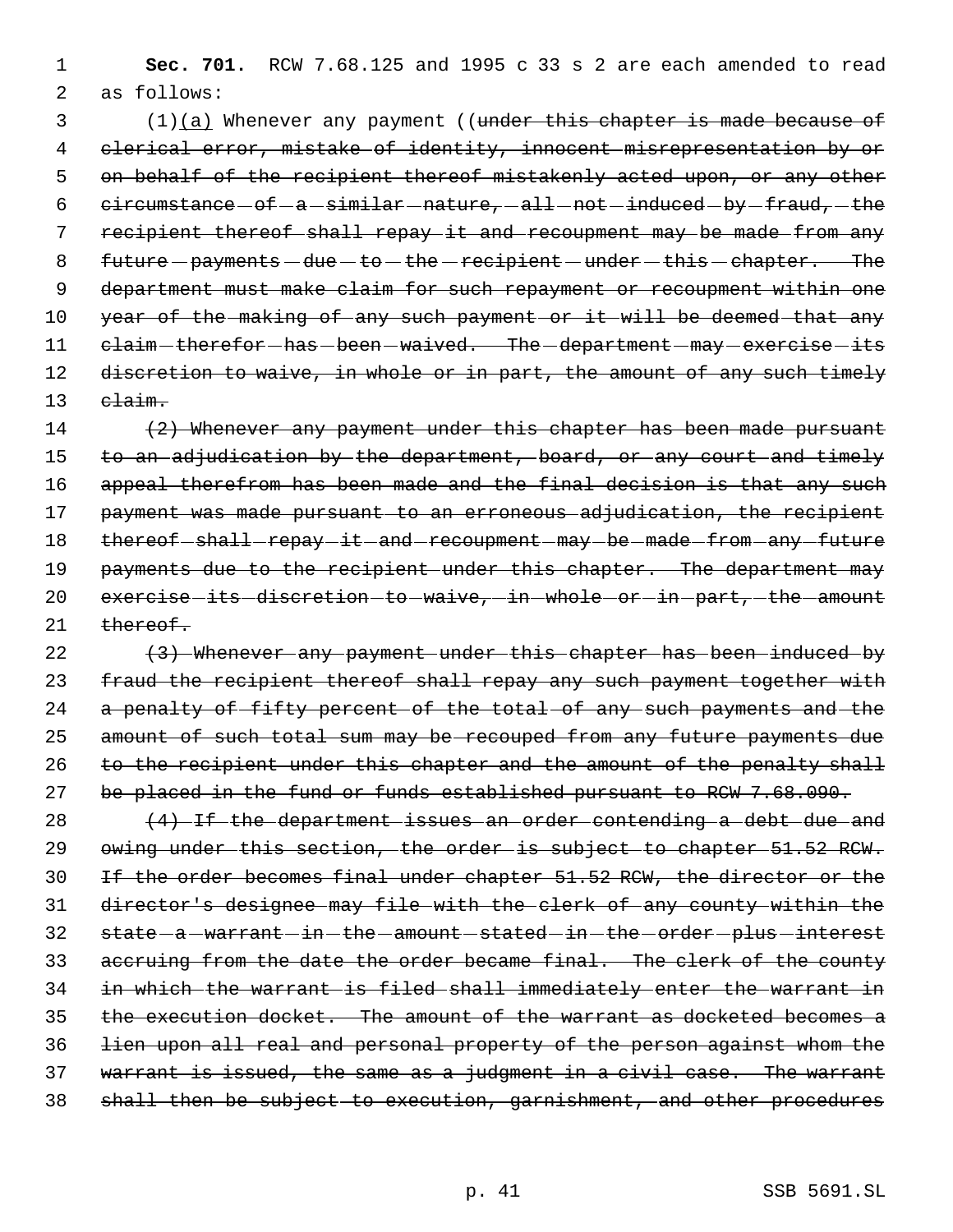**Sec. 701.** RCW 7.68.125 and 1995 c 33 s 2 are each amended to read as follows:

(1)<u>(a)</u> Whenever any payment ((~~under this chapter is made because of clerical error, mistake of identity, innocent misrepresentation by or on behalf of the recipient thereof mistakenly acted upon, or any other circumstance of a similar nature, all not induced by fraud, the recipient thereof shall repay it and recoupment may be made from any future payments due to the recipient under this chapter. The department must make claim for such repayment or recoupment within one year of the making of any such payment or it will be deemed that any claim therefor has been waived. The department may exercise its discretion to waive, in whole or in part, the amount of any such timely claim.~~

~~(2) Whenever any payment under this chapter has been made pursuant to an adjudication by the department, board, or any court and timely appeal therefrom has been made and the final decision is that any such payment was made pursuant to an erroneous adjudication, the recipient thereof shall repay it and recoupment may be made from any future payments due to the recipient under this chapter. The department may exercise its discretion to waive, in whole or in part, the amount thereof.~~

~~(3) Whenever any payment under this chapter has been induced by fraud the recipient thereof shall repay any such payment together with a penalty of fifty percent of the total of any such payments and the amount of such total sum may be recouped from any future payments due to the recipient under this chapter and the amount of the penalty shall be placed in the fund or funds established pursuant to RCW 7.68.090.~~

~~(4) If the department issues an order contending a debt due and owing under this section, the order is subject to chapter 51.52 RCW. If the order becomes final under chapter 51.52 RCW, the director or the director's designee may file with the clerk of any county within the state a warrant in the amount stated in the order plus interest accruing from the date the order became final. The clerk of the county in which the warrant is filed shall immediately enter the warrant in the execution docket. The amount of the warrant as docketed becomes a lien upon all real and personal property of the person against whom the warrant is issued, the same as a judgment in a civil case. The warrant shall then be subject to execution, garnishment, and other procedures~~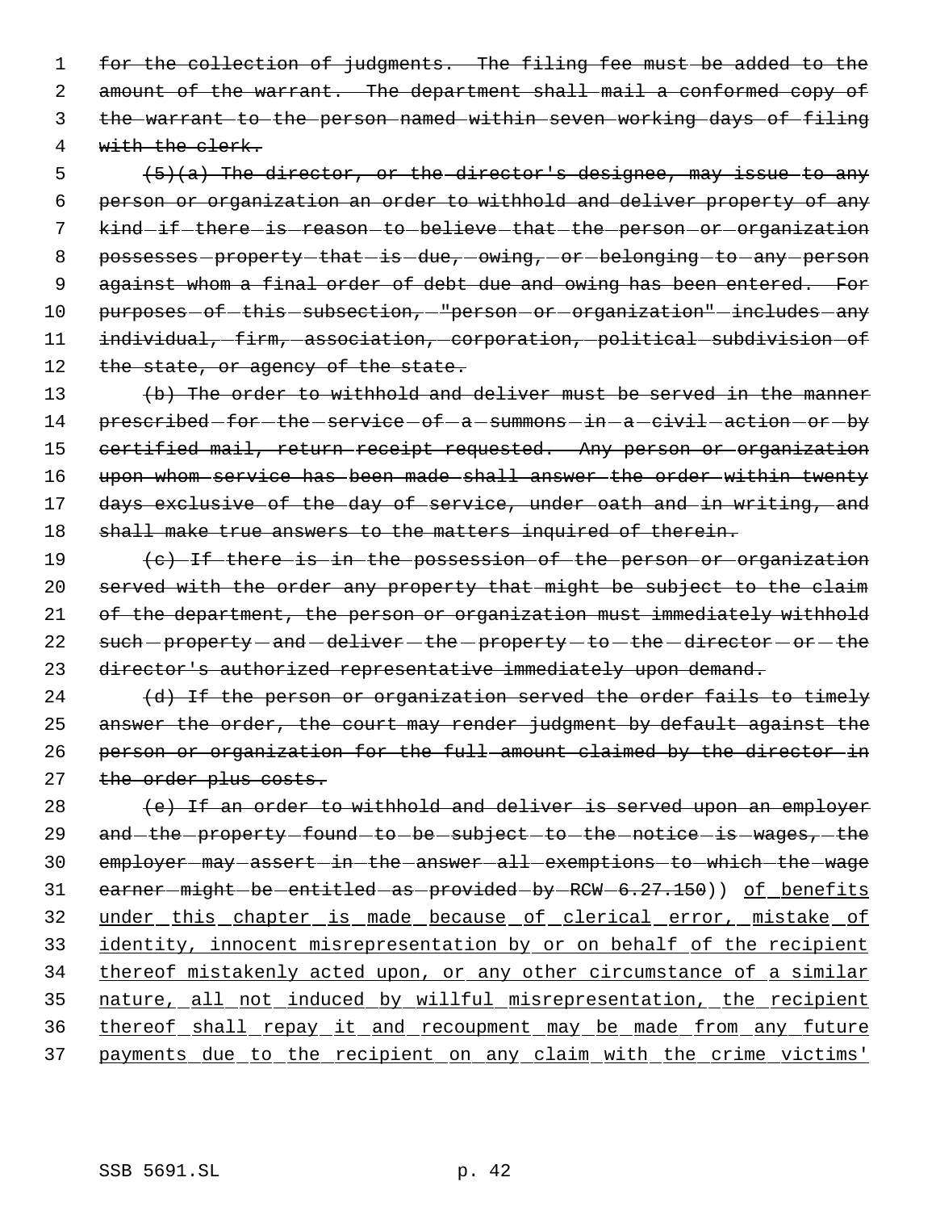~~for the collection of judgments. The filing fee must be added to the amount of the warrant. The department shall mail a conformed copy of the warrant to the person named within seven working days of filing with the clerk.~~

~~(5)(a) The director, or the director's designee, may issue to any person or organization an order to withhold and deliver property of any kind if there is reason to believe that the person or organization possesses property that is due, owing, or belonging to any person against whom a final order of debt due and owing has been entered. For purposes of this subsection, "person or organization" includes any individual, firm, association, corporation, political subdivision of the state, or agency of the state.~~

~~(b) The order to withhold and deliver must be served in the manner prescribed for the service of a summons in a civil action or by certified mail, return receipt requested. Any person or organization upon whom service has been made shall answer the order within twenty days exclusive of the day of service, under oath and in writing, and shall make true answers to the matters inquired of therein.~~

~~(c) If there is in the possession of the person or organization served with the order any property that might be subject to the claim of the department, the person or organization must immediately withhold such property and deliver the property to the director or the director's authorized representative immediately upon demand.~~

~~(d) If the person or organization served the order fails to timely answer the order, the court may render judgment by default against the person or organization for the full amount claimed by the director in the order plus costs.~~

~~(e) If an order to withhold and deliver is served upon an employer and the property found to be subject to the notice is wages, the employer may assert in the answer all exemptions to which the wage earner might be entitled as provided by RCW 6.27.150~~)) <u>of benefits under this chapter is made because of clerical error, mistake of identity, innocent misrepresentation by or on behalf of the recipient thereof mistakenly acted upon, or any other circumstance of a similar nature, all not induced by willful misrepresentation, the recipient thereof shall repay it and recoupment may be made from any future payments due to the recipient on any claim with the crime victims'</u>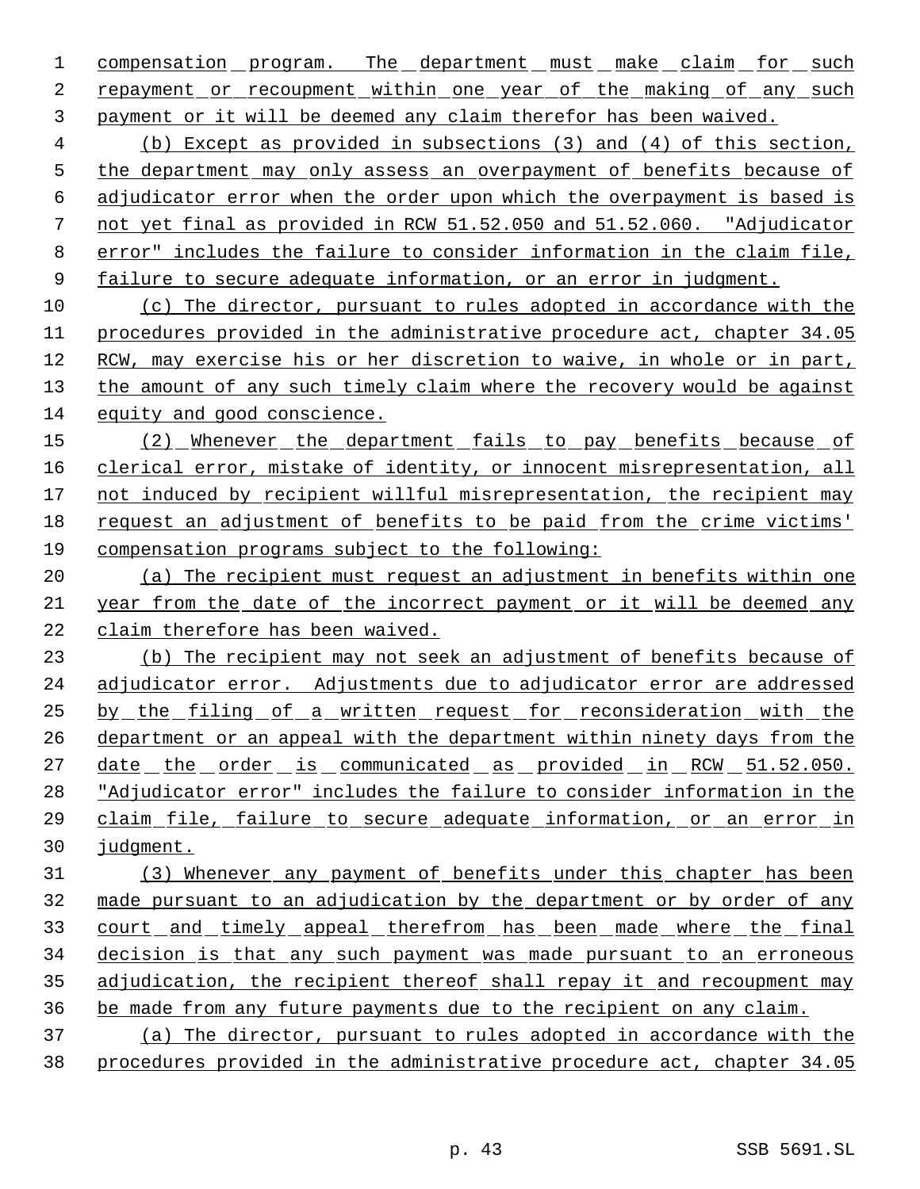compensation program. The department must make claim for such repayment or recoupment within one year of the making of any such payment or it will be deemed any claim therefor has been waived.

(b) Except as provided in subsections (3) and (4) of this section, the department may only assess an overpayment of benefits because of adjudicator error when the order upon which the overpayment is based is not yet final as provided in RCW 51.52.050 and 51.52.060. "Adjudicator error" includes the failure to consider information in the claim file, failure to secure adequate information, or an error in judgment.

(c) The director, pursuant to rules adopted in accordance with the procedures provided in the administrative procedure act, chapter 34.05 RCW, may exercise his or her discretion to waive, in whole or in part, the amount of any such timely claim where the recovery would be against equity and good conscience.

(2) Whenever the department fails to pay benefits because of clerical error, mistake of identity, or innocent misrepresentation, all not induced by recipient willful misrepresentation, the recipient may request an adjustment of benefits to be paid from the crime victims' compensation programs subject to the following:

(a) The recipient must request an adjustment in benefits within one year from the date of the incorrect payment or it will be deemed any claim therefore has been waived.

(b) The recipient may not seek an adjustment of benefits because of adjudicator error. Adjustments due to adjudicator error are addressed by the filing of a written request for reconsideration with the department or an appeal with the department within ninety days from the date the order is communicated as provided in RCW 51.52.050. "Adjudicator error" includes the failure to consider information in the claim file, failure to secure adequate information, or an error in judgment.

(3) Whenever any payment of benefits under this chapter has been made pursuant to an adjudication by the department or by order of any court and timely appeal therefrom has been made where the final decision is that any such payment was made pursuant to an erroneous adjudication, the recipient thereof shall repay it and recoupment may be made from any future payments due to the recipient on any claim.

(a) The director, pursuant to rules adopted in accordance with the procedures provided in the administrative procedure act, chapter 34.05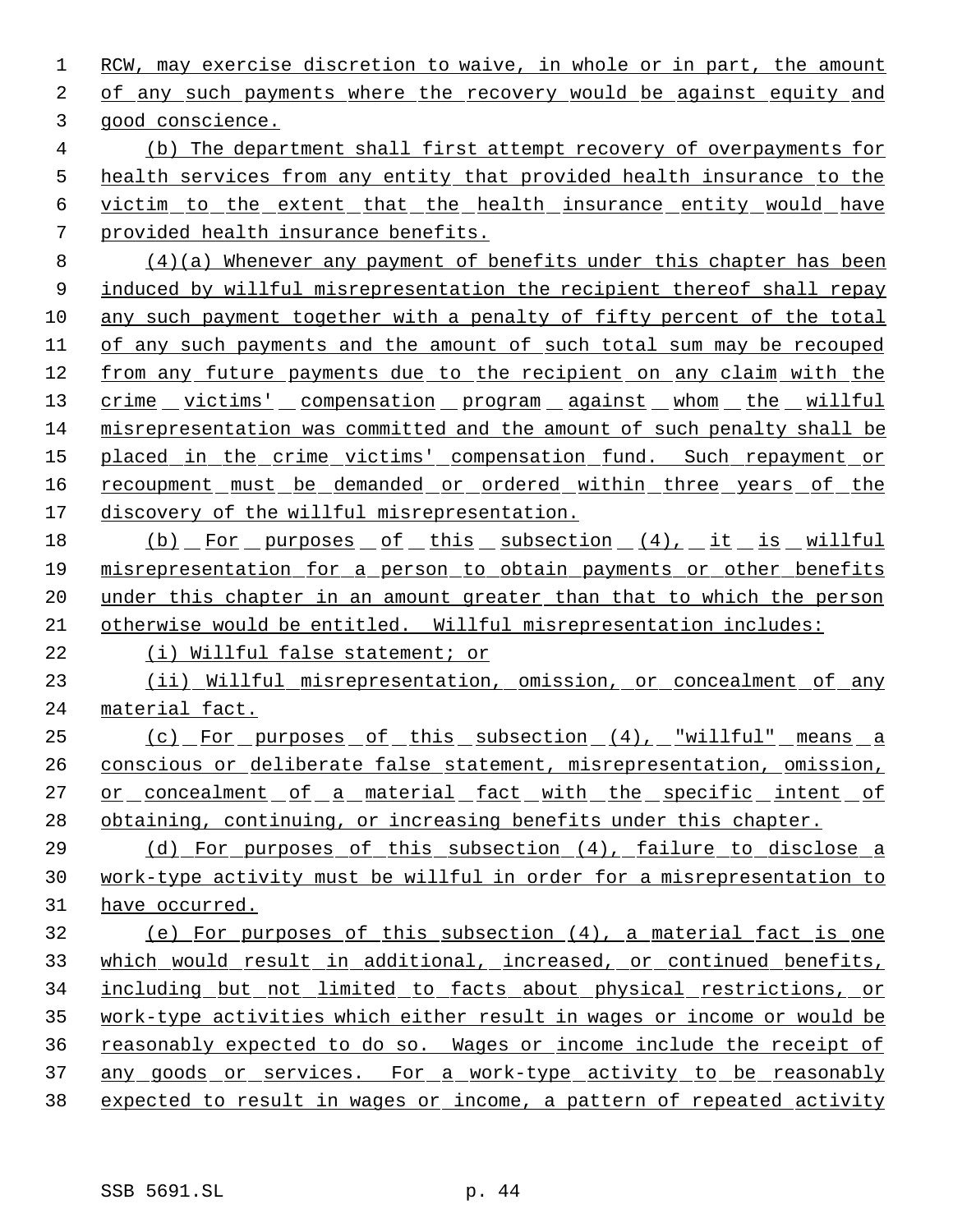RCW, may exercise discretion to waive, in whole or in part, the amount of any such payments where the recovery would be against equity and good conscience.

(b) The department shall first attempt recovery of overpayments for health services from any entity that provided health insurance to the victim to the extent that the health insurance entity would have provided health insurance benefits.

(4)(a) Whenever any payment of benefits under this chapter has been induced by willful misrepresentation the recipient thereof shall repay any such payment together with a penalty of fifty percent of the total of any such payments and the amount of such total sum may be recouped from any future payments due to the recipient on any claim with the crime victims' compensation program against whom the willful misrepresentation was committed and the amount of such penalty shall be placed in the crime victims' compensation fund. Such repayment or recoupment must be demanded or ordered within three years of the discovery of the willful misrepresentation.

(b) For purposes of this subsection (4), it is willful misrepresentation for a person to obtain payments or other benefits under this chapter in an amount greater than that to which the person otherwise would be entitled. Willful misrepresentation includes:

(i) Willful false statement; or

(ii) Willful misrepresentation, omission, or concealment of any material fact.

(c) For purposes of this subsection (4), "willful" means a conscious or deliberate false statement, misrepresentation, omission, or concealment of a material fact with the specific intent of obtaining, continuing, or increasing benefits under this chapter.

(d) For purposes of this subsection (4), failure to disclose a work-type activity must be willful in order for a misrepresentation to have occurred.

(e) For purposes of this subsection (4), a material fact is one which would result in additional, increased, or continued benefits, including but not limited to facts about physical restrictions, or work-type activities which either result in wages or income or would be reasonably expected to do so. Wages or income include the receipt of any goods or services. For a work-type activity to be reasonably expected to result in wages or income, a pattern of repeated activity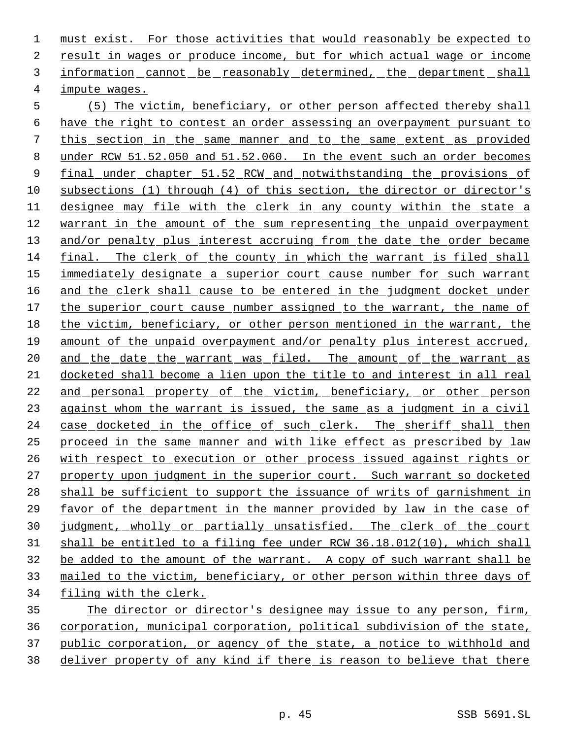must exist. For those activities that would reasonably be expected to result in wages or produce income, but for which actual wage or income information cannot be reasonably determined, the department shall impute wages.

(5) The victim, beneficiary, or other person affected thereby shall have the right to contest an order assessing an overpayment pursuant to this section in the same manner and to the same extent as provided under RCW 51.52.050 and 51.52.060. In the event such an order becomes final under chapter 51.52 RCW and notwithstanding the provisions of subsections (1) through (4) of this section, the director or director's designee may file with the clerk in any county within the state a warrant in the amount of the sum representing the unpaid overpayment and/or penalty plus interest accruing from the date the order became final. The clerk of the county in which the warrant is filed shall immediately designate a superior court cause number for such warrant and the clerk shall cause to be entered in the judgment docket under the superior court cause number assigned to the warrant, the name of the victim, beneficiary, or other person mentioned in the warrant, the amount of the unpaid overpayment and/or penalty plus interest accrued, and the date the warrant was filed. The amount of the warrant as docketed shall become a lien upon the title to and interest in all real and personal property of the victim, beneficiary, or other person against whom the warrant is issued, the same as a judgment in a civil case docketed in the office of such clerk. The sheriff shall then proceed in the same manner and with like effect as prescribed by law with respect to execution or other process issued against rights or property upon judgment in the superior court. Such warrant so docketed shall be sufficient to support the issuance of writs of garnishment in favor of the department in the manner provided by law in the case of judgment, wholly or partially unsatisfied. The clerk of the court shall be entitled to a filing fee under RCW 36.18.012(10), which shall be added to the amount of the warrant. A copy of such warrant shall be mailed to the victim, beneficiary, or other person within three days of filing with the clerk.

The director or director's designee may issue to any person, firm, corporation, municipal corporation, political subdivision of the state, public corporation, or agency of the state, a notice to withhold and deliver property of any kind if there is reason to believe that there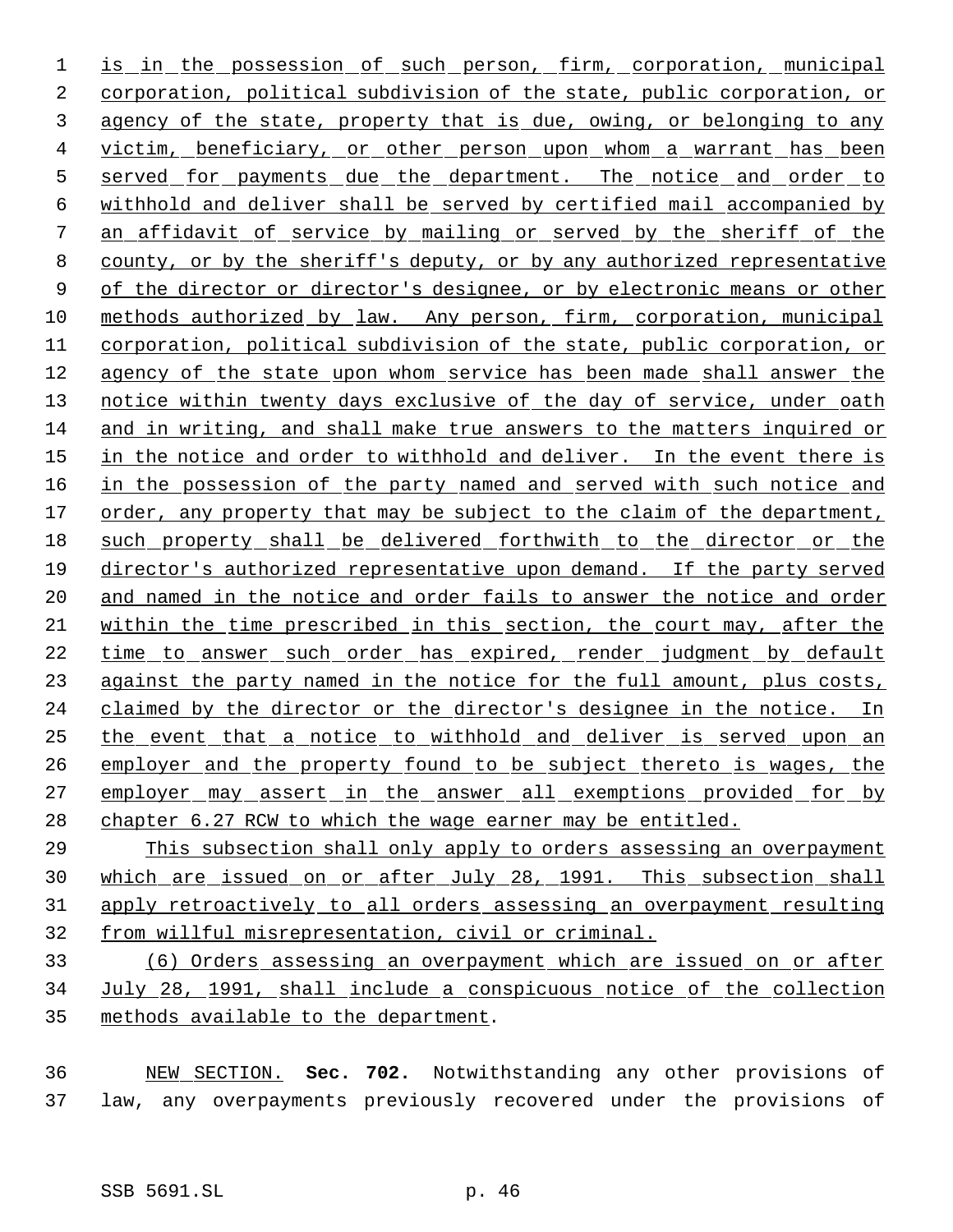is in the possession of such person, firm, corporation, municipal corporation, political subdivision of the state, public corporation, or agency of the state, property that is due, owing, or belonging to any victim, beneficiary, or other person upon whom a warrant has been served for payments due the department. The notice and order to withhold and deliver shall be served by certified mail accompanied by an affidavit of service by mailing or served by the sheriff of the county, or by the sheriff's deputy, or by any authorized representative of the director or director's designee, or by electronic means or other methods authorized by law. Any person, firm, corporation, municipal corporation, political subdivision of the state, public corporation, or agency of the state upon whom service has been made shall answer the notice within twenty days exclusive of the day of service, under oath and in writing, and shall make true answers to the matters inquired or in the notice and order to withhold and deliver. In the event there is in the possession of the party named and served with such notice and order, any property that may be subject to the claim of the department, such property shall be delivered forthwith to the director or the director's authorized representative upon demand. If the party served and named in the notice and order fails to answer the notice and order within the time prescribed in this section, the court may, after the time to answer such order has expired, render judgment by default against the party named in the notice for the full amount, plus costs, claimed by the director or the director's designee in the notice. In the event that a notice to withhold and deliver is served upon an employer and the property found to be subject thereto is wages, the employer may assert in the answer all exemptions provided for by chapter 6.27 RCW to which the wage earner may be entitled.

This subsection shall only apply to orders assessing an overpayment which are issued on or after July 28, 1991. This subsection shall apply retroactively to all orders assessing an overpayment resulting from willful misrepresentation, civil or criminal.

(6) Orders assessing an overpayment which are issued on or after July 28, 1991, shall include a conspicuous notice of the collection methods available to the department.

NEW SECTION. **Sec. 702.** Notwithstanding any other provisions of law, any overpayments previously recovered under the provisions of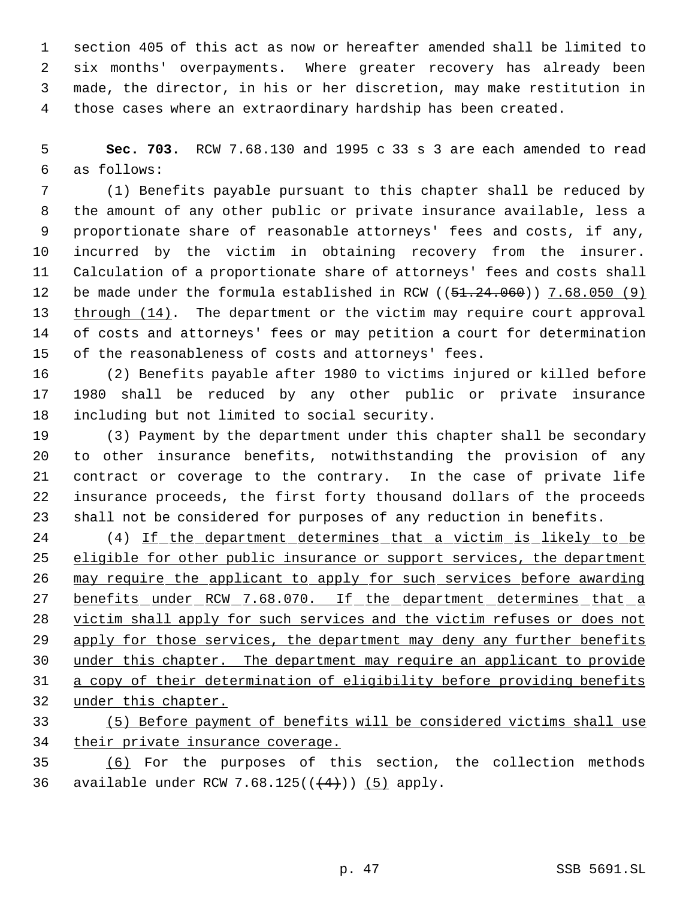section 405 of this act as now or hereafter amended shall be limited to six months' overpayments. Where greater recovery has already been made, the director, in his or her discretion, may make restitution in those cases where an extraordinary hardship has been created.

**Sec. 703.** RCW 7.68.130 and 1995 c 33 s 3 are each amended to read as follows:

(1) Benefits payable pursuant to this chapter shall be reduced by the amount of any other public or private insurance available, less a proportionate share of reasonable attorneys' fees and costs, if any, incurred by the victim in obtaining recovery from the insurer. Calculation of a proportionate share of attorneys' fees and costs shall be made under the formula established in RCW ((~~51.24.060~~)) <u>7.68.050 (9) through (14)</u>. The department or the victim may require court approval of costs and attorneys' fees or may petition a court for determination of the reasonableness of costs and attorneys' fees.

(2) Benefits payable after 1980 to victims injured or killed before 1980 shall be reduced by any other public or private insurance including but not limited to social security.

(3) Payment by the department under this chapter shall be secondary to other insurance benefits, notwithstanding the provision of any contract or coverage to the contrary. In the case of private life insurance proceeds, the first forty thousand dollars of the proceeds shall not be considered for purposes of any reduction in benefits.

(4) <u>If the department determines that a victim is likely to be eligible for other public insurance or support services, the department may require the applicant to apply for such services before awarding benefits under RCW 7.68.070. If the department determines that a victim shall apply for such services and the victim refuses or does not apply for those services, the department may deny any further benefits under this chapter. The department may require an applicant to provide a copy of their determination of eligibility before providing benefits under this chapter.</u>

<u>(5) Before payment of benefits will be considered victims shall use their private insurance coverage.</u>

<u>(6)</u> For the purposes of this section, the collection methods available under RCW 7.68.125((~~(4)~~)) <u>(5)</u> apply.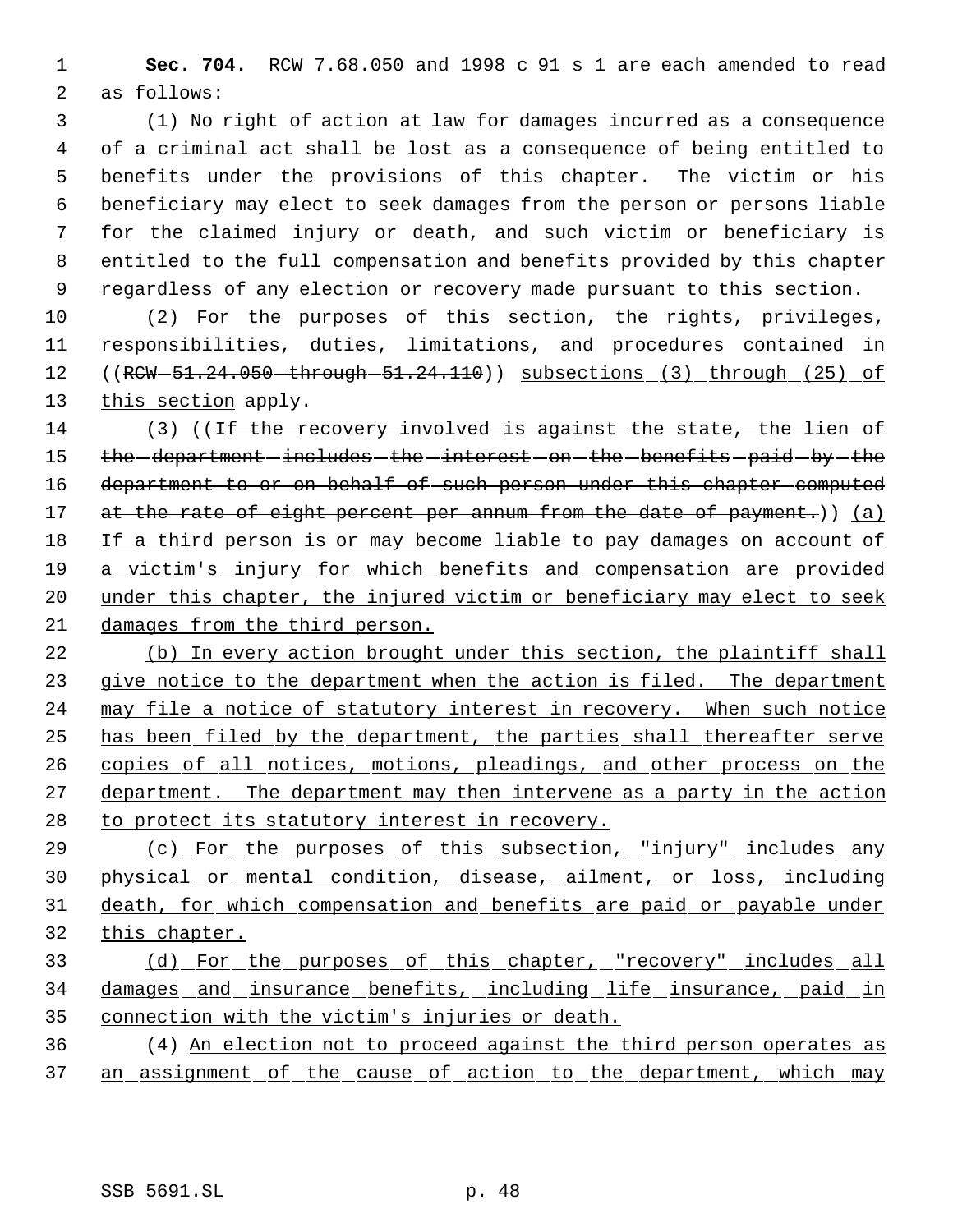**Sec. 704.** RCW 7.68.050 and 1998 c 91 s 1 are each amended to read as follows:

(1) No right of action at law for damages incurred as a consequence of a criminal act shall be lost as a consequence of being entitled to benefits under the provisions of this chapter. The victim or his beneficiary may elect to seek damages from the person or persons liable for the claimed injury or death, and such victim or beneficiary is entitled to the full compensation and benefits provided by this chapter regardless of any election or recovery made pursuant to this section.

(2) For the purposes of this section, the rights, privileges, responsibilities, duties, limitations, and procedures contained in ((~~RCW 51.24.050 through 51.24.110~~)) subsections (3) through (25) of this section apply.

(3) ((~~If the recovery involved is against the state, the lien of the department includes the interest on the benefits paid by the department to or on behalf of such person under this chapter computed at the rate of eight percent per annum from the date of payment.~~)) (a) If a third person is or may become liable to pay damages on account of a victim's injury for which benefits and compensation are provided under this chapter, the injured victim or beneficiary may elect to seek damages from the third person.

(b) In every action brought under this section, the plaintiff shall give notice to the department when the action is filed. The department may file a notice of statutory interest in recovery. When such notice has been filed by the department, the parties shall thereafter serve copies of all notices, motions, pleadings, and other process on the department. The department may then intervene as a party in the action to protect its statutory interest in recovery.

(c) For the purposes of this subsection, "injury" includes any physical or mental condition, disease, ailment, or loss, including death, for which compensation and benefits are paid or payable under this chapter.

(d) For the purposes of this chapter, "recovery" includes all damages and insurance benefits, including life insurance, paid in connection with the victim's injuries or death.

(4) An election not to proceed against the third person operates as an assignment of the cause of action to the department, which may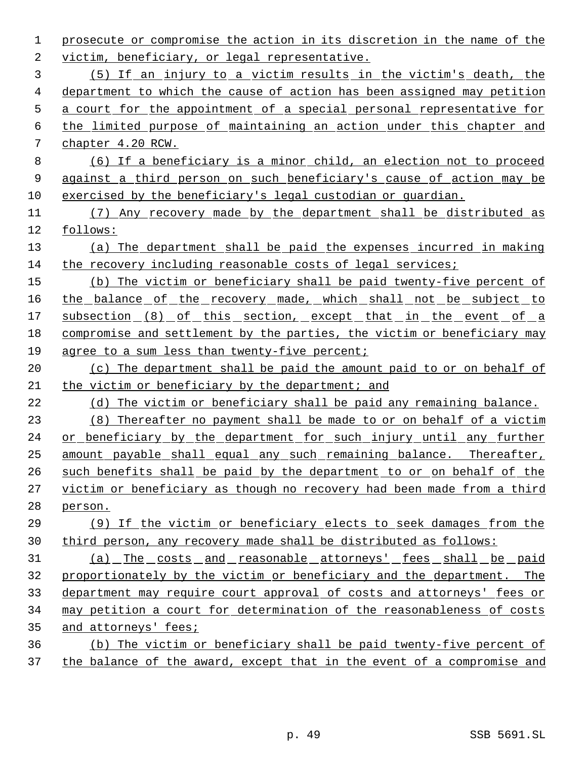prosecute or compromise the action in its discretion in the name of the victim, beneficiary, or legal representative.

(5) If an injury to a victim results in the victim's death, the department to which the cause of action has been assigned may petition a court for the appointment of a special personal representative for the limited purpose of maintaining an action under this chapter and chapter 4.20 RCW.

(6) If a beneficiary is a minor child, an election not to proceed against a third person on such beneficiary's cause of action may be exercised by the beneficiary's legal custodian or guardian.

(7) Any recovery made by the department shall be distributed as follows:

(a) The department shall be paid the expenses incurred in making the recovery including reasonable costs of legal services;

(b) The victim or beneficiary shall be paid twenty-five percent of the balance of the recovery made, which shall not be subject to subsection (8) of this section, except that in the event of a compromise and settlement by the parties, the victim or beneficiary may agree to a sum less than twenty-five percent;

(c) The department shall be paid the amount paid to or on behalf of the victim or beneficiary by the department; and

(d) The victim or beneficiary shall be paid any remaining balance.

(8) Thereafter no payment shall be made to or on behalf of a victim or beneficiary by the department for such injury until any further amount payable shall equal any such remaining balance. Thereafter, such benefits shall be paid by the department to or on behalf of the victim or beneficiary as though no recovery had been made from a third person.

(9) If the victim or beneficiary elects to seek damages from the third person, any recovery made shall be distributed as follows:

(a) The costs and reasonable attorneys' fees shall be paid proportionately by the victim or beneficiary and the department. The department may require court approval of costs and attorneys' fees or may petition a court for determination of the reasonableness of costs and attorneys' fees;

(b) The victim or beneficiary shall be paid twenty-five percent of the balance of the award, except that in the event of a compromise and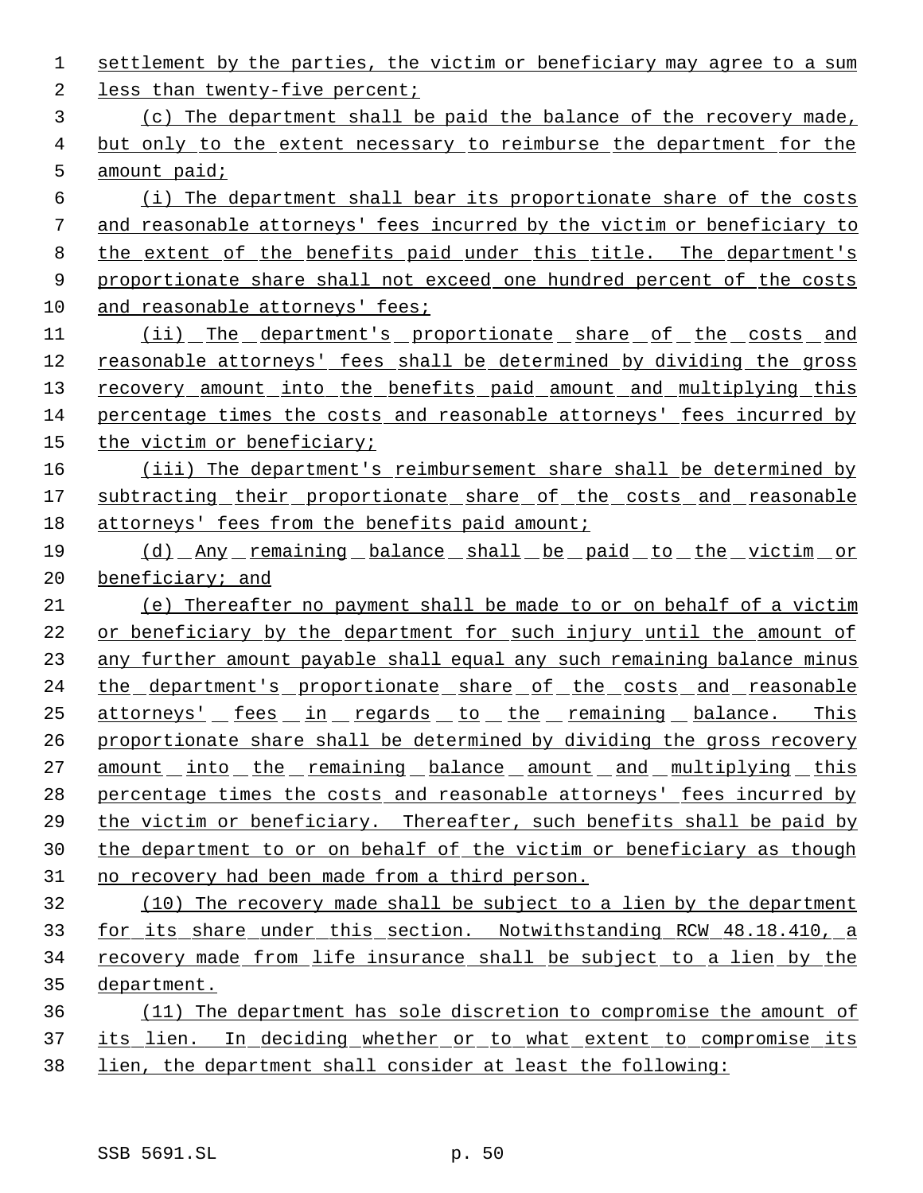settlement by the parties, the victim or beneficiary may agree to a sum less than twenty-five percent;

(c) The department shall be paid the balance of the recovery made, but only to the extent necessary to reimburse the department for the amount paid;

(i) The department shall bear its proportionate share of the costs and reasonable attorneys' fees incurred by the victim or beneficiary to the extent of the benefits paid under this title. The department's proportionate share shall not exceed one hundred percent of the costs and reasonable attorneys' fees;

(ii) The department's proportionate share of the costs and reasonable attorneys' fees shall be determined by dividing the gross recovery amount into the benefits paid amount and multiplying this percentage times the costs and reasonable attorneys' fees incurred by the victim or beneficiary;

(iii) The department's reimbursement share shall be determined by subtracting their proportionate share of the costs and reasonable attorneys' fees from the benefits paid amount;

(d) Any remaining balance shall be paid to the victim or beneficiary; and

(e) Thereafter no payment shall be made to or on behalf of a victim or beneficiary by the department for such injury until the amount of any further amount payable shall equal any such remaining balance minus the department's proportionate share of the costs and reasonable attorneys' fees in regards to the remaining balance. This proportionate share shall be determined by dividing the gross recovery amount into the remaining balance amount and multiplying this percentage times the costs and reasonable attorneys' fees incurred by the victim or beneficiary. Thereafter, such benefits shall be paid by the department to or on behalf of the victim or beneficiary as though no recovery had been made from a third person.

(10) The recovery made shall be subject to a lien by the department for its share under this section. Notwithstanding RCW 48.18.410, a recovery made from life insurance shall be subject to a lien by the department.

(11) The department has sole discretion to compromise the amount of its lien. In deciding whether or to what extent to compromise its lien, the department shall consider at least the following: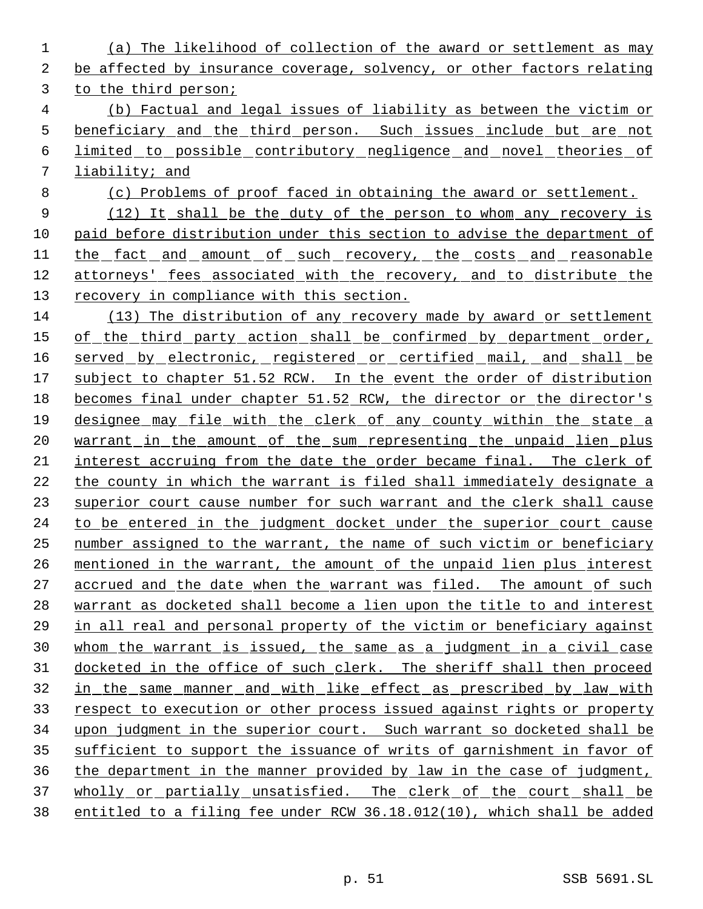(a) The likelihood of collection of the award or settlement as may be affected by insurance coverage, solvency, or other factors relating to the third person;

(b) Factual and legal issues of liability as between the victim or beneficiary and the third person. Such issues include but are not limited to possible contributory negligence and novel theories of liability; and

(c) Problems of proof faced in obtaining the award or settlement.

(12) It shall be the duty of the person to whom any recovery is paid before distribution under this section to advise the department of the fact and amount of such recovery, the costs and reasonable attorneys' fees associated with the recovery, and to distribute the recovery in compliance with this section.

(13) The distribution of any recovery made by award or settlement of the third party action shall be confirmed by department order, served by electronic, registered or certified mail, and shall be subject to chapter 51.52 RCW. In the event the order of distribution becomes final under chapter 51.52 RCW, the director or the director's designee may file with the clerk of any county within the state a warrant in the amount of the sum representing the unpaid lien plus interest accruing from the date the order became final. The clerk of the county in which the warrant is filed shall immediately designate a superior court cause number for such warrant and the clerk shall cause to be entered in the judgment docket under the superior court cause number assigned to the warrant, the name of such victim or beneficiary mentioned in the warrant, the amount of the unpaid lien plus interest accrued and the date when the warrant was filed. The amount of such warrant as docketed shall become a lien upon the title to and interest in all real and personal property of the victim or beneficiary against whom the warrant is issued, the same as a judgment in a civil case docketed in the office of such clerk. The sheriff shall then proceed in the same manner and with like effect as prescribed by law with respect to execution or other process issued against rights or property upon judgment in the superior court. Such warrant so docketed shall be sufficient to support the issuance of writs of garnishment in favor of the department in the manner provided by law in the case of judgment, wholly or partially unsatisfied. The clerk of the court shall be entitled to a filing fee under RCW 36.18.012(10), which shall be added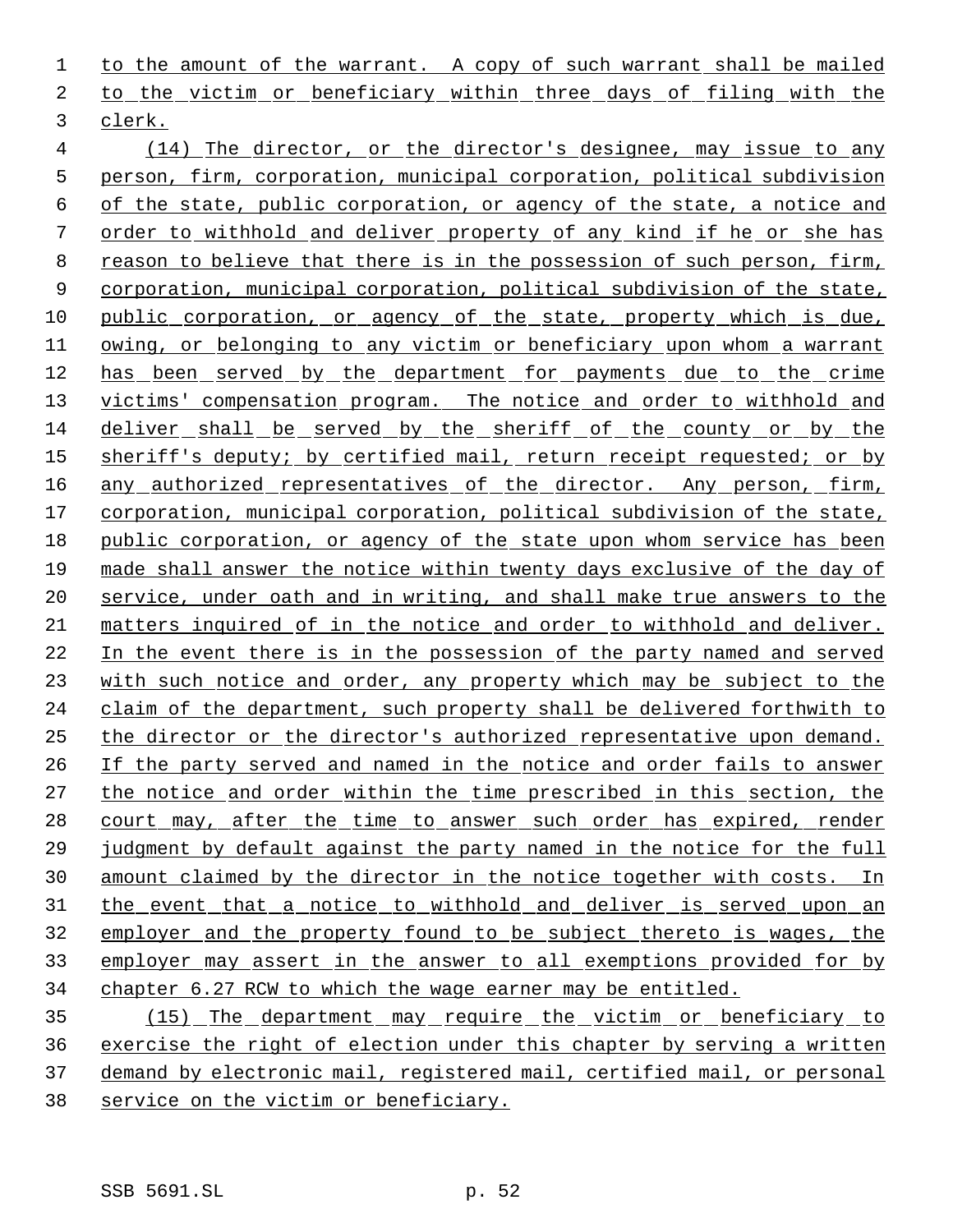to the amount of the warrant. A copy of such warrant shall be mailed to the victim or beneficiary within three days of filing with the clerk.

(14) The director, or the director's designee, may issue to any person, firm, corporation, municipal corporation, political subdivision of the state, public corporation, or agency of the state, a notice and order to withhold and deliver property of any kind if he or she has reason to believe that there is in the possession of such person, firm, corporation, municipal corporation, political subdivision of the state, public corporation, or agency of the state, property which is due, owing, or belonging to any victim or beneficiary upon whom a warrant has been served by the department for payments due to the crime victims' compensation program. The notice and order to withhold and deliver shall be served by the sheriff of the county or by the sheriff's deputy; by certified mail, return receipt requested; or by any authorized representatives of the director. Any person, firm, corporation, municipal corporation, political subdivision of the state, public corporation, or agency of the state upon whom service has been made shall answer the notice within twenty days exclusive of the day of service, under oath and in writing, and shall make true answers to the matters inquired of in the notice and order to withhold and deliver. In the event there is in the possession of the party named and served with such notice and order, any property which may be subject to the claim of the department, such property shall be delivered forthwith to the director or the director's authorized representative upon demand. If the party served and named in the notice and order fails to answer the notice and order within the time prescribed in this section, the court may, after the time to answer such order has expired, render judgment by default against the party named in the notice for the full amount claimed by the director in the notice together with costs. In the event that a notice to withhold and deliver is served upon an employer and the property found to be subject thereto is wages, the employer may assert in the answer to all exemptions provided for by chapter 6.27 RCW to which the wage earner may be entitled.

(15) The department may require the victim or beneficiary to exercise the right of election under this chapter by serving a written demand by electronic mail, registered mail, certified mail, or personal service on the victim or beneficiary.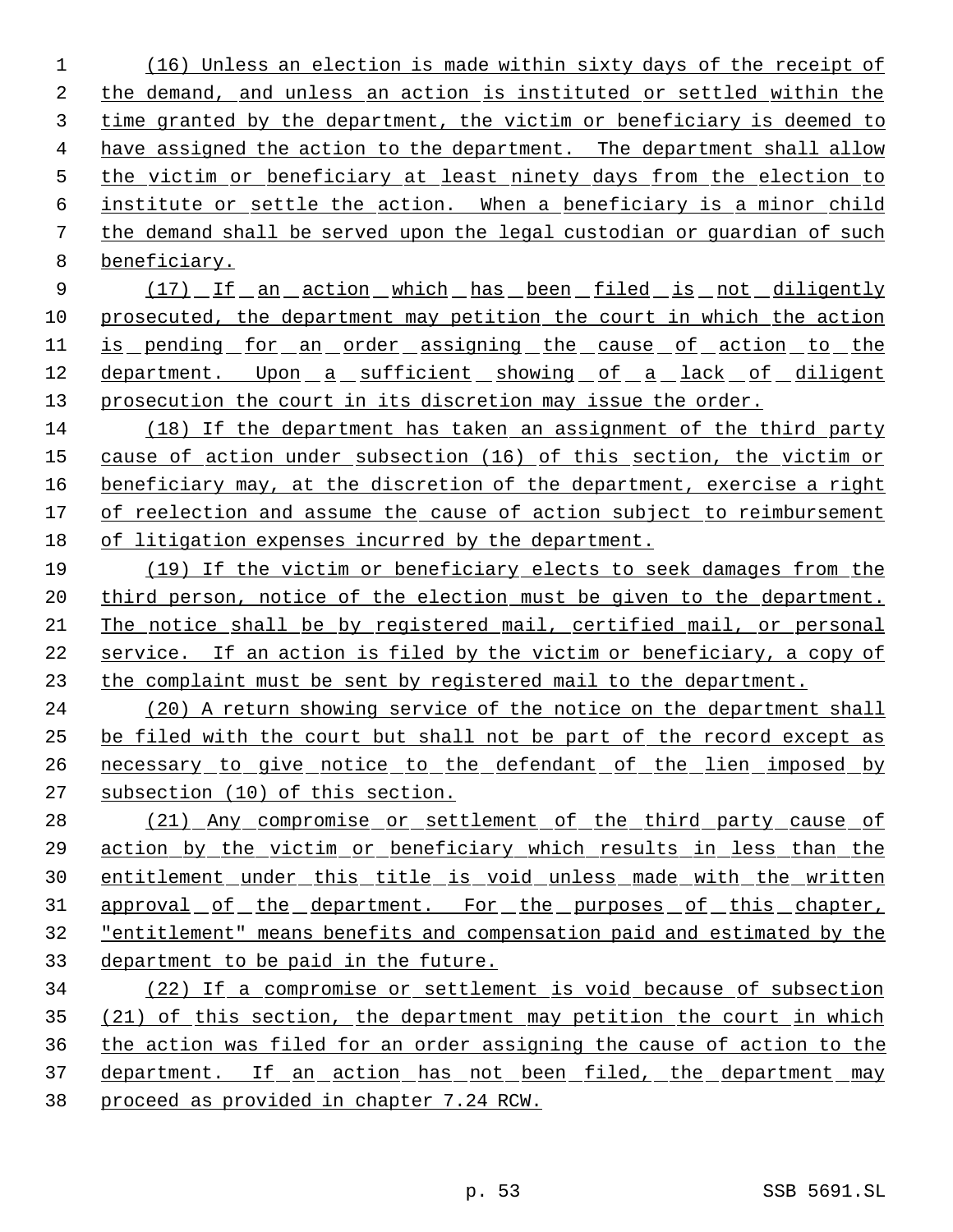(16) Unless an election is made within sixty days of the receipt of the demand, and unless an action is instituted or settled within the time granted by the department, the victim or beneficiary is deemed to have assigned the action to the department. The department shall allow the victim or beneficiary at least ninety days from the election to institute or settle the action. When a beneficiary is a minor child the demand shall be served upon the legal custodian or guardian of such beneficiary.

(17) If an action which has been filed is not diligently prosecuted, the department may petition the court in which the action is pending for an order assigning the cause of action to the department. Upon a sufficient showing of a lack of diligent prosecution the court in its discretion may issue the order.

(18) If the department has taken an assignment of the third party cause of action under subsection (16) of this section, the victim or beneficiary may, at the discretion of the department, exercise a right of reelection and assume the cause of action subject to reimbursement of litigation expenses incurred by the department.

(19) If the victim or beneficiary elects to seek damages from the third person, notice of the election must be given to the department. The notice shall be by registered mail, certified mail, or personal service. If an action is filed by the victim or beneficiary, a copy of the complaint must be sent by registered mail to the department.

(20) A return showing service of the notice on the department shall be filed with the court but shall not be part of the record except as necessary to give notice to the defendant of the lien imposed by subsection (10) of this section.

(21) Any compromise or settlement of the third party cause of action by the victim or beneficiary which results in less than the entitlement under this title is void unless made with the written approval of the department. For the purposes of this chapter, "entitlement" means benefits and compensation paid and estimated by the department to be paid in the future.

(22) If a compromise or settlement is void because of subsection (21) of this section, the department may petition the court in which the action was filed for an order assigning the cause of action to the department. If an action has not been filed, the department may proceed as provided in chapter 7.24 RCW.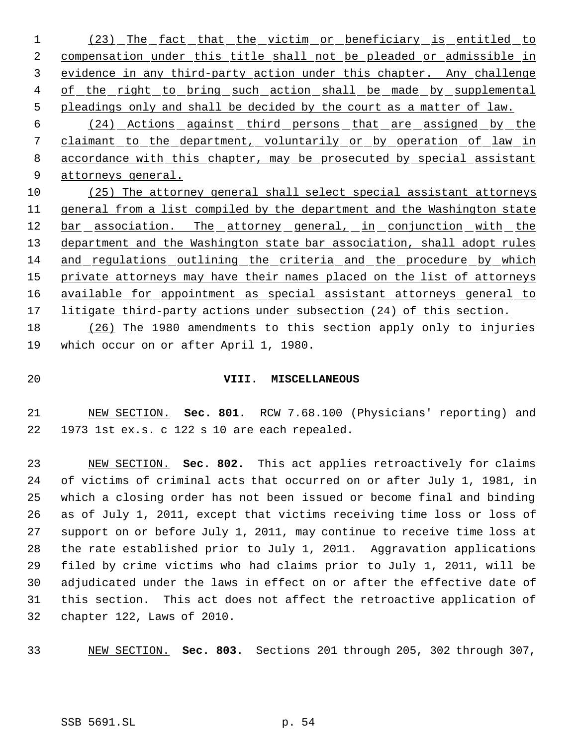(23) The fact that the victim or beneficiary is entitled to compensation under this title shall not be pleaded or admissible in evidence in any third-party action under this chapter. Any challenge of the right to bring such action shall be made by supplemental pleadings only and shall be decided by the court as a matter of law.

(24) Actions against third persons that are assigned by the claimant to the department, voluntarily or by operation of law in accordance with this chapter, may be prosecuted by special assistant attorneys general.

(25) The attorney general shall select special assistant attorneys general from a list compiled by the department and the Washington state bar association. The attorney general, in conjunction with the department and the Washington state bar association, shall adopt rules and regulations outlining the criteria and the procedure by which private attorneys may have their names placed on the list of attorneys available for appointment as special assistant attorneys general to litigate third-party actions under subsection (24) of this section.

(26) The 1980 amendments to this section apply only to injuries which occur on or after April 1, 1980.

## VIII. MISCELLANEOUS

NEW SECTION. **Sec. 801.** RCW 7.68.100 (Physicians' reporting) and 1973 1st ex.s. c 122 s 10 are each repealed.

NEW SECTION. **Sec. 802.** This act applies retroactively for claims of victims of criminal acts that occurred on or after July 1, 1981, in which a closing order has not been issued or become final and binding as of July 1, 2011, except that victims receiving time loss or loss of support on or before July 1, 2011, may continue to receive time loss at the rate established prior to July 1, 2011. Aggravation applications filed by crime victims who had claims prior to July 1, 2011, will be adjudicated under the laws in effect on or after the effective date of this section. This act does not affect the retroactive application of chapter 122, Laws of 2010.

NEW SECTION. **Sec. 803.** Sections 201 through 205, 302 through 307,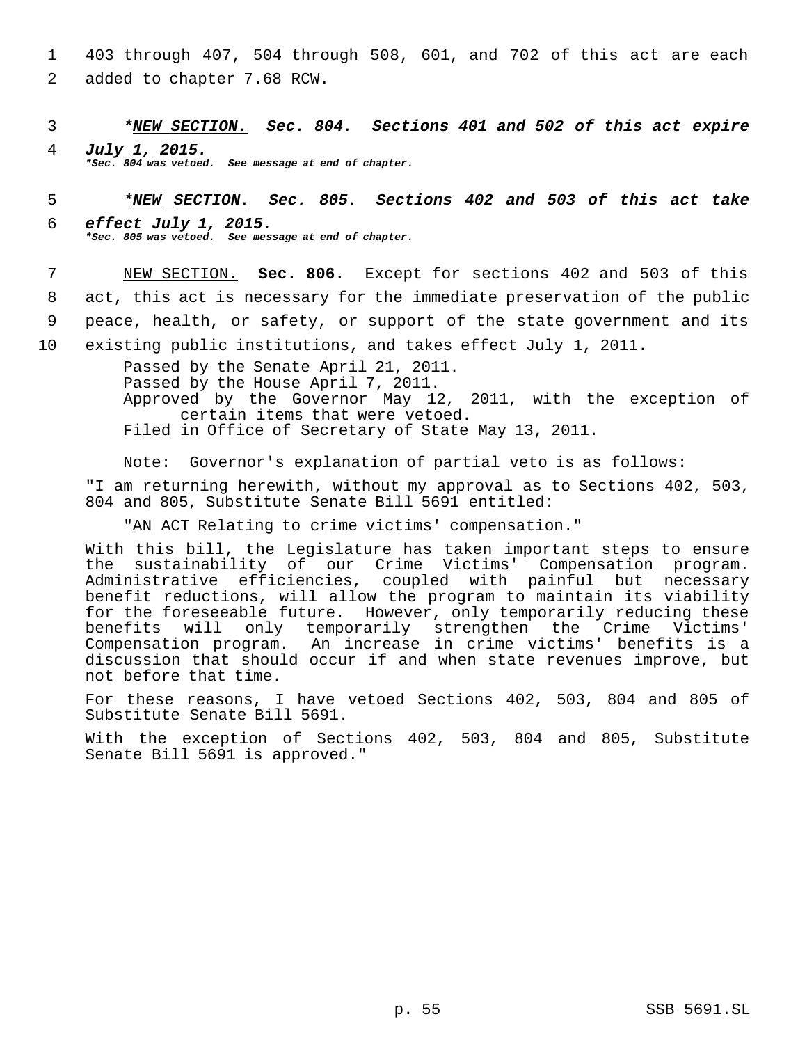403 through 407, 504 through 508, 601, and 702 of this act are each added to chapter 7.68 RCW.

***NEW SECTION. Sec. 804. Sections 401 and 502 of this act expire July 1, 2015.**

*\*Sec. 804 was vetoed. See message at end of chapter.*

***NEW SECTION. Sec. 805. Sections 402 and 503 of this act take effect July 1, 2015.**

*\*Sec. 805 was vetoed. See message at end of chapter.*

NEW SECTION. **Sec. 806.** Except for sections 402 and 503 of this act, this act is necessary for the immediate preservation of the public peace, health, or safety, or support of the state government and its existing public institutions, and takes effect July 1, 2011.

Passed by the Senate April 21, 2011.
Passed by the House April 7, 2011.
Approved by the Governor May 12, 2011, with the exception of certain items that were vetoed.
Filed in Office of Secretary of State May 13, 2011.

Note: Governor's explanation of partial veto is as follows:

"I am returning herewith, without my approval as to Sections 402, 503, 804 and 805, Substitute Senate Bill 5691 entitled:

"AN ACT Relating to crime victims' compensation."

With this bill, the Legislature has taken important steps to ensure the sustainability of our Crime Victims' Compensation program. Administrative efficiencies, coupled with painful but necessary benefit reductions, will allow the program to maintain its viability for the foreseeable future. However, only temporarily reducing these benefits will only temporarily strengthen the Crime Victims' Compensation program. An increase in crime victims' benefits is a discussion that should occur if and when state revenues improve, but not before that time.

For these reasons, I have vetoed Sections 402, 503, 804 and 805 of Substitute Senate Bill 5691.

With the exception of Sections 402, 503, 804 and 805, Substitute Senate Bill 5691 is approved."